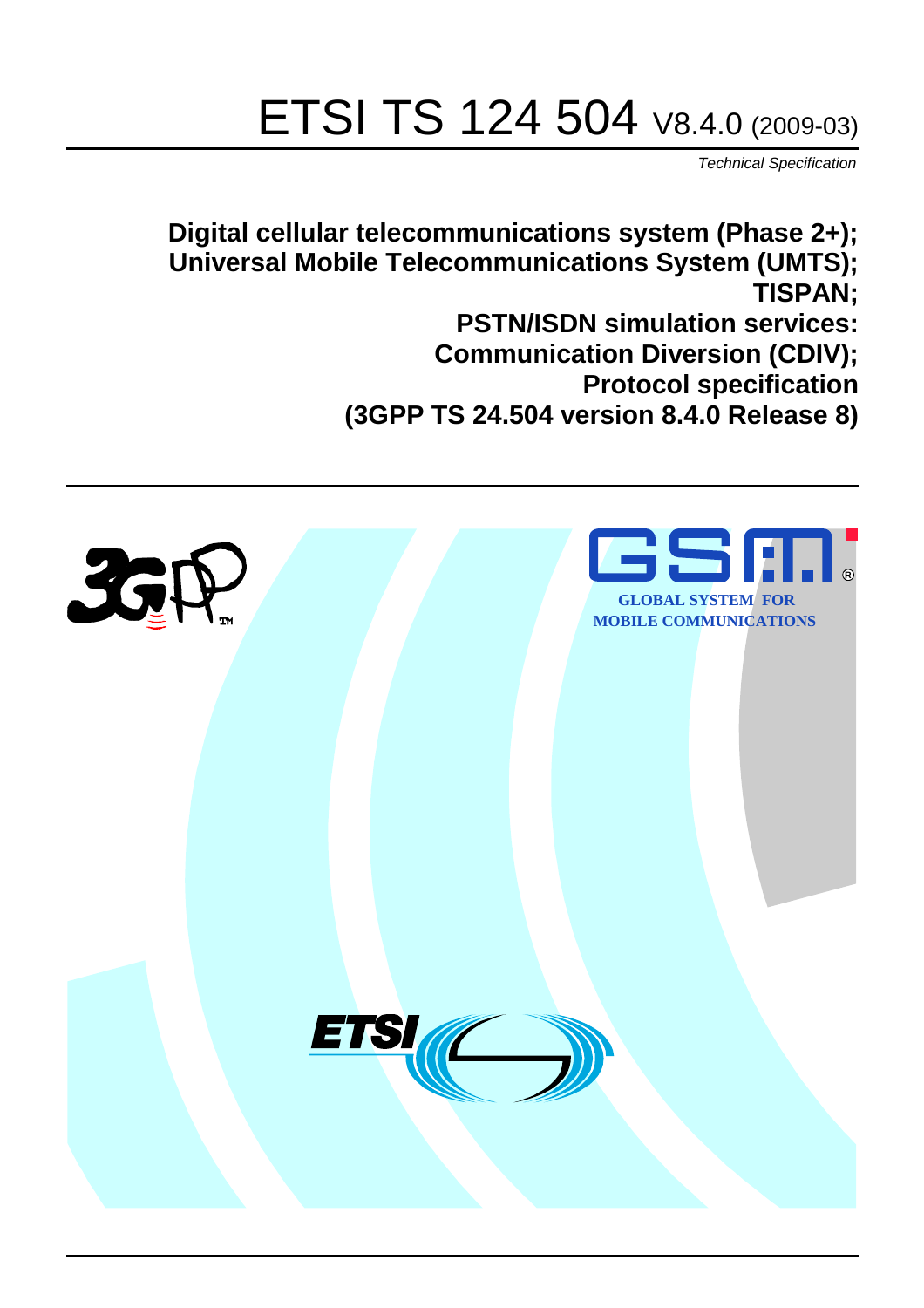# ETSI TS 124 504 V8.4.0 (2009-03)

*Technical Specification*

**Digital cellular telecommunications system (Phase 2+);**
**Universal Mobile Telecommunications System (UMTS);**
**TISPAN;**
**PSTN/ISDN simulation services:**
**Communication Diversion (CDIV);**
**Protocol specification**
**(3GPP TS 24.504 version 8.4.0 Release 8)**

GLOBAL SYSTEM FOR
MOBILE COMMUNICATIONS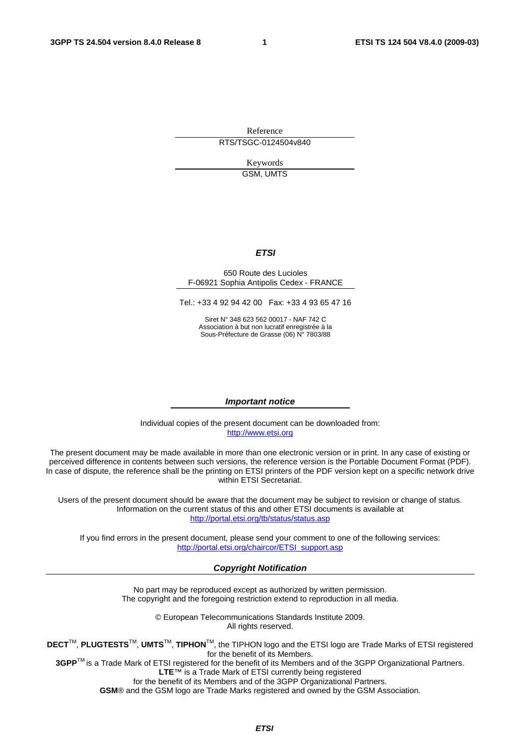Reference

RTS/TSGC-0124504v840

Keywords

GSM, UMTS

***ETSI***

650 Route des Lucioles
F-06921 Sophia Antipolis Cedex - FRANCE

Tel.: +33 4 92 94 42 00 Fax: +33 4 93 65 47 16

Siret N° 348 623 562 00017 - NAF 742 C
Association à but non lucratif enregistrée à la
Sous-Préfecture de Grasse (06) N° 7803/88

***Important notice***

Individual copies of the present document can be downloaded from:
http://www.etsi.org

The present document may be made available in more than one electronic version or in print. In any case of existing or perceived difference in contents between such versions, the reference version is the Portable Document Format (PDF). In case of dispute, the reference shall be the printing on ETSI printers of the PDF version kept on a specific network drive within ETSI Secretariat.

Users of the present document should be aware that the document may be subject to revision or change of status. Information on the current status of this and other ETSI documents is available at
http://portal.etsi.org/tb/status/status.asp

If you find errors in the present document, please send your comment to one of the following services:
http://portal.etsi.org/chaircor/ETSI_support.asp

***Copyright Notification***

No part may be reproduced except as authorized by written permission.
The copyright and the foregoing restriction extend to reproduction in all media.

© European Telecommunications Standards Institute 2009.
All rights reserved.

**DECT**™, **PLUGTESTS**™, **UMTS**™, **TIPHON**™, the TIPHON logo and the ETSI logo are Trade Marks of ETSI registered for the benefit of its Members.
**3GPP**™ is a Trade Mark of ETSI registered for the benefit of its Members and of the 3GPP Organizational Partners.
**LTE**™ is a Trade Mark of ETSI currently being registered
for the benefit of its Members and of the 3GPP Organizational Partners.
**GSM**® and the GSM logo are Trade Marks registered and owned by the GSM Association.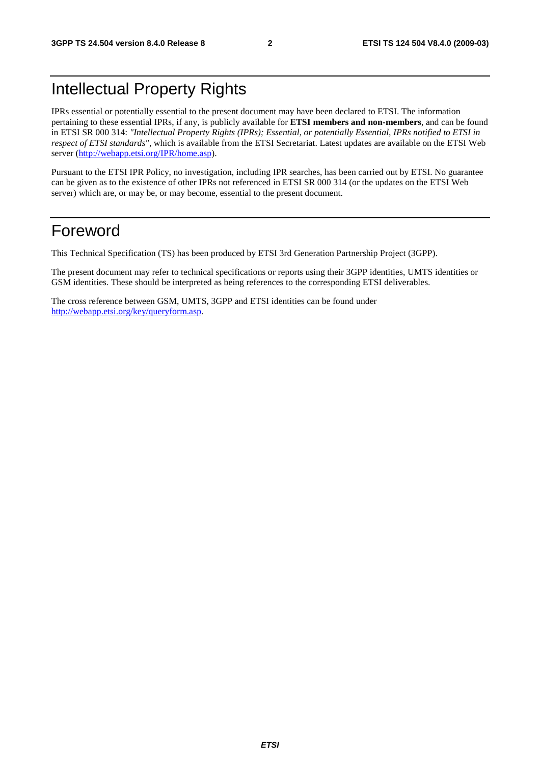# Intellectual Property Rights

IPRs essential or potentially essential to the present document may have been declared to ETSI. The information pertaining to these essential IPRs, if any, is publicly available for **ETSI members and non-members**, and can be found in ETSI SR 000 314: *"Intellectual Property Rights (IPRs); Essential, or potentially Essential, IPRs notified to ETSI in respect of ETSI standards"*, which is available from the ETSI Secretariat. Latest updates are available on the ETSI Web server (http://webapp.etsi.org/IPR/home.asp).

Pursuant to the ETSI IPR Policy, no investigation, including IPR searches, has been carried out by ETSI. No guarantee can be given as to the existence of other IPRs not referenced in ETSI SR 000 314 (or the updates on the ETSI Web server) which are, or may be, or may become, essential to the present document.

# Foreword

This Technical Specification (TS) has been produced by ETSI 3rd Generation Partnership Project (3GPP).

The present document may refer to technical specifications or reports using their 3GPP identities, UMTS identities or GSM identities. These should be interpreted as being references to the corresponding ETSI deliverables.

The cross reference between GSM, UMTS, 3GPP and ETSI identities can be found under http://webapp.etsi.org/key/queryform.asp.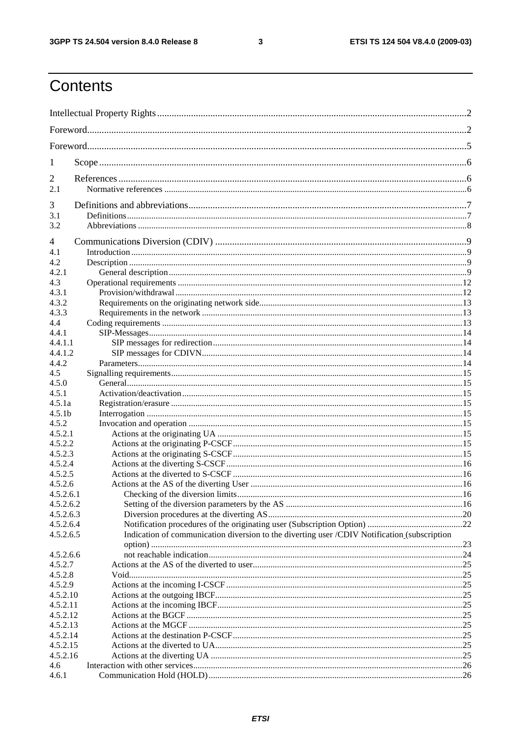# Contents

Intellectual Property Rights ....................................................................................................................... 2

Foreword..................................................................................................................................................... 2

Foreword..................................................................................................................................................... 5

1 Scope ....................................................................................................................................................... 6

2 References ............................................................................................................................................... 6
2.1 Normative references ............................................................................................................................... 6

3 Definitions and abbreviations.................................................................................................................. 7
3.1 Definitions ............................................................................................................................................... 7
3.2 Abbreviations ........................................................................................................................................... 8

4 Communications Diversion (CDIV) ....................................................................................................... 9
4.1 Introduction .............................................................................................................................................. 9
4.2 Description ............................................................................................................................................... 9
4.2.1 General description ............................................................................................................................... 9
4.3 Operational requirements ....................................................................................................................... 12
4.3.1 Provision/withdrawal .......................................................................................................................... 12
4.3.2 Requirements on the originating network side.................................................................................... 13
4.3.3 Requirements in the network .............................................................................................................. 13
4.4 Coding requirements .............................................................................................................................. 13
4.4.1 SIP-Messages....................................................................................................................................... 14
4.4.1.1 SIP messages for redirection ............................................................................................................ 14
4.4.1.2 SIP messages for CDIVN ................................................................................................................. 14
4.4.2 Parameters............................................................................................................................................ 14
4.5 Signalling requirements .......................................................................................................................... 15
4.5.0 General ................................................................................................................................................ 15
4.5.1 Activation/deactivation ........................................................................................................................ 15
4.5.1a Registration/erasure ............................................................................................................................ 15
4.5.1b Interrogation ....................................................................................................................................... 15
4.5.2 Invocation and operation ..................................................................................................................... 15
4.5.2.1 Actions at the originating UA ........................................................................................................... 15
4.5.2.2 Actions at the originating P-CSCF ................................................................................................... 15
4.5.2.3 Actions at the originating S-CSCF ................................................................................................... 15
4.5.2.4 Actions at the diverting S-CSCF ...................................................................................................... 16
4.5.2.5 Actions at the diverted to S-CSCF ................................................................................................... 16
4.5.2.6 Actions at the AS of the diverting User ............................................................................................ 16
4.5.2.6.1 Checking of the diversion limits..................................................................................................... 16
4.5.2.6.2 Setting of the diversion parameters by the AS ............................................................................... 16
4.5.2.6.3 Diversion procedures at the diverting AS....................................................................................... 20
4.5.2.6.4 Notification procedures of the originating user (Subscription Option) ......................................... 22
4.5.2.6.5 Indication of communication diversion to the diverting user /CDIV Notification (subscription option) ........................................................................................................................................... 23
4.5.2.6.6 not reachable indication.................................................................................................................. 24
4.5.2.7 Actions at the AS of the diverted to user........................................................................................... 25
4.5.2.8 Void................................................................................................................................................... 25
4.5.2.9 Actions at the incoming I-CSCF ....................................................................................................... 25
4.5.2.10 Actions at the outgoing IBCF.......................................................................................................... 25
4.5.2.11 Actions at the incoming IBCF.......................................................................................................... 25
4.5.2.12 Actions at the BGCF ....................................................................................................................... 25
4.5.2.13 Actions at the MGCF ...................................................................................................................... 25
4.5.2.14 Actions at the destination P-CSCF.................................................................................................. 25
4.5.2.15 Actions at the diverted to UA........................................................................................................... 25
4.5.2.16 Actions at the diverting UA ............................................................................................................ 25
4.6 Interaction with other services................................................................................................................ 26
4.6.1 Communication Hold (HOLD) ............................................................................................................. 26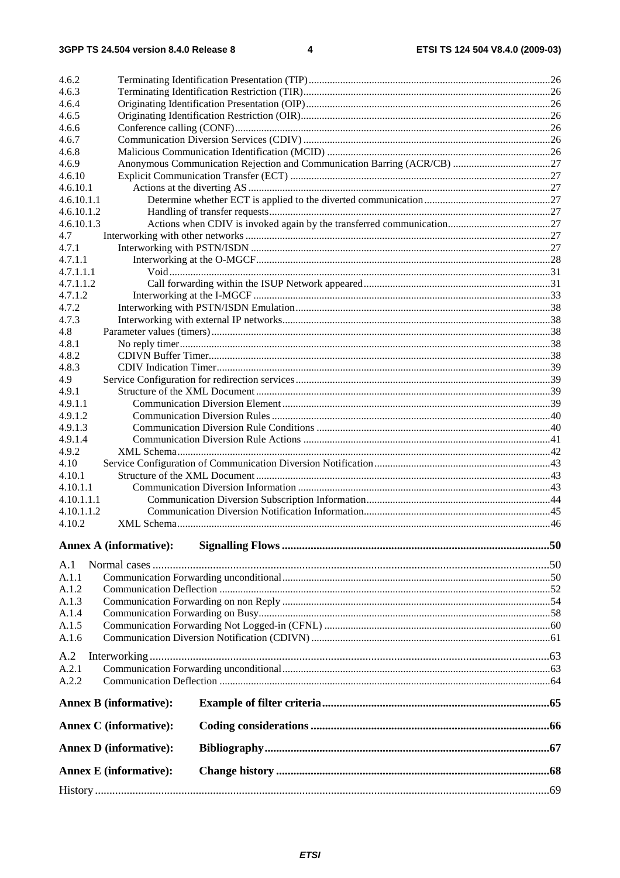4.6.2 Terminating Identification Presentation (TIP) ....................................................................................... 26
4.6.3 Terminating Identification Restriction (TIR) ......................................................................................... 26
4.6.4 Originating Identification Presentation (OIP) ........................................................................................ 26
4.6.5 Originating Identification Restriction (OIR) .......................................................................................... 26
4.6.6 Conference calling (CONF) ................................................................................................................... 26
4.6.7 Communication Diversion Services (CDIV) ......................................................................................... 26
4.6.8 Malicious Communication Identification (MCID) ................................................................................ 26
4.6.9 Anonymous Communication Rejection and Communication Barring (ACR/CB) ................................. 27
4.6.10 Explicit Communication Transfer (ECT) .............................................................................................. 27
4.6.10.1 Actions at the diverting AS ............................................................................................................. 27
4.6.10.1.1 Determine whether ECT is applied to the diverted communication ............................................ 27
4.6.10.1.2 Handling of transfer requests ....................................................................................................... 27
4.6.10.1.3 Actions when CDIV is invoked again by the transferred communication ................................... 27
4.7 Interworking with other networks .............................................................................................................. 27
4.7.1 Interworking with PSTN/ISDN ............................................................................................................. 27
4.7.1.1 Interworking at the O-MGCF ........................................................................................................... 28
4.7.1.1.1 Void ............................................................................................................................................. 31
4.7.1.1.2 Call forwarding within the ISUP Network appeared ................................................................... 31
4.7.1.2 Interworking at the I-MGCF ............................................................................................................ 33
4.7.2 Interworking with PSTN/ISDN Emulation ............................................................................................ 38
4.7.3 Interworking with external IP networks ................................................................................................. 38
4.8 Parameter values (timers) ............................................................................................................................ 38
4.8.1 No reply timer ........................................................................................................................................ 38
4.8.2 CDIVN Buffer Timer ............................................................................................................................. 38
4.8.3 CDIV Indication Timer .......................................................................................................................... 39
4.9 Service Configuration for redirection services ............................................................................................ 39
4.9.1 Structure of the XML Document ........................................................................................................... 39
4.9.1.1 Communication Diversion Element ................................................................................................. 39
4.9.1.2 Communication Diversion Rules ..................................................................................................... 40
4.9.1.3 Communication Diversion Rule Conditions .................................................................................... 40
4.9.1.4 Communication Diversion Rule Actions ......................................................................................... 41
4.9.2 XML Schema .......................................................................................................................................... 42
4.10 Service Configuration of Communication Diversion Notification .............................................................. 43
4.10.1 Structure of the XML Document ........................................................................................................... 43
4.10.1.1 Communication Diversion Information ........................................................................................... 43
4.10.1.1.1 Communication Diversion Subscription Information ................................................................. 44
4.10.1.1.2 Communication Diversion Notification Information ................................................................... 45
4.10.2 XML Schema .......................................................................................................................................... 46

**Annex A (informative): Signalling Flows ........................................................................................ 50**

A.1 Normal cases ....................................................................................................................................... 50
A.1.1 Communication Forwarding unconditional ................................................................................................ 50
A.1.2 Communication Deflection ......................................................................................................................... 52
A.1.3 Communication Forwarding on non Reply ................................................................................................. 54
A.1.4 Communication Forwarding on Busy .......................................................................................................... 58
A.1.5 Communication Forwarding Not Logged-in (CFNL) ................................................................................. 60
A.1.6 Communication Diversion Notification (CDIVN) ...................................................................................... 61

A.2 Interworking ......................................................................................................................................... 63
A.2.1 Communication Forwarding unconditional ................................................................................................ 63
A.2.2 Communication Deflection ......................................................................................................................... 64

**Annex B (informative): Example of filter criteria .......................................................................... 65**

**Annex C (informative): Coding considerations .............................................................................. 66**

**Annex D (informative): Bibliography .............................................................................................. 67**

**Annex E (informative): Change history .......................................................................................... 68**

History ........................................................................................................................................................ 69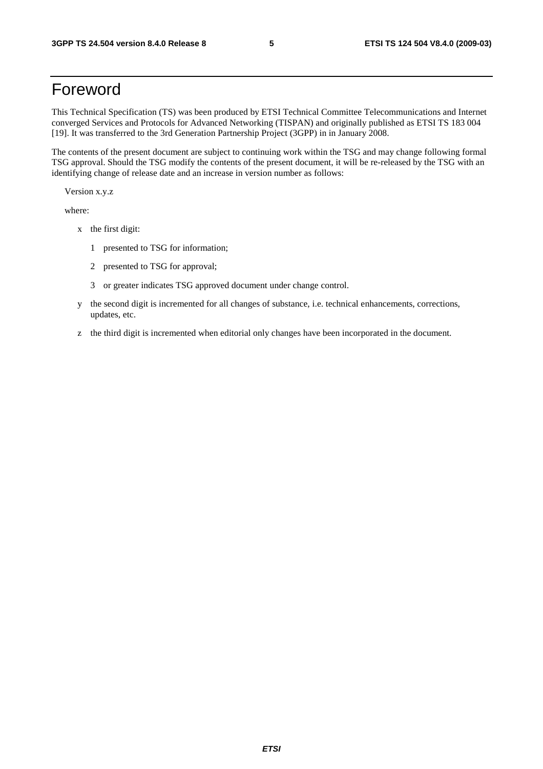# Foreword

This Technical Specification (TS) was been produced by ETSI Technical Committee Telecommunications and Internet converged Services and Protocols for Advanced Networking (TISPAN) and originally published as ETSI TS 183 004 [19]. It was transferred to the 3rd Generation Partnership Project (3GPP) in in January 2008.

The contents of the present document are subject to continuing work within the TSG and may change following formal TSG approval. Should the TSG modify the contents of the present document, it will be re-released by the TSG with an identifying change of release date and an increase in version number as follows:

Version x.y.z

where:

- x the first digit:
  - 1 presented to TSG for information;
  - 2 presented to TSG for approval;
  - 3 or greater indicates TSG approved document under change control.
- y the second digit is incremented for all changes of substance, i.e. technical enhancements, corrections, updates, etc.
- z the third digit is incremented when editorial only changes have been incorporated in the document.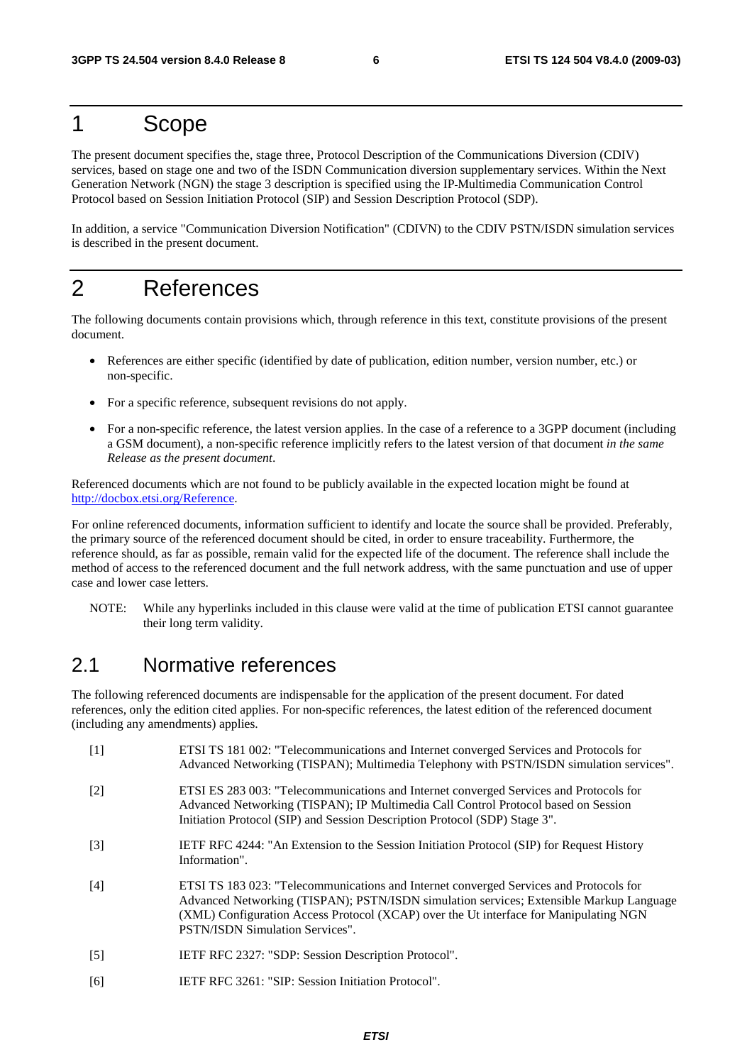# 1 Scope

The present document specifies the, stage three, Protocol Description of the Communications Diversion (CDIV) services, based on stage one and two of the ISDN Communication diversion supplementary services. Within the Next Generation Network (NGN) the stage 3 description is specified using the IP-Multimedia Communication Control Protocol based on Session Initiation Protocol (SIP) and Session Description Protocol (SDP).

In addition, a service "Communication Diversion Notification" (CDIVN) to the CDIV PSTN/ISDN simulation services is described in the present document.

# 2 References

The following documents contain provisions which, through reference in this text, constitute provisions of the present document.

- References are either specific (identified by date of publication, edition number, version number, etc.) or non-specific.
- For a specific reference, subsequent revisions do not apply.
- For a non-specific reference, the latest version applies. In the case of a reference to a 3GPP document (including a GSM document), a non-specific reference implicitly refers to the latest version of that document *in the same Release as the present document*.

Referenced documents which are not found to be publicly available in the expected location might be found at http://docbox.etsi.org/Reference.

For online referenced documents, information sufficient to identify and locate the source shall be provided. Preferably, the primary source of the referenced document should be cited, in order to ensure traceability. Furthermore, the reference should, as far as possible, remain valid for the expected life of the document. The reference shall include the method of access to the referenced document and the full network address, with the same punctuation and use of upper case and lower case letters.

NOTE: While any hyperlinks included in this clause were valid at the time of publication ETSI cannot guarantee their long term validity.

## 2.1 Normative references

The following referenced documents are indispensable for the application of the present document. For dated references, only the edition cited applies. For non-specific references, the latest edition of the referenced document (including any amendments) applies.

[1] ETSI TS 181 002: "Telecommunications and Internet converged Services and Protocols for Advanced Networking (TISPAN); Multimedia Telephony with PSTN/ISDN simulation services".

[2] ETSI ES 283 003: "Telecommunications and Internet converged Services and Protocols for Advanced Networking (TISPAN); IP Multimedia Call Control Protocol based on Session Initiation Protocol (SIP) and Session Description Protocol (SDP) Stage 3".

[3] IETF RFC 4244: "An Extension to the Session Initiation Protocol (SIP) for Request History Information".

[4] ETSI TS 183 023: "Telecommunications and Internet converged Services and Protocols for Advanced Networking (TISPAN); PSTN/ISDN simulation services; Extensible Markup Language (XML) Configuration Access Protocol (XCAP) over the Ut interface for Manipulating NGN PSTN/ISDN Simulation Services".

[5] IETF RFC 2327: "SDP: Session Description Protocol".

[6] IETF RFC 3261: "SIP: Session Initiation Protocol".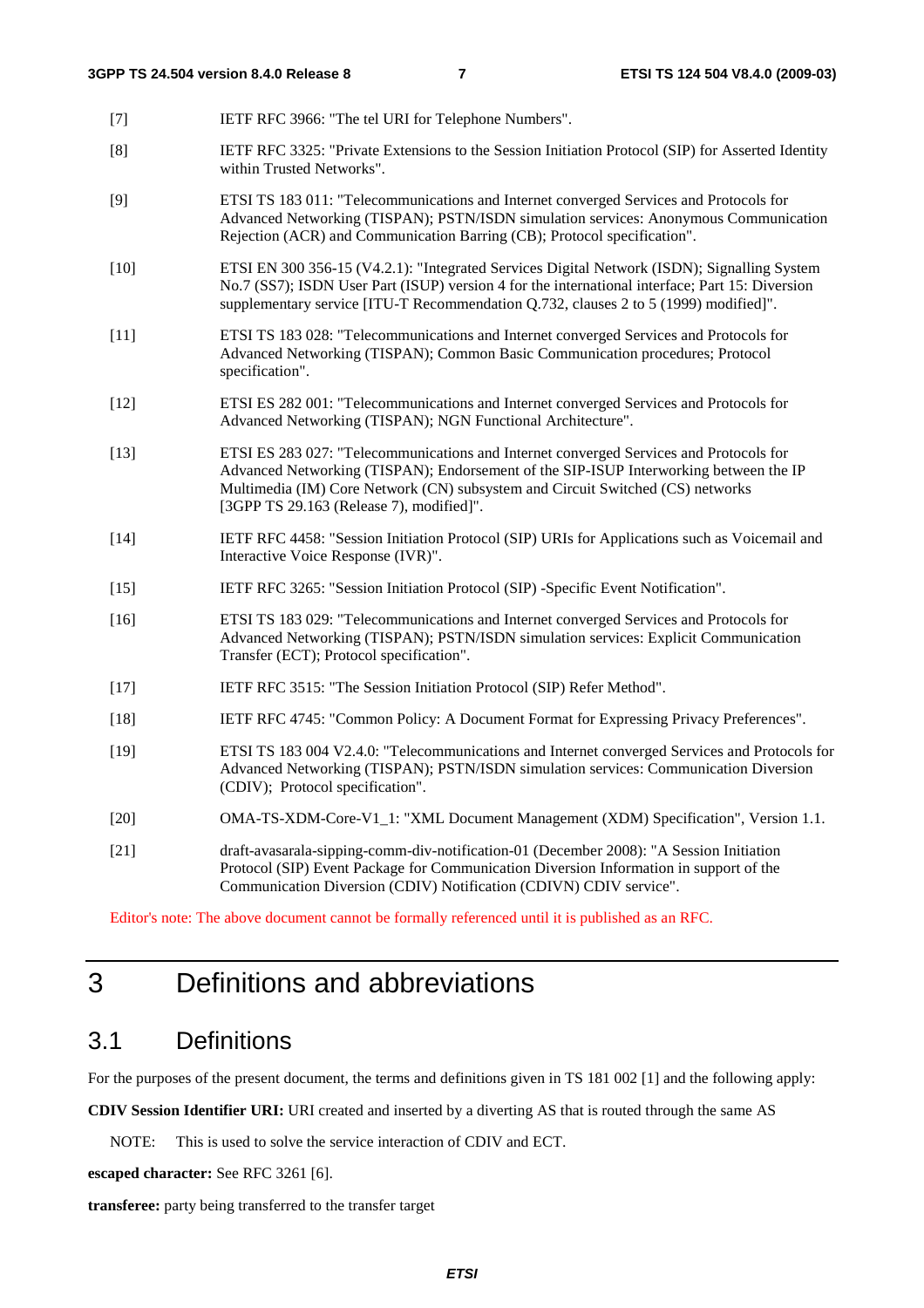[7] IETF RFC 3966: "The tel URI for Telephone Numbers".

[8] IETF RFC 3325: "Private Extensions to the Session Initiation Protocol (SIP) for Asserted Identity within Trusted Networks".

[9] ETSI TS 183 011: "Telecommunications and Internet converged Services and Protocols for Advanced Networking (TISPAN); PSTN/ISDN simulation services: Anonymous Communication Rejection (ACR) and Communication Barring (CB); Protocol specification".

[10] ETSI EN 300 356-15 (V4.2.1): "Integrated Services Digital Network (ISDN); Signalling System No.7 (SS7); ISDN User Part (ISUP) version 4 for the international interface; Part 15: Diversion supplementary service [ITU-T Recommendation Q.732, clauses 2 to 5 (1999) modified]".

[11] ETSI TS 183 028: "Telecommunications and Internet converged Services and Protocols for Advanced Networking (TISPAN); Common Basic Communication procedures; Protocol specification".

[12] ETSI ES 282 001: "Telecommunications and Internet converged Services and Protocols for Advanced Networking (TISPAN); NGN Functional Architecture".

[13] ETSI ES 283 027: "Telecommunications and Internet converged Services and Protocols for Advanced Networking (TISPAN); Endorsement of the SIP-ISUP Interworking between the IP Multimedia (IM) Core Network (CN) subsystem and Circuit Switched (CS) networks [3GPP TS 29.163 (Release 7), modified]".

[14] IETF RFC 4458: "Session Initiation Protocol (SIP) URIs for Applications such as Voicemail and Interactive Voice Response (IVR)".

[15] IETF RFC 3265: "Session Initiation Protocol (SIP) -Specific Event Notification".

[16] ETSI TS 183 029: "Telecommunications and Internet converged Services and Protocols for Advanced Networking (TISPAN); PSTN/ISDN simulation services: Explicit Communication Transfer (ECT); Protocol specification".

[17] IETF RFC 3515: "The Session Initiation Protocol (SIP) Refer Method".

[18] IETF RFC 4745: "Common Policy: A Document Format for Expressing Privacy Preferences".

[19] ETSI TS 183 004 V2.4.0: "Telecommunications and Internet converged Services and Protocols for Advanced Networking (TISPAN); PSTN/ISDN simulation services: Communication Diversion (CDIV); Protocol specification".

[20] OMA-TS-XDM-Core-V1_1: "XML Document Management (XDM) Specification", Version 1.1.

[21] draft-avasarala-sipping-comm-div-notification-01 (December 2008): "A Session Initiation Protocol (SIP) Event Package for Communication Diversion Information in support of the Communication Diversion (CDIV) Notification (CDIVN) CDIV service".

Editor's note: The above document cannot be formally referenced until it is published as an RFC.

# 3 Definitions and abbreviations

## 3.1 Definitions

For the purposes of the present document, the terms and definitions given in TS 181 002 [1] and the following apply:

**CDIV Session Identifier URI:** URI created and inserted by a diverting AS that is routed through the same AS

NOTE: This is used to solve the service interaction of CDIV and ECT.

**escaped character:** See RFC 3261 [6].

**transferee:** party being transferred to the transfer target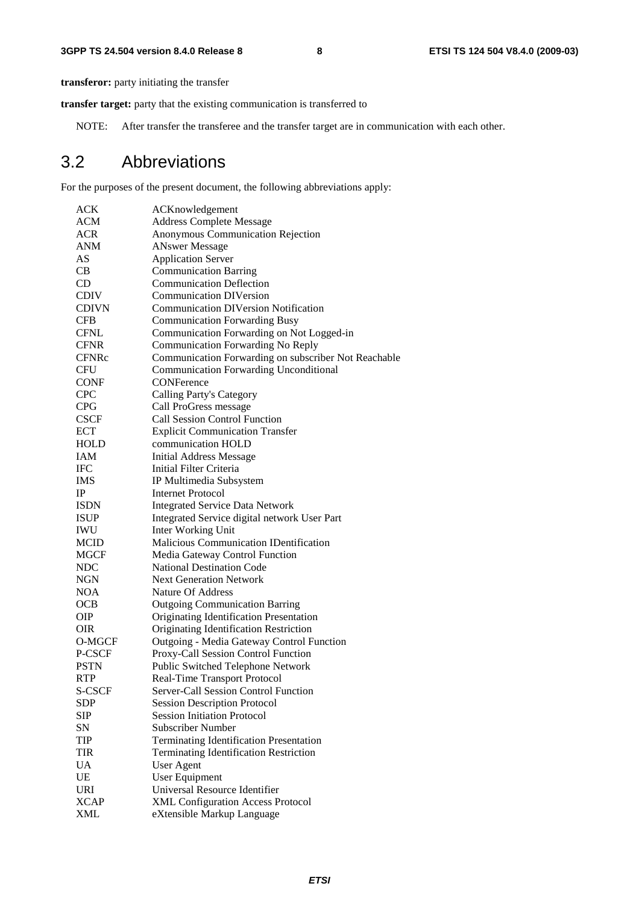**transferor:** party initiating the transfer

**transfer target:** party that the existing communication is transferred to

NOTE: After transfer the transferee and the transfer target are in communication with each other.

## 3.2 Abbreviations

For the purposes of the present document, the following abbreviations apply:

| | |
|---|---|
| ACK | ACKnowledgement |
| ACM | Address Complete Message |
| ACR | Anonymous Communication Rejection |
| ANM | ANswer Message |
| AS | Application Server |
| CB | Communication Barring |
| CD | Communication Deflection |
| CDIV | Communication DIVersion |
| CDIVN | Communication DIVersion Notification |
| CFB | Communication Forwarding Busy |
| CFNL | Communication Forwarding on Not Logged-in |
| CFNR | Communication Forwarding No Reply |
| CFNRc | Communication Forwarding on subscriber Not Reachable |
| CFU | Communication Forwarding Unconditional |
| CONF | CONFerence |
| CPC | Calling Party's Category |
| CPG | Call ProGress message |
| CSCF | Call Session Control Function |
| ECT | Explicit Communication Transfer |
| HOLD | communication HOLD |
| IAM | Initial Address Message |
| IFC | Initial Filter Criteria |
| IMS | IP Multimedia Subsystem |
| IP | Internet Protocol |
| ISDN | Integrated Service Data Network |
| ISUP | Integrated Service digital network User Part |
| IWU | Inter Working Unit |
| MCID | Malicious Communication IDentification |
| MGCF | Media Gateway Control Function |
| NDC | National Destination Code |
| NGN | Next Generation Network |
| NOA | Nature Of Address |
| OCB | Outgoing Communication Barring |
| OIP | Originating Identification Presentation |
| OIR | Originating Identification Restriction |
| O-MGCF | Outgoing - Media Gateway Control Function |
| P-CSCF | Proxy-Call Session Control Function |
| PSTN | Public Switched Telephone Network |
| RTP | Real-Time Transport Protocol |
| S-CSCF | Server-Call Session Control Function |
| SDP | Session Description Protocol |
| SIP | Session Initiation Protocol |
| SN | Subscriber Number |
| TIP | Terminating Identification Presentation |
| TIR | Terminating Identification Restriction |
| UA | User Agent |
| UE | User Equipment |
| URI | Universal Resource Identifier |
| XCAP | XML Configuration Access Protocol |
| XML | eXtensible Markup Language |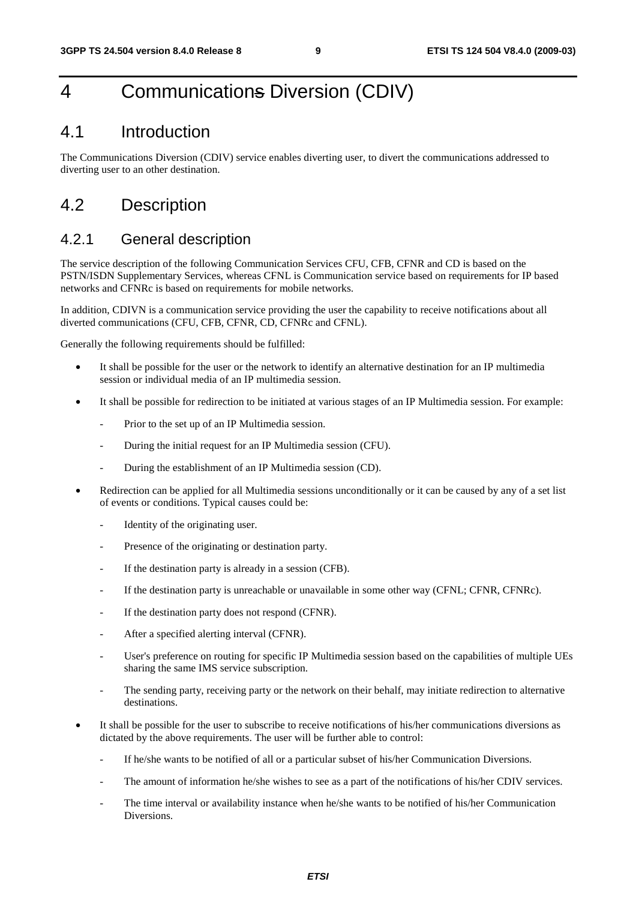# 4 Communications Diversion (CDIV)

## 4.1 Introduction

The Communications Diversion (CDIV) service enables diverting user, to divert the communications addressed to diverting user to an other destination.

## 4.2 Description

### 4.2.1 General description

The service description of the following Communication Services CFU, CFB, CFNR and CD is based on the PSTN/ISDN Supplementary Services, whereas CFNL is Communication service based on requirements for IP based networks and CFNRc is based on requirements for mobile networks.

In addition, CDIVN is a communication service providing the user the capability to receive notifications about all diverted communications (CFU, CFB, CFNR, CD, CFNRc and CFNL).

Generally the following requirements should be fulfilled:

- It shall be possible for the user or the network to identify an alternative destination for an IP multimedia session or individual media of an IP multimedia session.
- It shall be possible for redirection to be initiated at various stages of an IP Multimedia session. For example:
  - Prior to the set up of an IP Multimedia session.
  - During the initial request for an IP Multimedia session (CFU).
  - During the establishment of an IP Multimedia session (CD).
- Redirection can be applied for all Multimedia sessions unconditionally or it can be caused by any of a set list of events or conditions. Typical causes could be:
  - Identity of the originating user.
  - Presence of the originating or destination party.
  - If the destination party is already in a session (CFB).
  - If the destination party is unreachable or unavailable in some other way (CFNL; CFNR, CFNRc).
  - If the destination party does not respond (CFNR).
  - After a specified alerting interval (CFNR).
  - User's preference on routing for specific IP Multimedia session based on the capabilities of multiple UEs sharing the same IMS service subscription.
  - The sending party, receiving party or the network on their behalf, may initiate redirection to alternative destinations.
- It shall be possible for the user to subscribe to receive notifications of his/her communications diversions as dictated by the above requirements. The user will be further able to control:
  - If he/she wants to be notified of all or a particular subset of his/her Communication Diversions.
  - The amount of information he/she wishes to see as a part of the notifications of his/her CDIV services.
  - The time interval or availability instance when he/she wants to be notified of his/her Communication Diversions.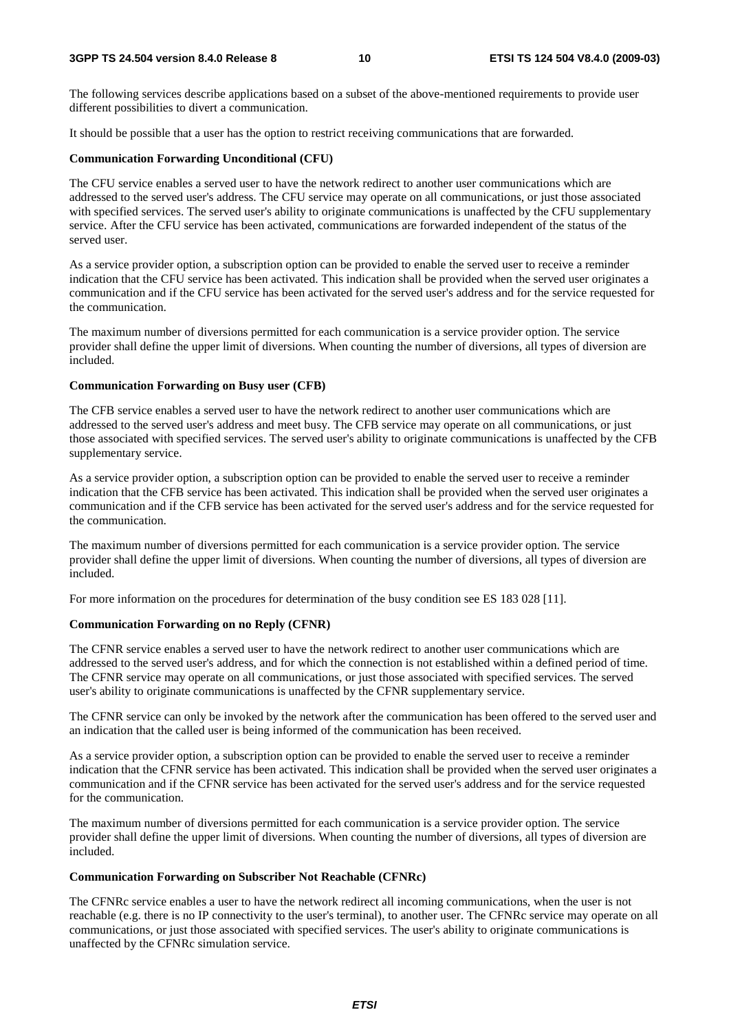The following services describe applications based on a subset of the above-mentioned requirements to provide user different possibilities to divert a communication.

It should be possible that a user has the option to restrict receiving communications that are forwarded.

**Communication Forwarding Unconditional (CFU)**

The CFU service enables a served user to have the network redirect to another user communications which are addressed to the served user's address. The CFU service may operate on all communications, or just those associated with specified services. The served user's ability to originate communications is unaffected by the CFU supplementary service. After the CFU service has been activated, communications are forwarded independent of the status of the served user.

As a service provider option, a subscription option can be provided to enable the served user to receive a reminder indication that the CFU service has been activated. This indication shall be provided when the served user originates a communication and if the CFU service has been activated for the served user's address and for the service requested for the communication.

The maximum number of diversions permitted for each communication is a service provider option. The service provider shall define the upper limit of diversions. When counting the number of diversions, all types of diversion are included.

**Communication Forwarding on Busy user (CFB)**

The CFB service enables a served user to have the network redirect to another user communications which are addressed to the served user's address and meet busy. The CFB service may operate on all communications, or just those associated with specified services. The served user's ability to originate communications is unaffected by the CFB supplementary service.

As a service provider option, a subscription option can be provided to enable the served user to receive a reminder indication that the CFB service has been activated. This indication shall be provided when the served user originates a communication and if the CFB service has been activated for the served user's address and for the service requested for the communication.

The maximum number of diversions permitted for each communication is a service provider option. The service provider shall define the upper limit of diversions. When counting the number of diversions, all types of diversion are included.

For more information on the procedures for determination of the busy condition see ES 183 028 [11].

**Communication Forwarding on no Reply (CFNR)**

The CFNR service enables a served user to have the network redirect to another user communications which are addressed to the served user's address, and for which the connection is not established within a defined period of time. The CFNR service may operate on all communications, or just those associated with specified services. The served user's ability to originate communications is unaffected by the CFNR supplementary service.

The CFNR service can only be invoked by the network after the communication has been offered to the served user and an indication that the called user is being informed of the communication has been received.

As a service provider option, a subscription option can be provided to enable the served user to receive a reminder indication that the CFNR service has been activated. This indication shall be provided when the served user originates a communication and if the CFNR service has been activated for the served user's address and for the service requested for the communication.

The maximum number of diversions permitted for each communication is a service provider option. The service provider shall define the upper limit of diversions. When counting the number of diversions, all types of diversion are included.

**Communication Forwarding on Subscriber Not Reachable (CFNRc)**

The CFNRc service enables a user to have the network redirect all incoming communications, when the user is not reachable (e.g. there is no IP connectivity to the user's terminal), to another user. The CFNRc service may operate on all communications, or just those associated with specified services. The user's ability to originate communications is unaffected by the CFNRc simulation service.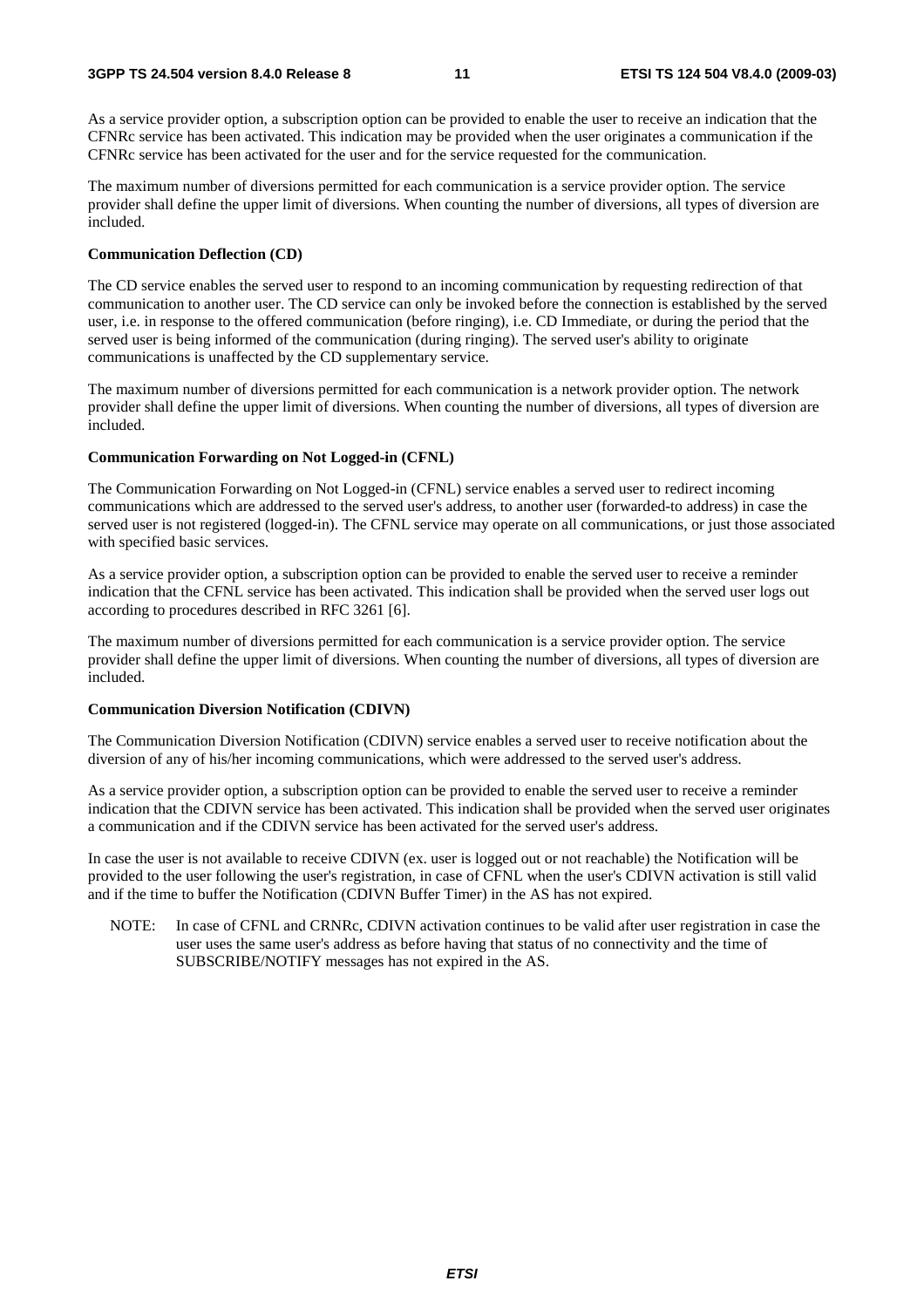As a service provider option, a subscription option can be provided to enable the user to receive an indication that the CFNRc service has been activated. This indication may be provided when the user originates a communication if the CFNRc service has been activated for the user and for the service requested for the communication.

The maximum number of diversions permitted for each communication is a service provider option. The service provider shall define the upper limit of diversions. When counting the number of diversions, all types of diversion are included.

**Communication Deflection (CD)**

The CD service enables the served user to respond to an incoming communication by requesting redirection of that communication to another user. The CD service can only be invoked before the connection is established by the served user, i.e. in response to the offered communication (before ringing), i.e. CD Immediate, or during the period that the served user is being informed of the communication (during ringing). The served user's ability to originate communications is unaffected by the CD supplementary service.

The maximum number of diversions permitted for each communication is a network provider option. The network provider shall define the upper limit of diversions. When counting the number of diversions, all types of diversion are included.

**Communication Forwarding on Not Logged-in (CFNL)**

The Communication Forwarding on Not Logged-in (CFNL) service enables a served user to redirect incoming communications which are addressed to the served user's address, to another user (forwarded-to address) in case the served user is not registered (logged-in). The CFNL service may operate on all communications, or just those associated with specified basic services.

As a service provider option, a subscription option can be provided to enable the served user to receive a reminder indication that the CFNL service has been activated. This indication shall be provided when the served user logs out according to procedures described in RFC 3261 [6].

The maximum number of diversions permitted for each communication is a service provider option. The service provider shall define the upper limit of diversions. When counting the number of diversions, all types of diversion are included.

**Communication Diversion Notification (CDIVN)**

The Communication Diversion Notification (CDIVN) service enables a served user to receive notification about the diversion of any of his/her incoming communications, which were addressed to the served user's address.

As a service provider option, a subscription option can be provided to enable the served user to receive a reminder indication that the CDIVN service has been activated. This indication shall be provided when the served user originates a communication and if the CDIVN service has been activated for the served user's address.

In case the user is not available to receive CDIVN (ex. user is logged out or not reachable) the Notification will be provided to the user following the user's registration, in case of CFNL when the user's CDIVN activation is still valid and if the time to buffer the Notification (CDIVN Buffer Timer) in the AS has not expired.

NOTE: In case of CFNL and CRNRc, CDIVN activation continues to be valid after user registration in case the user uses the same user's address as before having that status of no connectivity and the time of SUBSCRIBE/NOTIFY messages has not expired in the AS.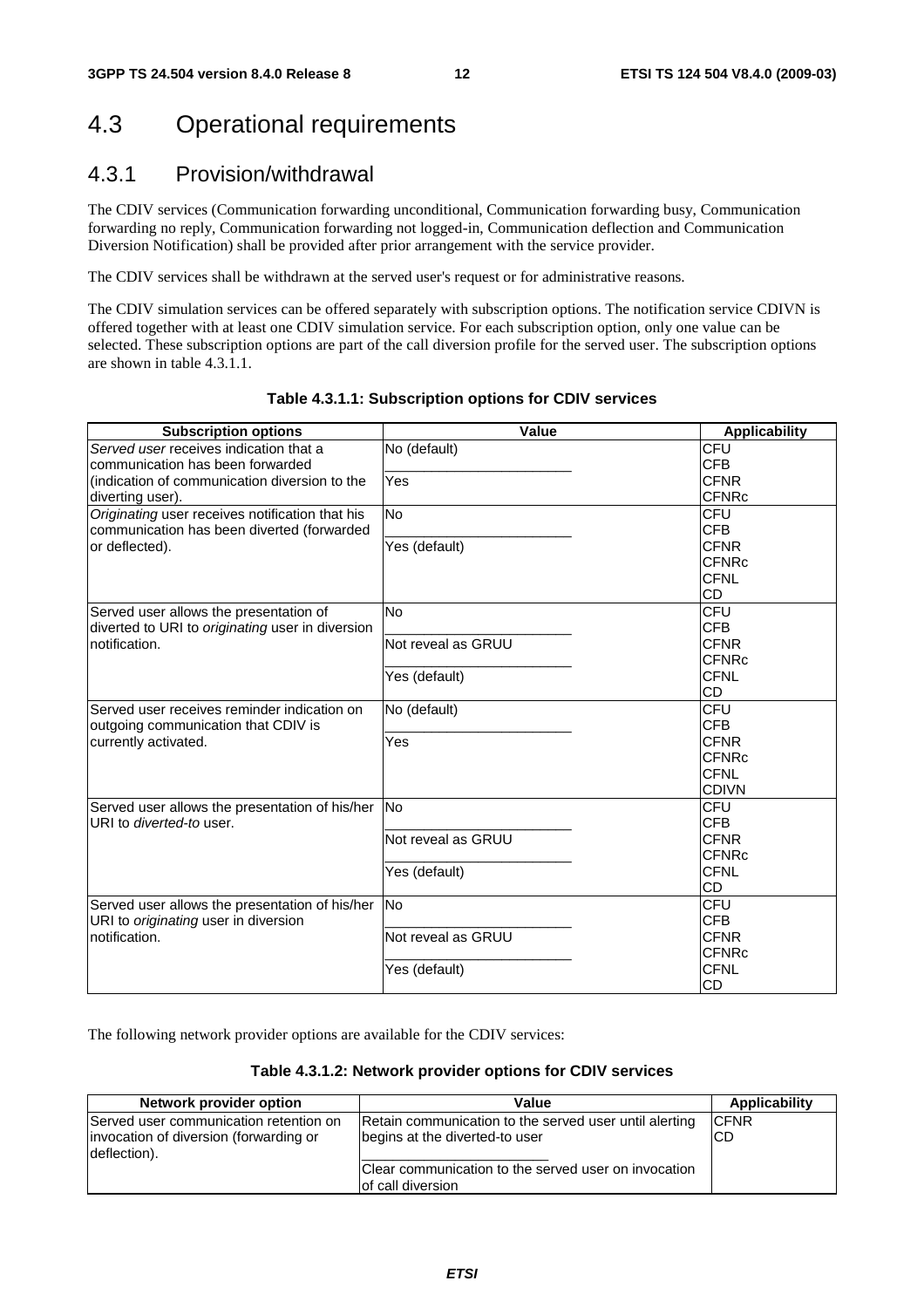## 4.3 Operational requirements

### 4.3.1 Provision/withdrawal

The CDIV services (Communication forwarding unconditional, Communication forwarding busy, Communication forwarding no reply, Communication forwarding not logged-in, Communication deflection and Communication Diversion Notification) shall be provided after prior arrangement with the service provider.

The CDIV services shall be withdrawn at the served user's request or for administrative reasons.

The CDIV simulation services can be offered separately with subscription options. The notification service CDIVN is offered together with at least one CDIV simulation service. For each subscription option, only one value can be selected. These subscription options are part of the call diversion profile for the served user. The subscription options are shown in table 4.3.1.1.

**Table 4.3.1.1: Subscription options for CDIV services**

| Subscription options | Value | Applicability |
|---|---|---|
| *Served user* receives indication that a communication has been forwarded (indication of communication diversion to the diverting user). | No (default)<br>Yes | CFU<br>CFB<br>CFNR<br>CFNRc |
| *Originating* user receives notification that his communication has been diverted (forwarded or deflected). | No<br>Yes (default) | CFU<br>CFB<br>CFNR<br>CFNRc<br>CFNL<br>CD |
| Served user allows the presentation of diverted to URI to *originating* user in diversion notification. | No<br>Not reveal as GRUU<br>Yes (default) | CFU<br>CFB<br>CFNR<br>CFNRc<br>CFNL<br>CD |
| Served user receives reminder indication on outgoing communication that CDIV is currently activated. | No (default)<br>Yes | CFU<br>CFB<br>CFNR<br>CFNRc<br>CFNL<br>CDIVN |
| Served user allows the presentation of his/her URI to *diverted-to* user. | No<br>Not reveal as GRUU<br>Yes (default) | CFU<br>CFB<br>CFNR<br>CFNRc<br>CFNL<br>CD |
| Served user allows the presentation of his/her URI to *originating* user in diversion notification. | No<br>Not reveal as GRUU<br>Yes (default) | CFU<br>CFB<br>CFNR<br>CFNRc<br>CFNL<br>CD |

The following network provider options are available for the CDIV services:

**Table 4.3.1.2: Network provider options for CDIV services**

| Network provider option | Value | Applicability |
|---|---|---|
| Served user communication retention on invocation of diversion (forwarding or deflection). | Retain communication to the served user until alerting begins at the diverted-to user<br>Clear communication to the served user on invocation of call diversion | CFNR<br>CD |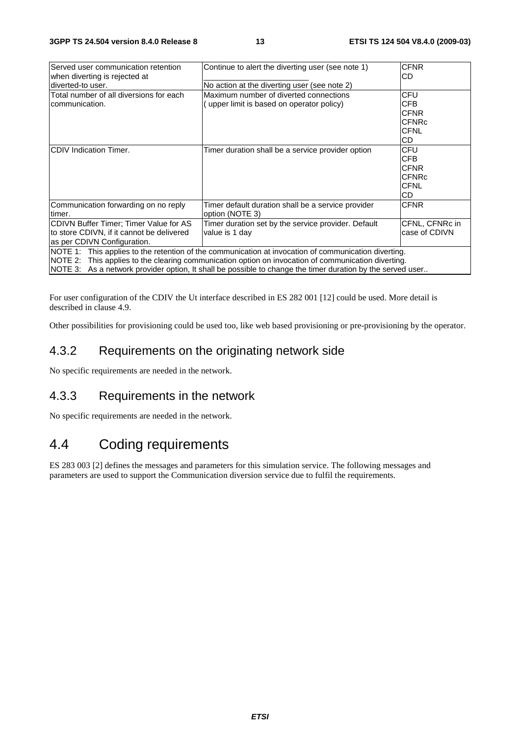| | | |
|---|---|---|
| Served user communication retention when diverting is rejected at diverted-to user. | Continue to alert the diverting user (see note 1)<br>No action at the diverting user (see note 2) | CFNR<br>CD |
| Total number of all diversions for each communication. | Maximum number of diverted connections ( upper limit is based on operator policy) | CFU<br>CFB<br>CFNR<br>CFNRc<br>CFNL<br>CD |
| CDIV Indication Timer. | Timer duration shall be a service provider option | CFU<br>CFB<br>CFNR<br>CFNRc<br>CFNL<br>CD |
| Communication forwarding on no reply timer. | Timer default duration shall be a service provider option (NOTE 3) | CFNR |
| CDIVN Buffer Timer; Timer Value for AS to store CDIVN, if it cannot be delivered as per CDIVN Configuration. | Timer duration set by the service provider. Default value is 1 day | CFNL, CFNRc in case of CDIVN |
| NOTE 1: This applies to the retention of the communication at invocation of communication diverting.<br>NOTE 2: This applies to the clearing communication option on invocation of communication diverting.<br>NOTE 3: As a network provider option, It shall be possible to change the timer duration by the served user.. | | |

For user configuration of the CDIV the Ut interface described in ES 282 001 [12] could be used. More detail is described in clause 4.9.

Other possibilities for provisioning could be used too, like web based provisioning or pre-provisioning by the operator.

### 4.3.2 Requirements on the originating network side

No specific requirements are needed in the network.

### 4.3.3 Requirements in the network

No specific requirements are needed in the network.

## 4.4 Coding requirements

ES 283 003 [2] defines the messages and parameters for this simulation service. The following messages and parameters are used to support the Communication diversion service due to fulfil the requirements.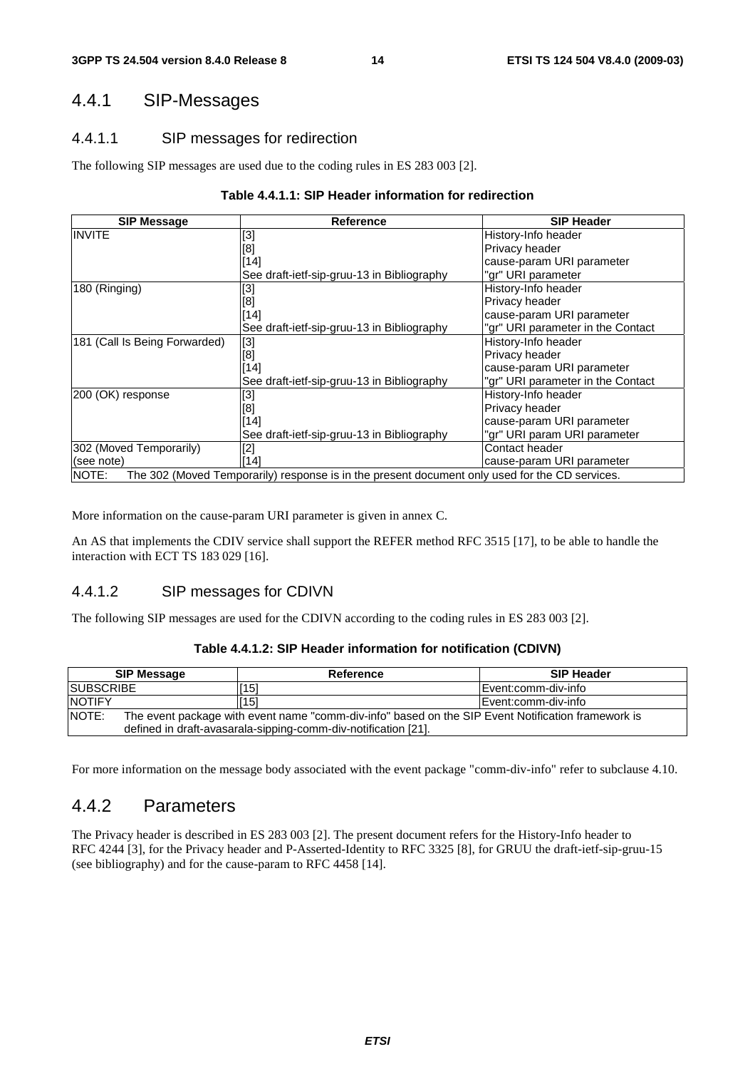### 4.4.1 SIP-Messages

#### 4.4.1.1 SIP messages for redirection

The following SIP messages are used due to the coding rules in ES 283 003 [2].

**Table 4.4.1.1: SIP Header information for redirection**

| SIP Message | Reference | SIP Header |
|---|---|---|
| INVITE | [3]<br>[8]<br>[14]<br>See draft-ietf-sip-gruu-13 in Bibliography | History-Info header<br>Privacy header<br>cause-param URI parameter<br>"gr" URI parameter |
| 180 (Ringing) | [3]<br>[8]<br>[14]<br>See draft-ietf-sip-gruu-13 in Bibliography | History-Info header<br>Privacy header<br>cause-param URI parameter<br>"gr" URI parameter in the Contact |
| 181 (Call Is Being Forwarded) | [3]<br>[8]<br>[14]<br>See draft-ietf-sip-gruu-13 in Bibliography | History-Info header<br>Privacy header<br>cause-param URI parameter<br>"gr" URI parameter in the Contact |
| 200 (OK) response | [3]<br>[8]<br>[14]<br>See draft-ietf-sip-gruu-13 in Bibliography | History-Info header<br>Privacy header<br>cause-param URI parameter<br>"gr" URI param URI parameter |
| 302 (Moved Temporarily)<br>(see note) | [2]<br>[14] | Contact header<br>cause-param URI parameter |
| NOTE: The 302 (Moved Temporarily) response is in the present document only used for the CD services. | | |

More information on the cause-param URI parameter is given in annex C.

An AS that implements the CDIV service shall support the REFER method RFC 3515 [17], to be able to handle the interaction with ECT TS 183 029 [16].

#### 4.4.1.2 SIP messages for CDIVN

The following SIP messages are used for the CDIVN according to the coding rules in ES 283 003 [2].

**Table 4.4.1.2: SIP Header information for notification (CDIVN)**

| SIP Message | Reference | SIP Header |
|---|---|---|
| SUBSCRIBE | [15] | Event:comm-div-info |
| NOTIFY | [15] | Event:comm-div-info |
| NOTE: The event package with event name "comm-div-info" based on the SIP Event Notification framework is defined in draft-avasarala-sipping-comm-div-notification [21]. | | |

For more information on the message body associated with the event package "comm-div-info" refer to subclause 4.10.

### 4.4.2 Parameters

The Privacy header is described in ES 283 003 [2]. The present document refers for the History-Info header to RFC 4244 [3], for the Privacy header and P-Asserted-Identity to RFC 3325 [8], for GRUU the draft-ietf-sip-gruu-15 (see bibliography) and for the cause-param to RFC 4458 [14].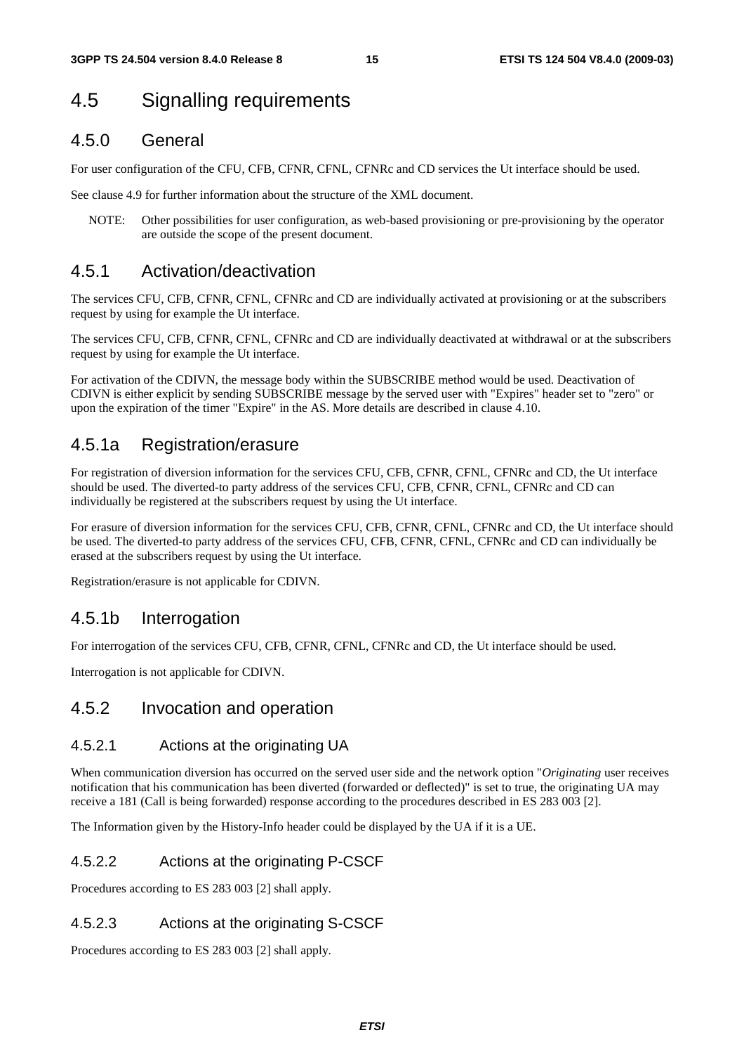## 4.5 Signalling requirements

### 4.5.0 General

For user configuration of the CFU, CFB, CFNR, CFNL, CFNRc and CD services the Ut interface should be used.

See clause 4.9 for further information about the structure of the XML document.

NOTE: Other possibilities for user configuration, as web-based provisioning or pre-provisioning by the operator are outside the scope of the present document.

### 4.5.1 Activation/deactivation

The services CFU, CFB, CFNR, CFNL, CFNRc and CD are individually activated at provisioning or at the subscribers request by using for example the Ut interface.

The services CFU, CFB, CFNR, CFNL, CFNRc and CD are individually deactivated at withdrawal or at the subscribers request by using for example the Ut interface.

For activation of the CDIVN, the message body within the SUBSCRIBE method would be used. Deactivation of CDIVN is either explicit by sending SUBSCRIBE message by the served user with "Expires" header set to "zero" or upon the expiration of the timer "Expire" in the AS. More details are described in clause 4.10.

### 4.5.1a Registration/erasure

For registration of diversion information for the services CFU, CFB, CFNR, CFNL, CFNRc and CD, the Ut interface should be used. The diverted-to party address of the services CFU, CFB, CFNR, CFNL, CFNRc and CD can individually be registered at the subscribers request by using the Ut interface.

For erasure of diversion information for the services CFU, CFB, CFNR, CFNL, CFNRc and CD, the Ut interface should be used. The diverted-to party address of the services CFU, CFB, CFNR, CFNL, CFNRc and CD can individually be erased at the subscribers request by using the Ut interface.

Registration/erasure is not applicable for CDIVN.

### 4.5.1b Interrogation

For interrogation of the services CFU, CFB, CFNR, CFNL, CFNRc and CD, the Ut interface should be used.

Interrogation is not applicable for CDIVN.

### 4.5.2 Invocation and operation

#### 4.5.2.1 Actions at the originating UA

When communication diversion has occurred on the served user side and the network option "*Originating* user receives notification that his communication has been diverted (forwarded or deflected)" is set to true, the originating UA may receive a 181 (Call is being forwarded) response according to the procedures described in ES 283 003 [2].

The Information given by the History-Info header could be displayed by the UA if it is a UE.

#### 4.5.2.2 Actions at the originating P-CSCF

Procedures according to ES 283 003 [2] shall apply.

#### 4.5.2.3 Actions at the originating S-CSCF

Procedures according to ES 283 003 [2] shall apply.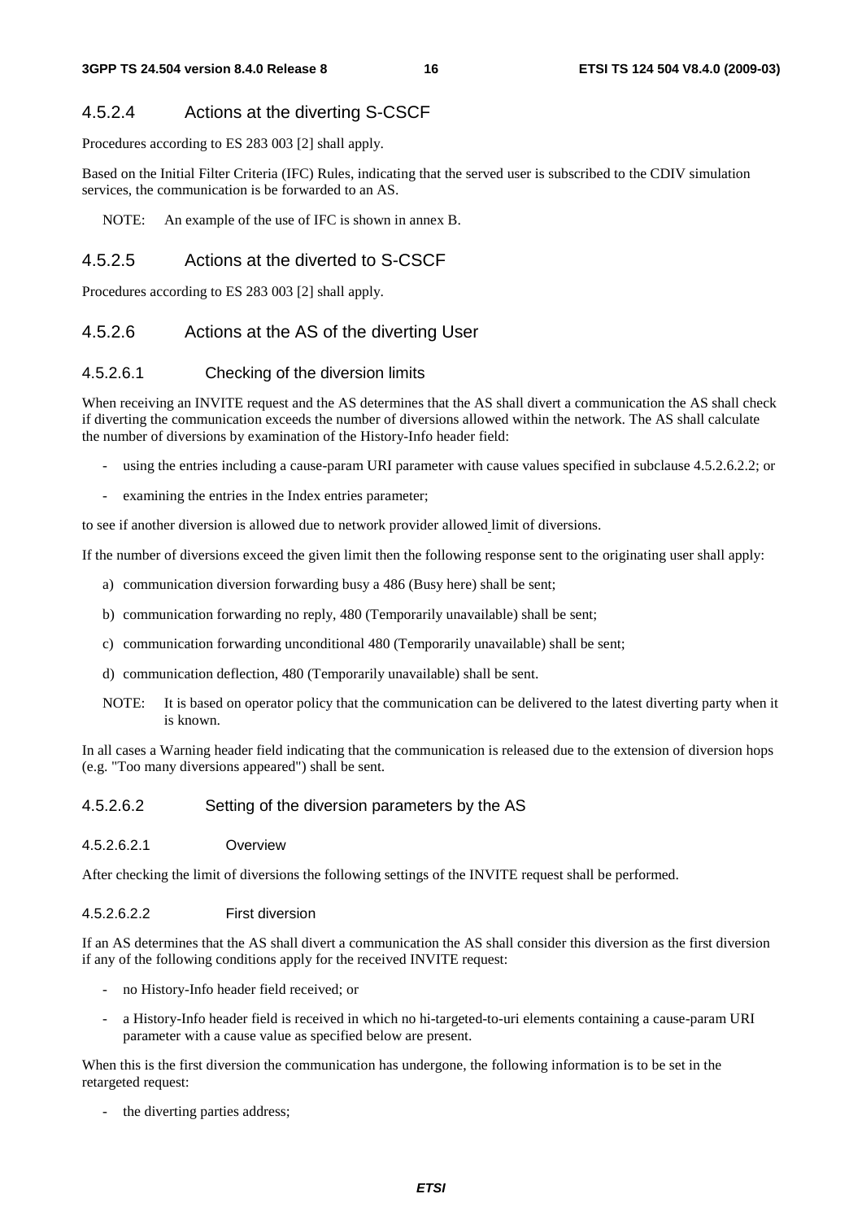### 4.5.2.4 Actions at the diverting S-CSCF

Procedures according to ES 283 003 [2] shall apply.

Based on the Initial Filter Criteria (IFC) Rules, indicating that the served user is subscribed to the CDIV simulation services, the communication is be forwarded to an AS.

NOTE: An example of the use of IFC is shown in annex B.

### 4.5.2.5 Actions at the diverted to S-CSCF

Procedures according to ES 283 003 [2] shall apply.

### 4.5.2.6 Actions at the AS of the diverting User

#### 4.5.2.6.1 Checking of the diversion limits

When receiving an INVITE request and the AS determines that the AS shall divert a communication the AS shall check if diverting the communication exceeds the number of diversions allowed within the network. The AS shall calculate the number of diversions by examination of the History-Info header field:

- using the entries including a cause-param URI parameter with cause values specified in subclause 4.5.2.6.2.2; or
- examining the entries in the Index entries parameter;

to see if another diversion is allowed due to network provider allowed limit of diversions.

If the number of diversions exceed the given limit then the following response sent to the originating user shall apply:

a) communication diversion forwarding busy a 486 (Busy here) shall be sent;

b) communication forwarding no reply, 480 (Temporarily unavailable) shall be sent;

c) communication forwarding unconditional 480 (Temporarily unavailable) shall be sent;

d) communication deflection, 480 (Temporarily unavailable) shall be sent.

NOTE: It is based on operator policy that the communication can be delivered to the latest diverting party when it is known.

In all cases a Warning header field indicating that the communication is released due to the extension of diversion hops (e.g. "Too many diversions appeared") shall be sent.

#### 4.5.2.6.2 Setting of the diversion parameters by the AS

##### 4.5.2.6.2.1 Overview

After checking the limit of diversions the following settings of the INVITE request shall be performed.

##### 4.5.2.6.2.2 First diversion

If an AS determines that the AS shall divert a communication the AS shall consider this diversion as the first diversion if any of the following conditions apply for the received INVITE request:

- no History-Info header field received; or
- a History-Info header field is received in which no hi-targeted-to-uri elements containing a cause-param URI parameter with a cause value as specified below are present.

When this is the first diversion the communication has undergone, the following information is to be set in the retargeted request:

- the diverting parties address;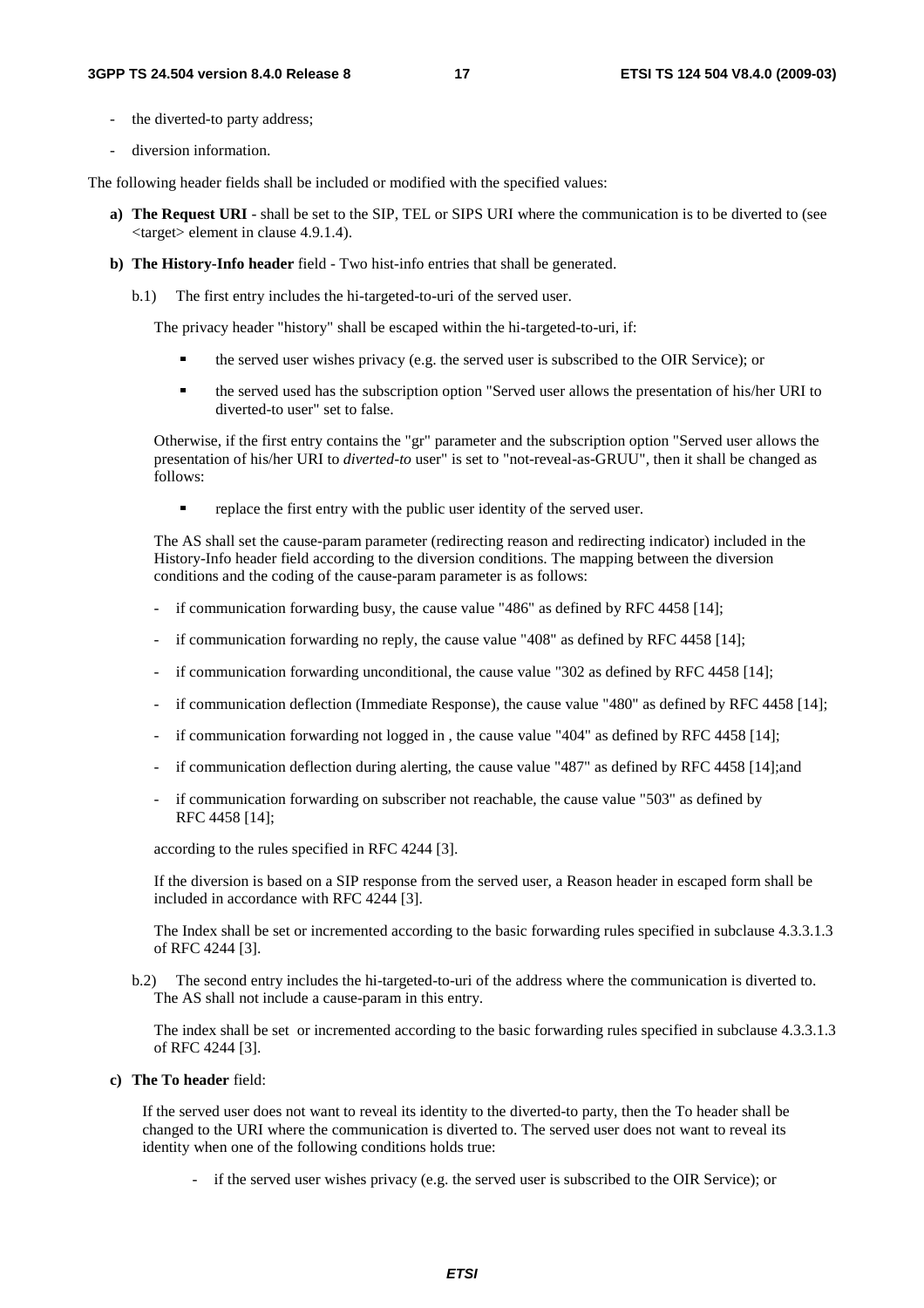- the diverted-to party address;
- diversion information.

The following header fields shall be included or modified with the specified values:

**a) The Request URI** - shall be set to the SIP, TEL or SIPS URI where the communication is to be diverted to (see <target> element in clause 4.9.1.4).

**b) The History-Info header** field - Two hist-info entries that shall be generated.

b.1) The first entry includes the hi-targeted-to-uri of the served user.

The privacy header "history" shall be escaped within the hi-targeted-to-uri, if:

- the served user wishes privacy (e.g. the served user is subscribed to the OIR Service); or
- the served used has the subscription option "Served user allows the presentation of his/her URI to diverted-to user" set to false.

Otherwise, if the first entry contains the "gr" parameter and the subscription option "Served user allows the presentation of his/her URI to *diverted-to* user" is set to "not-reveal-as-GRUU", then it shall be changed as follows:

- replace the first entry with the public user identity of the served user.

The AS shall set the cause-param parameter (redirecting reason and redirecting indicator) included in the History-Info header field according to the diversion conditions. The mapping between the diversion conditions and the coding of the cause-param parameter is as follows:

- if communication forwarding busy, the cause value "486" as defined by RFC 4458 [14];
- if communication forwarding no reply, the cause value "408" as defined by RFC 4458 [14];
- if communication forwarding unconditional, the cause value "302 as defined by RFC 4458 [14];
- if communication deflection (Immediate Response), the cause value "480" as defined by RFC 4458 [14];
- if communication forwarding not logged in , the cause value "404" as defined by RFC 4458 [14];
- if communication deflection during alerting, the cause value "487" as defined by RFC 4458 [14];and
- if communication forwarding on subscriber not reachable, the cause value "503" as defined by RFC 4458 [14];

according to the rules specified in RFC 4244 [3].

If the diversion is based on a SIP response from the served user, a Reason header in escaped form shall be included in accordance with RFC 4244 [3].

The Index shall be set or incremented according to the basic forwarding rules specified in subclause 4.3.3.1.3 of RFC 4244 [3].

b.2) The second entry includes the hi-targeted-to-uri of the address where the communication is diverted to. The AS shall not include a cause-param in this entry.

The index shall be set or incremented according to the basic forwarding rules specified in subclause 4.3.3.1.3 of RFC 4244 [3].

**c) The To header** field:

If the served user does not want to reveal its identity to the diverted-to party, then the To header shall be changed to the URI where the communication is diverted to. The served user does not want to reveal its identity when one of the following conditions holds true:

- if the served user wishes privacy (e.g. the served user is subscribed to the OIR Service); or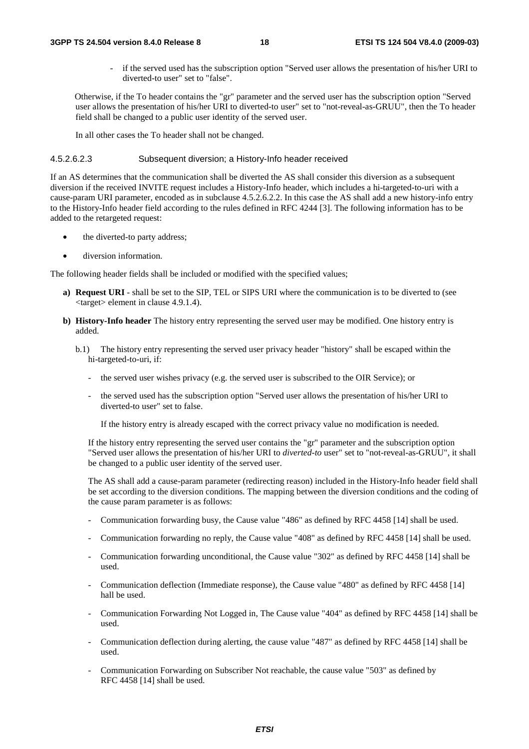- if the served used has the subscription option "Served user allows the presentation of his/her URI to diverted-to user" set to "false".

Otherwise, if the To header contains the "gr" parameter and the served user has the subscription option "Served user allows the presentation of his/her URI to diverted-to user" set to "not-reveal-as-GRUU", then the To header field shall be changed to a public user identity of the served user.

In all other cases the To header shall not be changed.

#### 4.5.2.6.2.3 Subsequent diversion; a History-Info header received

If an AS determines that the communication shall be diverted the AS shall consider this diversion as a subsequent diversion if the received INVITE request includes a History-Info header, which includes a hi-targeted-to-uri with a cause-param URI parameter, encoded as in subclause 4.5.2.6.2.2. In this case the AS shall add a new history-info entry to the History-Info header field according to the rules defined in RFC 4244 [3]. The following information has to be added to the retargeted request:

- the diverted-to party address;
- diversion information.

The following header fields shall be included or modified with the specified values;

**a) Request URI** - shall be set to the SIP, TEL or SIPS URI where the communication is to be diverted to (see <target> element in clause 4.9.1.4).

**b) History-Info header** The history entry representing the served user may be modified. One history entry is added.

b.1) The history entry representing the served user privacy header "history" shall be escaped within the hi-targeted-to-uri, if:

- the served user wishes privacy (e.g. the served user is subscribed to the OIR Service); or
- the served used has the subscription option "Served user allows the presentation of his/her URI to diverted-to user" set to false.

  If the history entry is already escaped with the correct privacy value no modification is needed.

If the history entry representing the served user contains the "gr" parameter and the subscription option "Served user allows the presentation of his/her URI to *diverted-to* user" set to "not-reveal-as-GRUU", it shall be changed to a public user identity of the served user.

The AS shall add a cause-param parameter (redirecting reason) included in the History-Info header field shall be set according to the diversion conditions. The mapping between the diversion conditions and the coding of the cause param parameter is as follows:

- Communication forwarding busy, the Cause value "486" as defined by RFC 4458 [14] shall be used.
- Communication forwarding no reply, the Cause value "408" as defined by RFC 4458 [14] shall be used.
- Communication forwarding unconditional, the Cause value "302" as defined by RFC 4458 [14] shall be used.
- Communication deflection (Immediate response), the Cause value "480" as defined by RFC 4458 [14] hall be used.
- Communication Forwarding Not Logged in, The Cause value "404" as defined by RFC 4458 [14] shall be used.
- Communication deflection during alerting, the cause value "487" as defined by RFC 4458 [14] shall be used.
- Communication Forwarding on Subscriber Not reachable, the cause value "503" as defined by RFC 4458 [14] shall be used.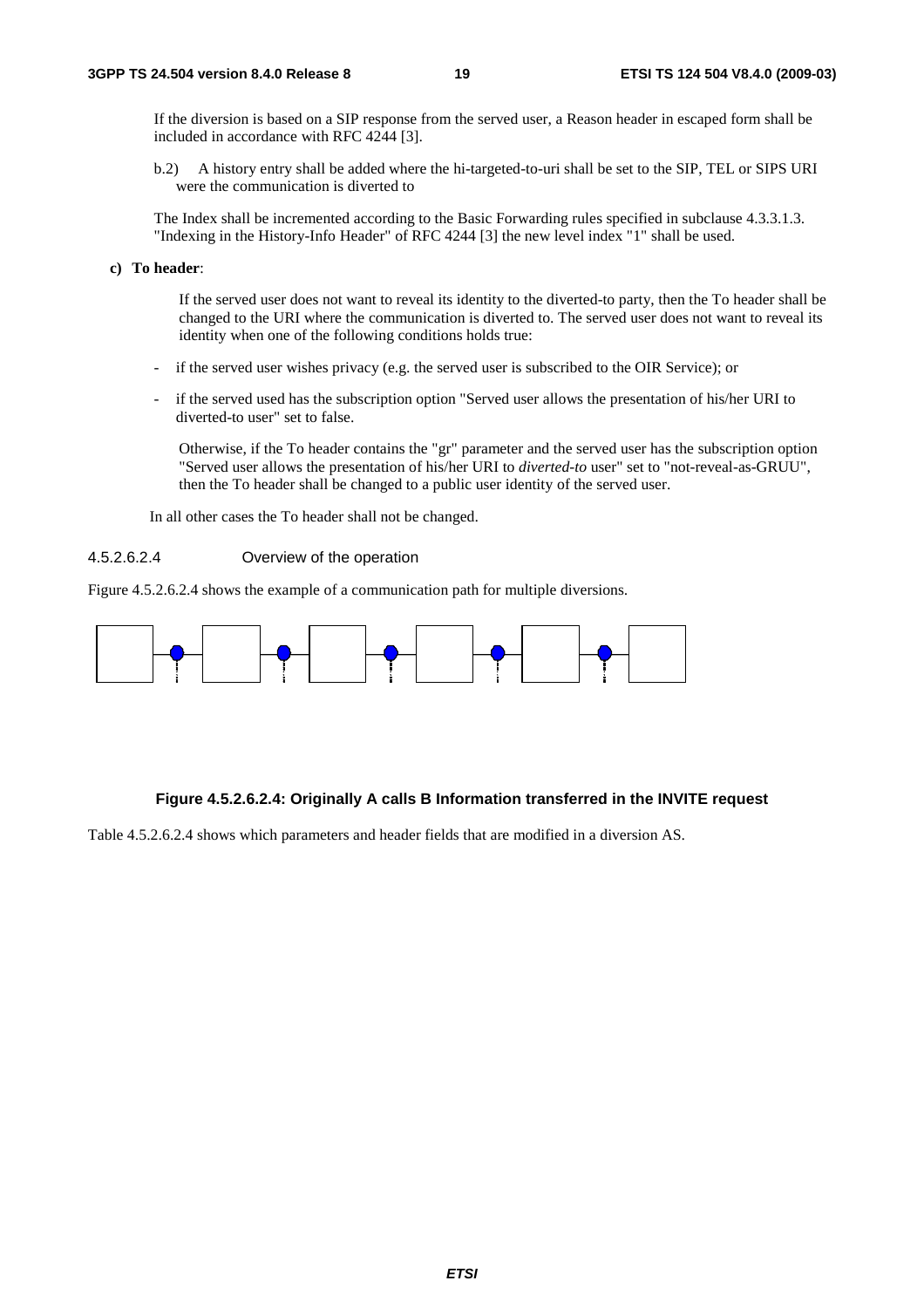If the diversion is based on a SIP response from the served user, a Reason header in escaped form shall be included in accordance with RFC 4244 [3].

b.2) A history entry shall be added where the hi-targeted-to-uri shall be set to the SIP, TEL or SIPS URI were the communication is diverted to

The Index shall be incremented according to the Basic Forwarding rules specified in subclause 4.3.3.1.3. "Indexing in the History-Info Header" of RFC 4244 [3] the new level index "1" shall be used.

**c) To header**:

If the served user does not want to reveal its identity to the diverted-to party, then the To header shall be changed to the URI where the communication is diverted to. The served user does not want to reveal its identity when one of the following conditions holds true:

- if the served user wishes privacy (e.g. the served user is subscribed to the OIR Service); or
- if the served used has the subscription option "Served user allows the presentation of his/her URI to diverted-to user" set to false.

Otherwise, if the To header contains the "gr" parameter and the served user has the subscription option "Served user allows the presentation of his/her URI to *diverted-to* user" set to "not-reveal-as-GRUU", then the To header shall be changed to a public user identity of the served user.

In all other cases the To header shall not be changed.

#### 4.5.2.6.2.4 Overview of the operation

Figure 4.5.2.6.2.4 shows the example of a communication path for multiple diversions.

**Figure 4.5.2.6.2.4: Originally A calls B Information transferred in the INVITE request**

Table 4.5.2.6.2.4 shows which parameters and header fields that are modified in a diversion AS.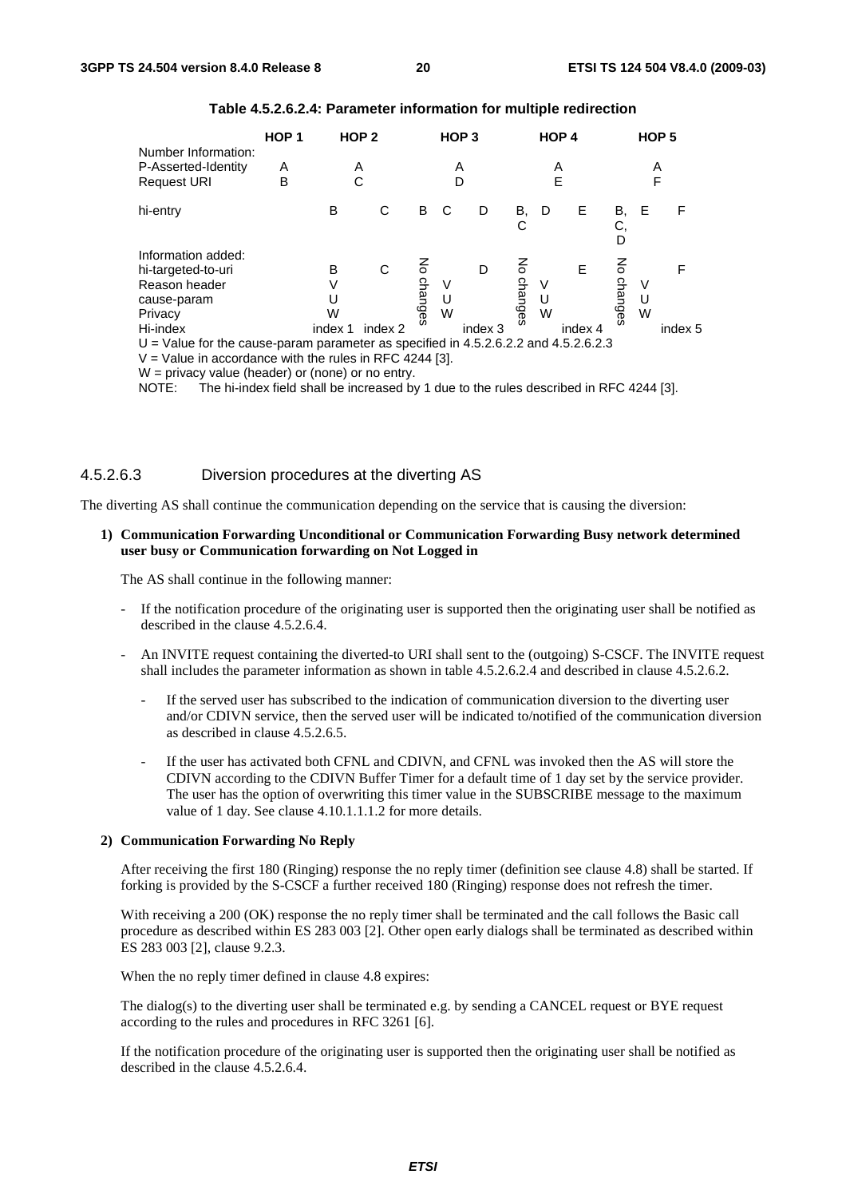**Table 4.5.2.6.2.4: Parameter information for multiple redirection**

| | HOP 1 | HOP 2 | | HOP 3 | | | HOP 4 | | | HOP 5 | | |
|---|---|---|---|---|---|---|---|---|---|---|---|---|
| Number Information: | | | | | | | | | | | | |
| P-Asserted-Identity | A | A | | | A | | | A | | | A | |
| Request URI | B | C | | | D | | | E | | | F | |
| hi-entry | | B | C | B | C | D | B, C | D | E | B, C, D | E | F |
| Information added: | | | | | | | | | | | | |
| hi-targeted-to-uri | | B | C | No changes | | D | No changes | | E | No changes | | F |
| Reason header | | V | | No changes | V | | No changes | V | | No changes | V | |
| cause-param | | U | | No changes | U | | No changes | U | | No changes | U | |
| Privacy | | W | | No changes | W | | No changes | W | | No changes | W | |
| Hi-index | | index 1 | index 2 | No changes | | index 3 | No changes | | index 4 | No changes | | index 5 |

U = Value for the cause-param parameter as specified in 4.5.2.6.2.2 and 4.5.2.6.2.3

V = Value in accordance with the rules in RFC 4244 [3].

W = privacy value (header) or (none) or no entry.

NOTE: The hi-index field shall be increased by 1 due to the rules described in RFC 4244 [3].

#### 4.5.2.6.3 Diversion procedures at the diverting AS

The diverting AS shall continue the communication depending on the service that is causing the diversion:

**1) Communication Forwarding Unconditional or Communication Forwarding Busy network determined user busy or Communication forwarding on Not Logged in**

The AS shall continue in the following manner:

- If the notification procedure of the originating user is supported then the originating user shall be notified as described in the clause 4.5.2.6.4.
- An INVITE request containing the diverted-to URI shall sent to the (outgoing) S-CSCF. The INVITE request shall includes the parameter information as shown in table 4.5.2.6.2.4 and described in clause 4.5.2.6.2.
  - If the served user has subscribed to the indication of communication diversion to the diverting user and/or CDIVN service, then the served user will be indicated to/notified of the communication diversion as described in clause 4.5.2.6.5.
  - If the user has activated both CFNL and CDIVN, and CFNL was invoked then the AS will store the CDIVN according to the CDIVN Buffer Timer for a default time of 1 day set by the service provider. The user has the option of overwriting this timer value in the SUBSCRIBE message to the maximum value of 1 day. See clause 4.10.1.1.1.2 for more details.

**2) Communication Forwarding No Reply**

After receiving the first 180 (Ringing) response the no reply timer (definition see clause 4.8) shall be started. If forking is provided by the S-CSCF a further received 180 (Ringing) response does not refresh the timer.

With receiving a 200 (OK) response the no reply timer shall be terminated and the call follows the Basic call procedure as described within ES 283 003 [2]. Other open early dialogs shall be terminated as described within ES 283 003 [2], clause 9.2.3.

When the no reply timer defined in clause 4.8 expires:

The dialog(s) to the diverting user shall be terminated e.g. by sending a CANCEL request or BYE request according to the rules and procedures in RFC 3261 [6].

If the notification procedure of the originating user is supported then the originating user shall be notified as described in the clause 4.5.2.6.4.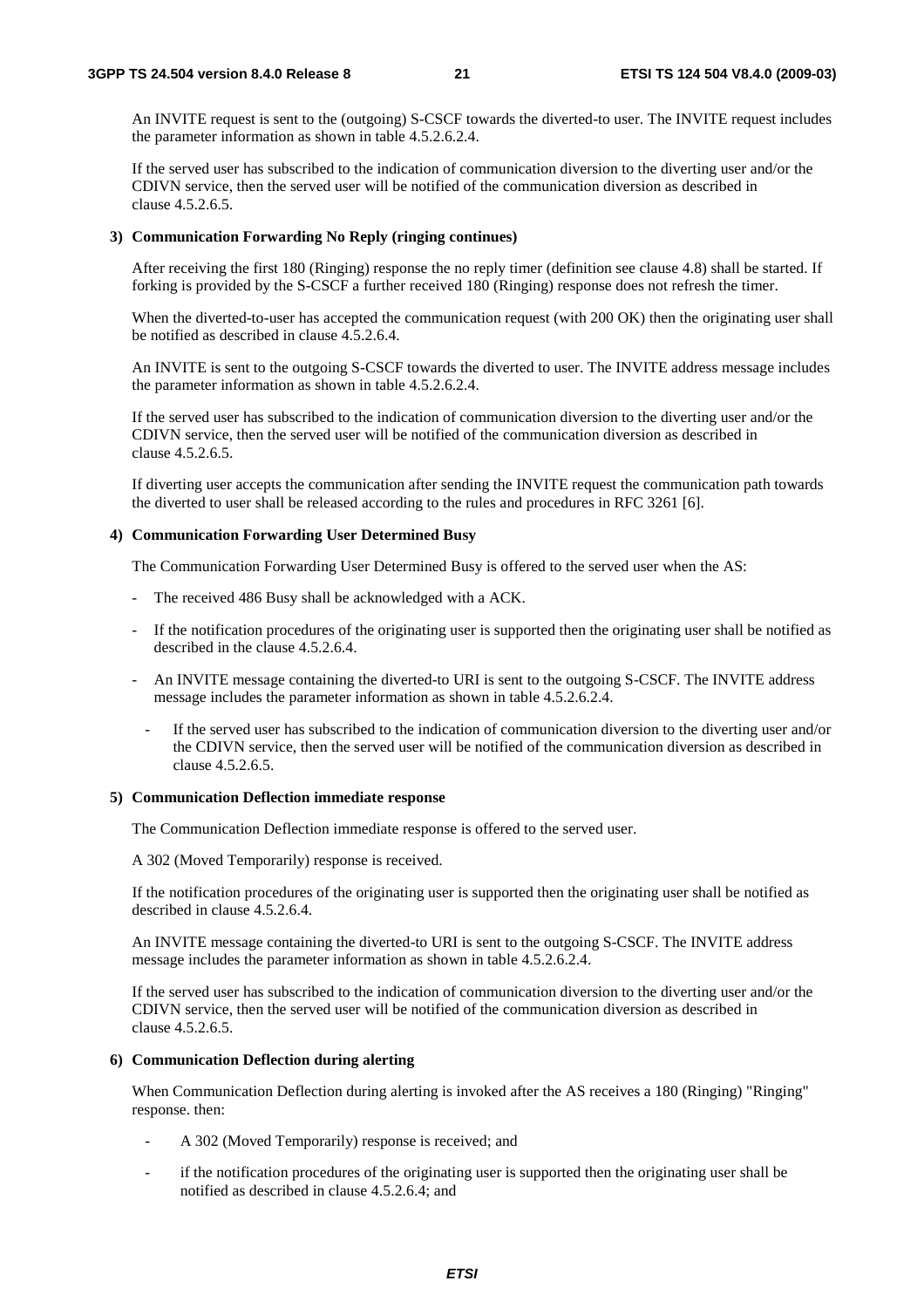An INVITE request is sent to the (outgoing) S-CSCF towards the diverted-to user. The INVITE request includes the parameter information as shown in table 4.5.2.6.2.4.

If the served user has subscribed to the indication of communication diversion to the diverting user and/or the CDIVN service, then the served user will be notified of the communication diversion as described in clause 4.5.2.6.5.

**3) Communication Forwarding No Reply (ringing continues)**

After receiving the first 180 (Ringing) response the no reply timer (definition see clause 4.8) shall be started. If forking is provided by the S-CSCF a further received 180 (Ringing) response does not refresh the timer.

When the diverted-to-user has accepted the communication request (with 200 OK) then the originating user shall be notified as described in clause 4.5.2.6.4.

An INVITE is sent to the outgoing S-CSCF towards the diverted to user. The INVITE address message includes the parameter information as shown in table 4.5.2.6.2.4.

If the served user has subscribed to the indication of communication diversion to the diverting user and/or the CDIVN service, then the served user will be notified of the communication diversion as described in clause 4.5.2.6.5.

If diverting user accepts the communication after sending the INVITE request the communication path towards the diverted to user shall be released according to the rules and procedures in RFC 3261 [6].

**4) Communication Forwarding User Determined Busy**

The Communication Forwarding User Determined Busy is offered to the served user when the AS:

- The received 486 Busy shall be acknowledged with a ACK.
- If the notification procedures of the originating user is supported then the originating user shall be notified as described in the clause 4.5.2.6.4.
- An INVITE message containing the diverted-to URI is sent to the outgoing S-CSCF. The INVITE address message includes the parameter information as shown in table 4.5.2.6.2.4.
  - If the served user has subscribed to the indication of communication diversion to the diverting user and/or the CDIVN service, then the served user will be notified of the communication diversion as described in clause 4.5.2.6.5.

**5) Communication Deflection immediate response**

The Communication Deflection immediate response is offered to the served user.

A 302 (Moved Temporarily) response is received.

If the notification procedures of the originating user is supported then the originating user shall be notified as described in clause 4.5.2.6.4.

An INVITE message containing the diverted-to URI is sent to the outgoing S-CSCF. The INVITE address message includes the parameter information as shown in table 4.5.2.6.2.4.

If the served user has subscribed to the indication of communication diversion to the diverting user and/or the CDIVN service, then the served user will be notified of the communication diversion as described in clause 4.5.2.6.5.

**6) Communication Deflection during alerting**

When Communication Deflection during alerting is invoked after the AS receives a 180 (Ringing) "Ringing" response. then:

- A 302 (Moved Temporarily) response is received; and
- if the notification procedures of the originating user is supported then the originating user shall be notified as described in clause 4.5.2.6.4; and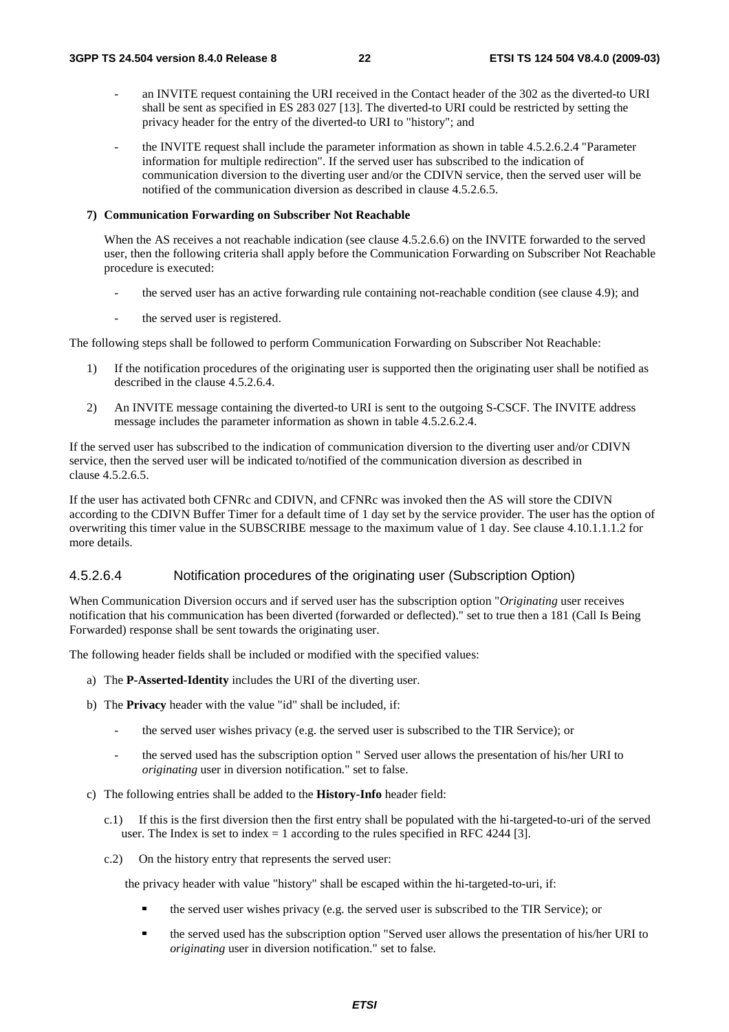- an INVITE request containing the URI received in the Contact header of the 302 as the diverted-to URI shall be sent as specified in ES 283 027 [13]. The diverted-to URI could be restricted by setting the privacy header for the entry of the diverted-to URI to "history"; and

- the INVITE request shall include the parameter information as shown in table 4.5.2.6.2.4 "Parameter information for multiple redirection". If the served user has subscribed to the indication of communication diversion to the diverting user and/or the CDIVN service, then the served user will be notified of the communication diversion as described in clause 4.5.2.6.5.

**7) Communication Forwarding on Subscriber Not Reachable**

When the AS receives a not reachable indication (see clause 4.5.2.6.6) on the INVITE forwarded to the served user, then the following criteria shall apply before the Communication Forwarding on Subscriber Not Reachable procedure is executed:

- the served user has an active forwarding rule containing not-reachable condition (see clause 4.9); and

- the served user is registered.

The following steps shall be followed to perform Communication Forwarding on Subscriber Not Reachable:

1) If the notification procedures of the originating user is supported then the originating user shall be notified as described in the clause 4.5.2.6.4.

2) An INVITE message containing the diverted-to URI is sent to the outgoing S-CSCF. The INVITE address message includes the parameter information as shown in table 4.5.2.6.2.4.

If the served user has subscribed to the indication of communication diversion to the diverting user and/or CDIVN service, then the served user will be indicated to/notified of the communication diversion as described in clause 4.5.2.6.5.

If the user has activated both CFNRc and CDIVN, and CFNRc was invoked then the AS will store the CDIVN according to the CDIVN Buffer Timer for a default time of 1 day set by the service provider. The user has the option of overwriting this timer value in the SUBSCRIBE message to the maximum value of 1 day. See clause 4.10.1.1.1.2 for more details.

#### 4.5.2.6.4 Notification procedures of the originating user (Subscription Option)

When Communication Diversion occurs and if served user has the subscription option "*Originating* user receives notification that his communication has been diverted (forwarded or deflected)." set to true then a 181 (Call Is Being Forwarded) response shall be sent towards the originating user.

The following header fields shall be included or modified with the specified values:

a) The **P-Asserted-Identity** includes the URI of the diverting user.

b) The **Privacy** header with the value "id" shall be included, if:

  - the served user wishes privacy (e.g. the served user is subscribed to the TIR Service); or

  - the served used has the subscription option " Served user allows the presentation of his/her URI to *originating* user in diversion notification." set to false.

c) The following entries shall be added to the **History-Info** header field:

  c.1) If this is the first diversion then the first entry shall be populated with the hi-targeted-to-uri of the served user. The Index is set to index = 1 according to the rules specified in RFC 4244 [3].

  c.2) On the history entry that represents the served user:

  the privacy header with value "history" shall be escaped within the hi-targeted-to-uri, if:

  - the served user wishes privacy (e.g. the served user is subscribed to the TIR Service); or

  - the served used has the subscription option "Served user allows the presentation of his/her URI to *originating* user in diversion notification." set to false.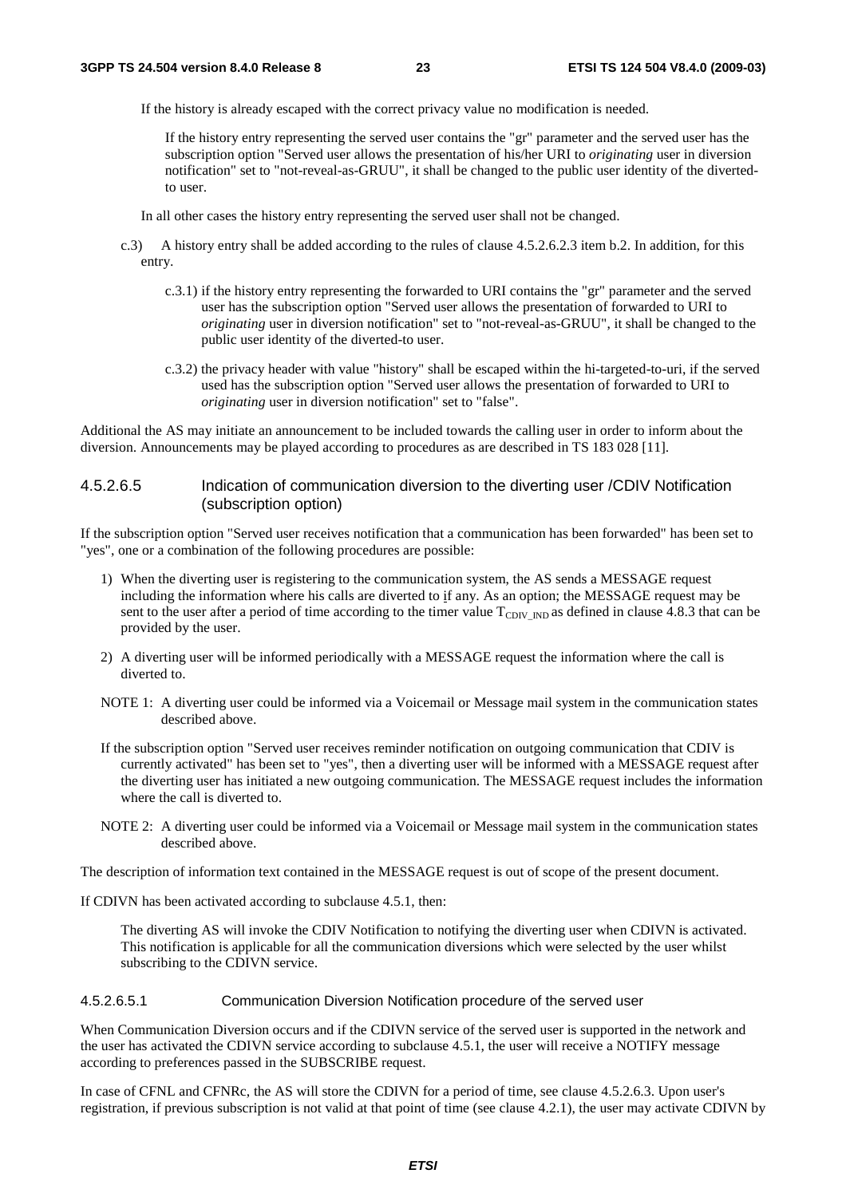If the history is already escaped with the correct privacy value no modification is needed.

If the history entry representing the served user contains the "gr" parameter and the served user has the subscription option "Served user allows the presentation of his/her URI to *originating* user in diversion notification" set to "not-reveal-as-GRUU", it shall be changed to the public user identity of the diverted-to user.

In all other cases the history entry representing the served user shall not be changed.

c.3) A history entry shall be added according to the rules of clause 4.5.2.6.2.3 item b.2. In addition, for this entry.

c.3.1) if the history entry representing the forwarded to URI contains the "gr" parameter and the served user has the subscription option "Served user allows the presentation of forwarded to URI to *originating* user in diversion notification" set to "not-reveal-as-GRUU", it shall be changed to the public user identity of the diverted-to user.

c.3.2) the privacy header with value "history" shall be escaped within the hi-targeted-to-uri, if the served used has the subscription option "Served user allows the presentation of forwarded to URI to *originating* user in diversion notification" set to "false".

Additional the AS may initiate an announcement to be included towards the calling user in order to inform about the diversion. Announcements may be played according to procedures as are described in TS 183 028 [11].

#### 4.5.2.6.5 Indication of communication diversion to the diverting user /CDIV Notification (subscription option)

If the subscription option "Served user receives notification that a communication has been forwarded" has been set to "yes", one or a combination of the following procedures are possible:

1) When the diverting user is registering to the communication system, the AS sends a MESSAGE request including the information where his calls are diverted to if any. As an option; the MESSAGE request may be sent to the user after a period of time according to the timer value $T_{CDIV\_IND}$ as defined in clause 4.8.3 that can be provided by the user.

2) A diverting user will be informed periodically with a MESSAGE request the information where the call is diverted to.

NOTE 1: A diverting user could be informed via a Voicemail or Message mail system in the communication states described above.

If the subscription option "Served user receives reminder notification on outgoing communication that CDIV is currently activated" has been set to "yes", then a diverting user will be informed with a MESSAGE request after the diverting user has initiated a new outgoing communication. The MESSAGE request includes the information where the call is diverted to.

NOTE 2: A diverting user could be informed via a Voicemail or Message mail system in the communication states described above.

The description of information text contained in the MESSAGE request is out of scope of the present document.

If CDIVN has been activated according to subclause 4.5.1, then:

The diverting AS will invoke the CDIV Notification to notifying the diverting user when CDIVN is activated. This notification is applicable for all the communication diversions which were selected by the user whilst subscribing to the CDIVN service.

##### 4.5.2.6.5.1 Communication Diversion Notification procedure of the served user

When Communication Diversion occurs and if the CDIVN service of the served user is supported in the network and the user has activated the CDIVN service according to subclause 4.5.1, the user will receive a NOTIFY message according to preferences passed in the SUBSCRIBE request.

In case of CFNL and CFNRc, the AS will store the CDIVN for a period of time, see clause 4.5.2.6.3. Upon user's registration, if previous subscription is not valid at that point of time (see clause 4.2.1), the user may activate CDIVN by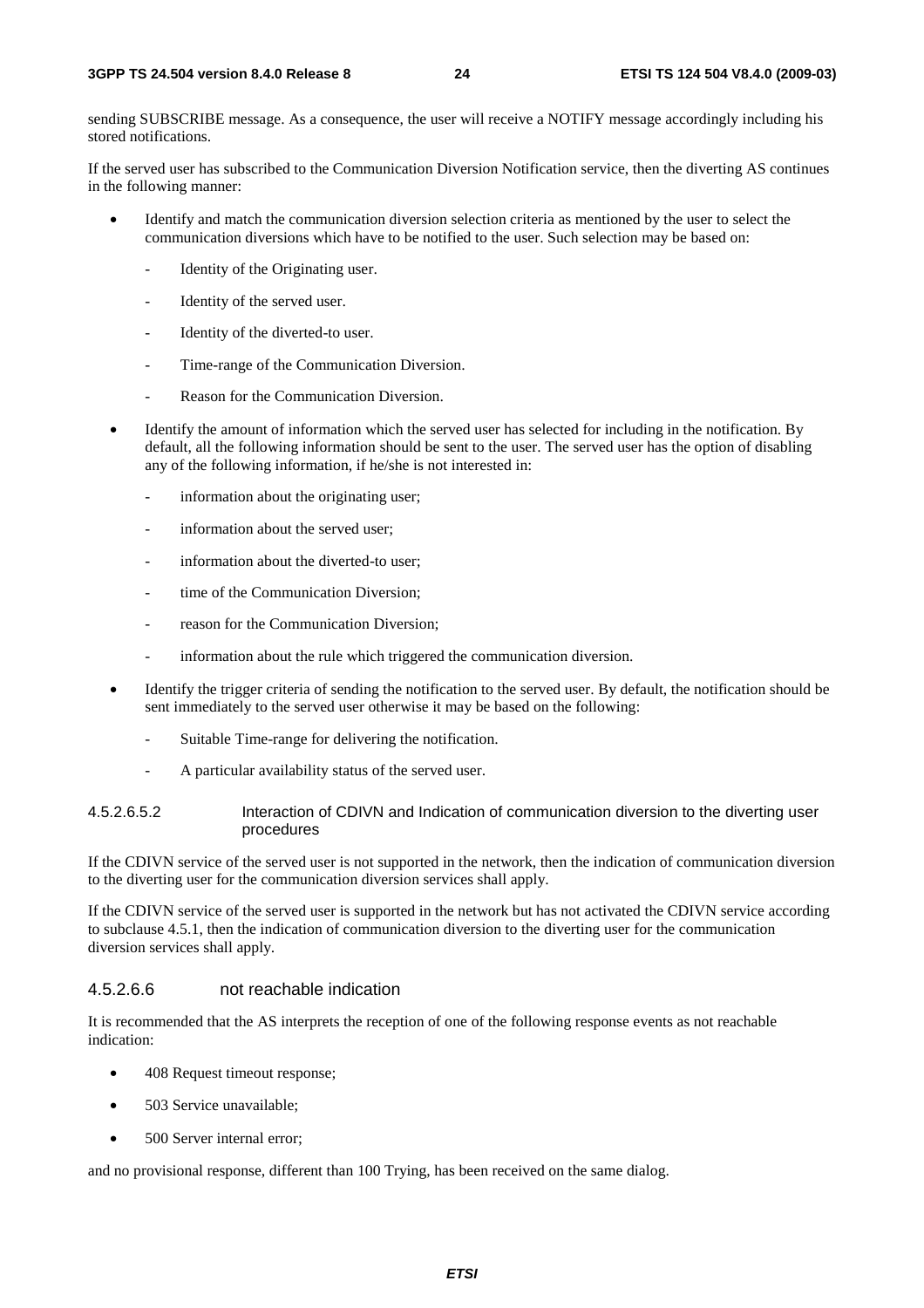sending SUBSCRIBE message. As a consequence, the user will receive a NOTIFY message accordingly including his stored notifications.

If the served user has subscribed to the Communication Diversion Notification service, then the diverting AS continues in the following manner:

- Identify and match the communication diversion selection criteria as mentioned by the user to select the communication diversions which have to be notified to the user. Such selection may be based on:
  - Identity of the Originating user.
  - Identity of the served user.
  - Identity of the diverted-to user.
  - Time-range of the Communication Diversion.
  - Reason for the Communication Diversion.
- Identify the amount of information which the served user has selected for including in the notification. By default, all the following information should be sent to the user. The served user has the option of disabling any of the following information, if he/she is not interested in:
  - information about the originating user;
  - information about the served user;
  - information about the diverted-to user;
  - time of the Communication Diversion;
  - reason for the Communication Diversion;
  - information about the rule which triggered the communication diversion.
- Identify the trigger criteria of sending the notification to the served user. By default, the notification should be sent immediately to the served user otherwise it may be based on the following:
  - Suitable Time-range for delivering the notification.
  - A particular availability status of the served user.

##### 4.5.2.6.5.2 Interaction of CDIVN and Indication of communication diversion to the diverting user procedures

If the CDIVN service of the served user is not supported in the network, then the indication of communication diversion to the diverting user for the communication diversion services shall apply.

If the CDIVN service of the served user is supported in the network but has not activated the CDIVN service according to subclause 4.5.1, then the indication of communication diversion to the diverting user for the communication diversion services shall apply.

#### 4.5.2.6.6 not reachable indication

It is recommended that the AS interprets the reception of one of the following response events as not reachable indication:

- 408 Request timeout response;
- 503 Service unavailable;
- 500 Server internal error;

and no provisional response, different than 100 Trying, has been received on the same dialog.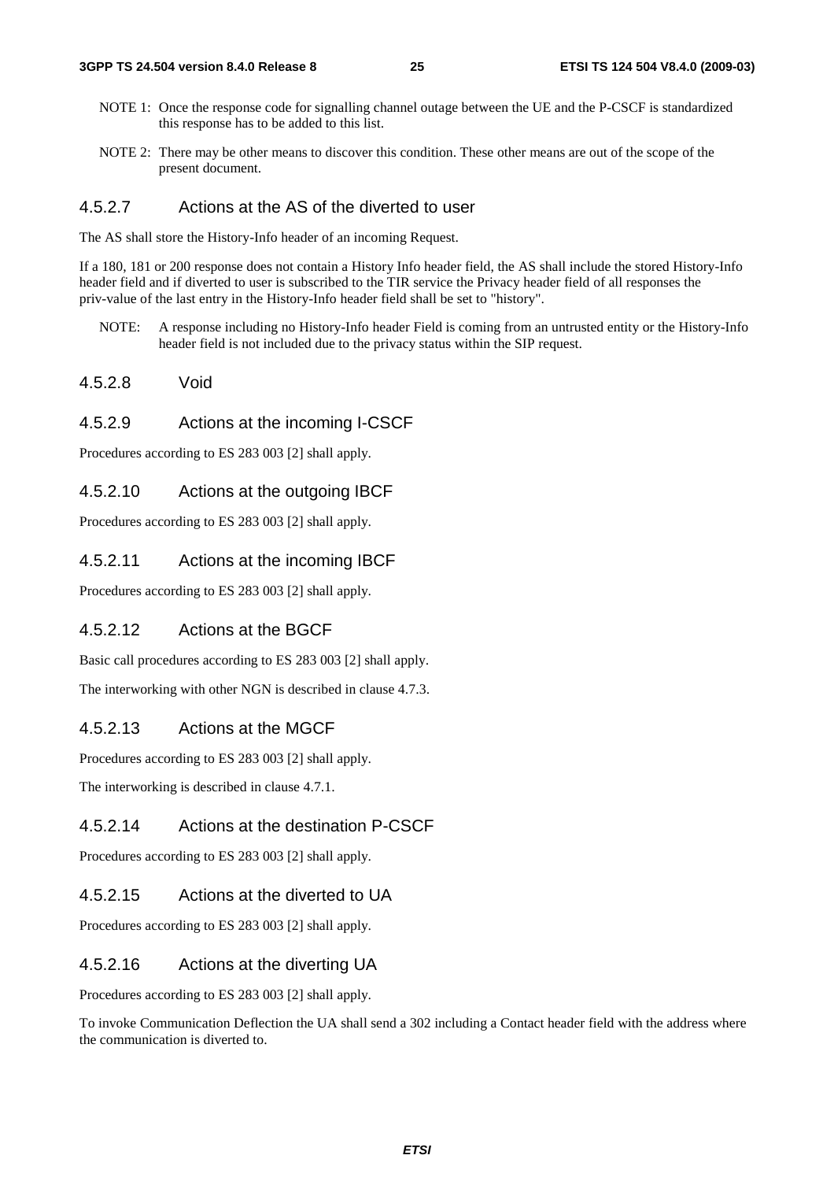NOTE 1: Once the response code for signalling channel outage between the UE and the P-CSCF is standardized this response has to be added to this list.

NOTE 2: There may be other means to discover this condition. These other means are out of the scope of the present document.

#### 4.5.2.7 Actions at the AS of the diverted to user

The AS shall store the History-Info header of an incoming Request.

If a 180, 181 or 200 response does not contain a History Info header field, the AS shall include the stored History-Info header field and if diverted to user is subscribed to the TIR service the Privacy header field of all responses the priv-value of the last entry in the History-Info header field shall be set to "history".

NOTE: A response including no History-Info header Field is coming from an untrusted entity or the History-Info header field is not included due to the privacy status within the SIP request.

#### 4.5.2.8 Void

#### 4.5.2.9 Actions at the incoming I-CSCF

Procedures according to ES 283 003 [2] shall apply.

#### 4.5.2.10 Actions at the outgoing IBCF

Procedures according to ES 283 003 [2] shall apply.

#### 4.5.2.11 Actions at the incoming IBCF

Procedures according to ES 283 003 [2] shall apply.

#### 4.5.2.12 Actions at the BGCF

Basic call procedures according to ES 283 003 [2] shall apply.

The interworking with other NGN is described in clause 4.7.3.

#### 4.5.2.13 Actions at the MGCF

Procedures according to ES 283 003 [2] shall apply.

The interworking is described in clause 4.7.1.

#### 4.5.2.14 Actions at the destination P-CSCF

Procedures according to ES 283 003 [2] shall apply.

#### 4.5.2.15 Actions at the diverted to UA

Procedures according to ES 283 003 [2] shall apply.

#### 4.5.2.16 Actions at the diverting UA

Procedures according to ES 283 003 [2] shall apply.

To invoke Communication Deflection the UA shall send a 302 including a Contact header field with the address where the communication is diverted to.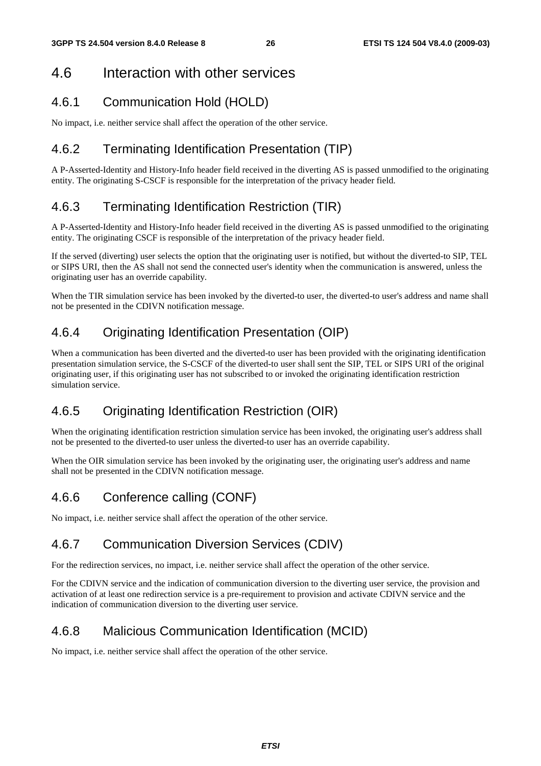## 4.6 Interaction with other services

### 4.6.1 Communication Hold (HOLD)

No impact, i.e. neither service shall affect the operation of the other service.

### 4.6.2 Terminating Identification Presentation (TIP)

A P-Asserted-Identity and History-Info header field received in the diverting AS is passed unmodified to the originating entity. The originating S-CSCF is responsible for the interpretation of the privacy header field.

### 4.6.3 Terminating Identification Restriction (TIR)

A P-Asserted-Identity and History-Info header field received in the diverting AS is passed unmodified to the originating entity. The originating CSCF is responsible of the interpretation of the privacy header field.

If the served (diverting) user selects the option that the originating user is notified, but without the diverted-to SIP, TEL or SIPS URI, then the AS shall not send the connected user's identity when the communication is answered, unless the originating user has an override capability.

When the TIR simulation service has been invoked by the diverted-to user, the diverted-to user's address and name shall not be presented in the CDIVN notification message.

### 4.6.4 Originating Identification Presentation (OIP)

When a communication has been diverted and the diverted-to user has been provided with the originating identification presentation simulation service, the S-CSCF of the diverted-to user shall sent the SIP, TEL or SIPS URI of the original originating user, if this originating user has not subscribed to or invoked the originating identification restriction simulation service.

### 4.6.5 Originating Identification Restriction (OIR)

When the originating identification restriction simulation service has been invoked, the originating user's address shall not be presented to the diverted-to user unless the diverted-to user has an override capability.

When the OIR simulation service has been invoked by the originating user, the originating user's address and name shall not be presented in the CDIVN notification message.

### 4.6.6 Conference calling (CONF)

No impact, i.e. neither service shall affect the operation of the other service.

### 4.6.7 Communication Diversion Services (CDIV)

For the redirection services, no impact, i.e. neither service shall affect the operation of the other service.

For the CDIVN service and the indication of communication diversion to the diverting user service, the provision and activation of at least one redirection service is a pre-requirement to provision and activate CDIVN service and the indication of communication diversion to the diverting user service.

### 4.6.8 Malicious Communication Identification (MCID)

No impact, i.e. neither service shall affect the operation of the other service.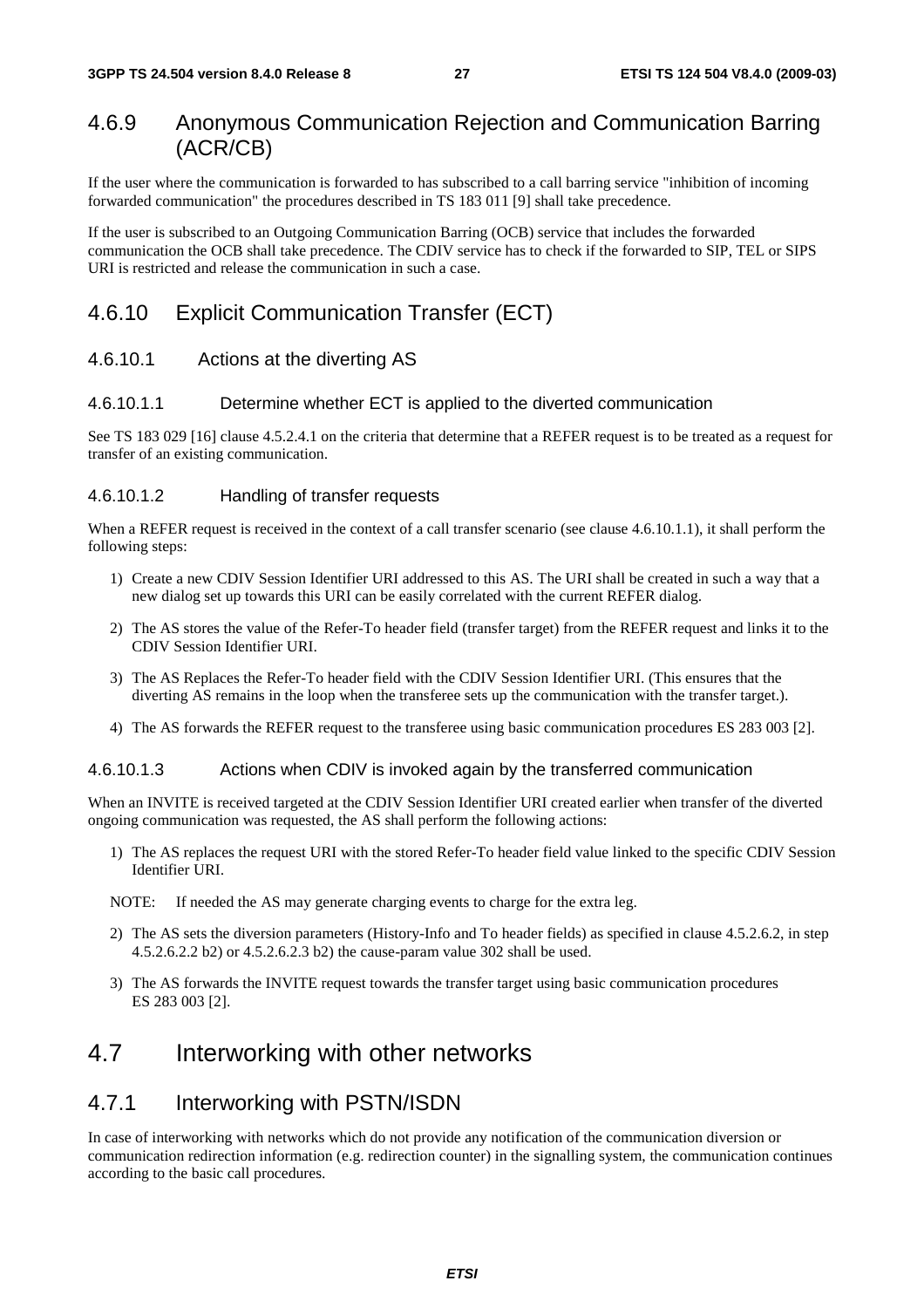## 4.6.9 Anonymous Communication Rejection and Communication Barring (ACR/CB)

If the user where the communication is forwarded to has subscribed to a call barring service "inhibition of incoming forwarded communication" the procedures described in TS 183 011 [9] shall take precedence.

If the user is subscribed to an Outgoing Communication Barring (OCB) service that includes the forwarded communication the OCB shall take precedence. The CDIV service has to check if the forwarded to SIP, TEL or SIPS URI is restricted and release the communication in such a case.

## 4.6.10 Explicit Communication Transfer (ECT)

### 4.6.10.1 Actions at the diverting AS

#### 4.6.10.1.1 Determine whether ECT is applied to the diverted communication

See TS 183 029 [16] clause 4.5.2.4.1 on the criteria that determine that a REFER request is to be treated as a request for transfer of an existing communication.

#### 4.6.10.1.2 Handling of transfer requests

When a REFER request is received in the context of a call transfer scenario (see clause 4.6.10.1.1), it shall perform the following steps:

1) Create a new CDIV Session Identifier URI addressed to this AS. The URI shall be created in such a way that a new dialog set up towards this URI can be easily correlated with the current REFER dialog.

2) The AS stores the value of the Refer-To header field (transfer target) from the REFER request and links it to the CDIV Session Identifier URI.

3) The AS Replaces the Refer-To header field with the CDIV Session Identifier URI. (This ensures that the diverting AS remains in the loop when the transferee sets up the communication with the transfer target.).

4) The AS forwards the REFER request to the transferee using basic communication procedures ES 283 003 [2].

#### 4.6.10.1.3 Actions when CDIV is invoked again by the transferred communication

When an INVITE is received targeted at the CDIV Session Identifier URI created earlier when transfer of the diverted ongoing communication was requested, the AS shall perform the following actions:

1) The AS replaces the request URI with the stored Refer-To header field value linked to the specific CDIV Session Identifier URI.

NOTE: If needed the AS may generate charging events to charge for the extra leg.

2) The AS sets the diversion parameters (History-Info and To header fields) as specified in clause 4.5.2.6.2, in step 4.5.2.6.2.2 b2) or 4.5.2.6.2.3 b2) the cause-param value 302 shall be used.

3) The AS forwards the INVITE request towards the transfer target using basic communication procedures ES 283 003 [2].

# 4.7 Interworking with other networks

## 4.7.1 Interworking with PSTN/ISDN

In case of interworking with networks which do not provide any notification of the communication diversion or communication redirection information (e.g. redirection counter) in the signalling system, the communication continues according to the basic call procedures.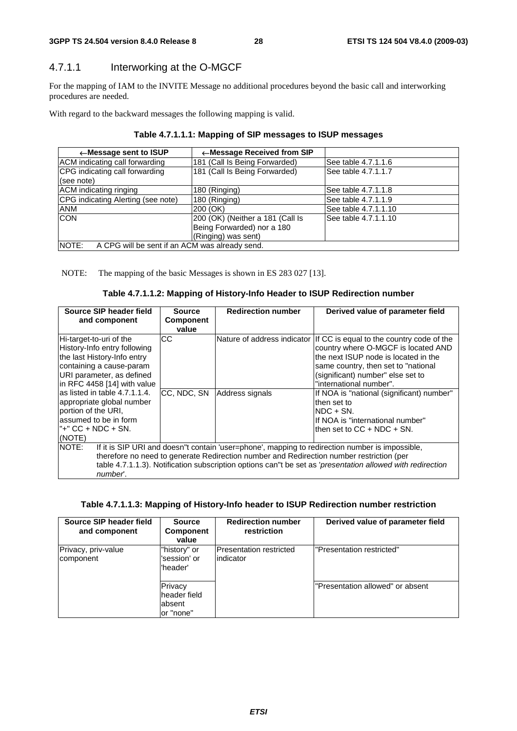### 4.7.1.1 Interworking at the O-MGCF

For the mapping of IAM to the INVITE Message no additional procedures beyond the basic call and interworking procedures are needed.

With regard to the backward messages the following mapping is valid.

**Table 4.7.1.1.1: Mapping of SIP messages to ISUP messages**

| ←Message sent to ISUP | ←Message Received from SIP | |
|---|---|---|
| ACM indicating call forwarding | 181 (Call Is Being Forwarded) | See table 4.7.1.1.6 |
| CPG indicating call forwarding (see note) | 181 (Call Is Being Forwarded) | See table 4.7.1.1.7 |
| ACM indicating ringing | 180 (Ringing) | See table 4.7.1.1.8 |
| CPG indicating Alerting (see note) | 180 (Ringing) | See table 4.7.1.1.9 |
| ANM | 200 (OK) | See table 4.7.1.1.10 |
| CON | 200 (OK) (Neither a 181 (Call Is Being Forwarded) nor a 180 (Ringing) was sent) | See table 4.7.1.1.10 |
| NOTE: A CPG will be sent if an ACM was already send. | | |

NOTE: The mapping of the basic Messages is shown in ES 283 027 [13].

**Table 4.7.1.1.2: Mapping of History-Info Header to ISUP Redirection number**

| Source SIP header field and component | Source Component value | Redirection number | Derived value of parameter field |
|---|---|---|---|
| Hi-target-to-uri of the History-Info entry following the last History-Info entry containing a cause-param URI parameter, as defined in RFC 4458 [14] with value as listed in table 4.7.1.1.4. appropriate global number portion of the URI, assumed to be in form "+" CC + NDC + SN. (NOTE) | CC | Nature of address indicator | If CC is equal to the country code of the country where O-MGCF is located AND the next ISUP node is located in the same country, then set to "national (significant) number" else set to "international number". |
| | CC, NDC, SN | Address signals | If NOA is "national (significant) number" then set to NDC + SN. If NOA is "international number" then set to CC + NDC + SN. |
| NOTE: If it is SIP URI and doesn"t contain 'user=phone', mapping to redirection number is impossible, therefore no need to generate Redirection number and Redirection number restriction (per table 4.7.1.1.3). Notification subscription options can"t be set as '*presentation allowed with redirection number*'. | | | |

**Table 4.7.1.1.3: Mapping of History-Info header to ISUP Redirection number restriction**

| Source SIP header field and component | Source Component value | Redirection number restriction | Derived value of parameter field |
|---|---|---|---|
| Privacy, priv-value component | "history" or 'session' or 'header' | Presentation restricted indicator | "Presentation restricted" |
| | Privacy header field absent or "none" | | "Presentation allowed" or absent |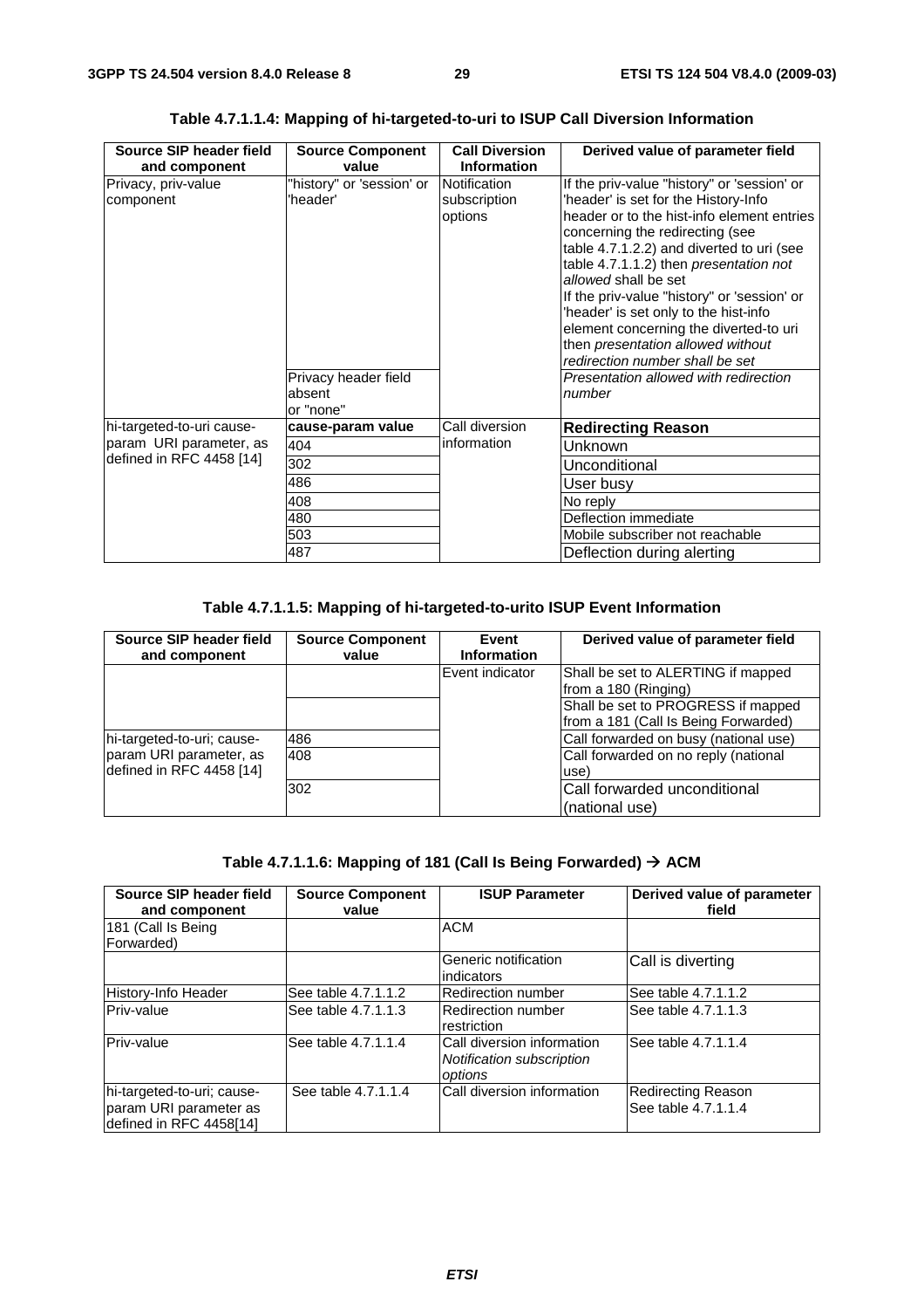**Table 4.7.1.1.4: Mapping of hi-targeted-to-uri to ISUP Call Diversion Information**

| Source SIP header field and component | Source Component value | Call Diversion Information | Derived value of parameter field |
|---|---|---|---|
| Privacy, priv-value component | "history" or 'session' or 'header' | Notification subscription options | If the priv-value "history" or 'session' or 'header' is set for the History-Info header or to the hist-info element entries concerning the redirecting (see table 4.7.1.2.2) and diverted to uri (see table 4.7.1.1.2) then *presentation not allowed* shall be set<br>If the priv-value "history" or 'session' or 'header' is set only to the hist-info element concerning the diverted-to uri then *presentation allowed without redirection number shall be set* |
| | Privacy header field absent or "none" | | *Presentation allowed with redirection number* |
| hi-targeted-to-uri cause-param URI parameter, as defined in RFC 4458 [14] | **cause-param value** | Call diversion information | **Redirecting Reason** |
| | 404 | | Unknown |
| | 302 | | Unconditional |
| | 486 | | User busy |
| | 408 | | No reply |
| | 480 | | Deflection immediate |
| | 503 | | Mobile subscriber not reachable |
| | 487 | | Deflection during alerting |

**Table 4.7.1.1.5: Mapping of hi-targeted-to-urito ISUP Event Information**

| Source SIP header field and component | Source Component value | Event Information | Derived value of parameter field |
|---|---|---|---|
| | | Event indicator | Shall be set to ALERTING if mapped from a 180 (Ringing) |
| | | | Shall be set to PROGRESS if mapped from a 181 (Call Is Being Forwarded) |
| hi-targeted-to-uri; cause-param URI parameter, as defined in RFC 4458 [14] | 486 | | Call forwarded on busy (national use) |
| | 408 | | Call forwarded on no reply (national use) |
| | 302 | | Call forwarded unconditional (national use) |

**Table 4.7.1.1.6: Mapping of 181 (Call Is Being Forwarded) → ACM**

| Source SIP header field and component | Source Component value | ISUP Parameter | Derived value of parameter field |
|---|---|---|---|
| 181 (Call Is Being Forwarded) | | ACM | |
| | | Generic notification indicators | Call is diverting |
| History-Info Header | See table 4.7.1.1.2 | Redirection number | See table 4.7.1.1.2 |
| Priv-value | See table 4.7.1.1.3 | Redirection number restriction | See table 4.7.1.1.3 |
| Priv-value | See table 4.7.1.1.4 | Call diversion information *Notification subscription options* | See table 4.7.1.1.4 |
| hi-targeted-to-uri; cause-param URI parameter as defined in RFC 4458[14] | See table 4.7.1.1.4 | Call diversion information | Redirecting Reason See table 4.7.1.1.4 |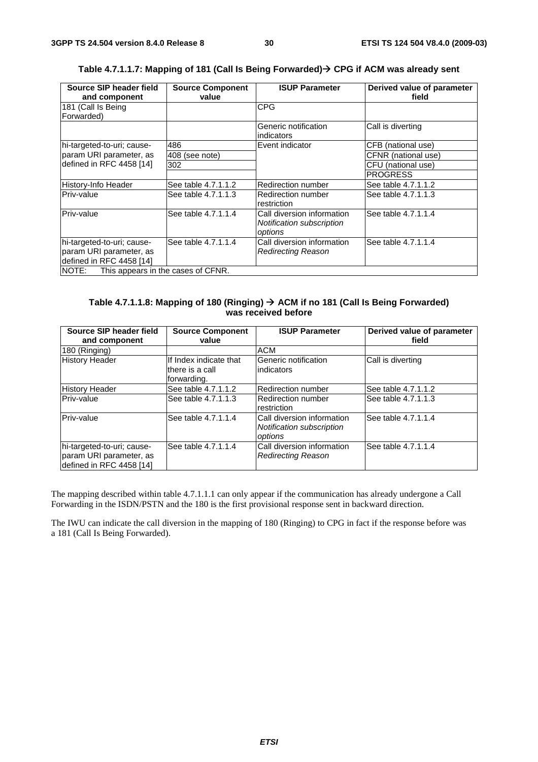**Table 4.7.1.1.7: Mapping of 181 (Call Is Being Forwarded)→ CPG if ACM was already sent**

| Source SIP header field and component | Source Component value | ISUP Parameter | Derived value of parameter field |
|---|---|---|---|
| 181 (Call Is Being Forwarded) | | CPG | |
| | | Generic notification indicators | Call is diverting |
| hi-targeted-to-uri; cause-param URI parameter, as defined in RFC 4458 [14] | 486 | Event indicator | CFB (national use) |
| | 408 (see note) | | CFNR (national use) |
| | 302 | | CFU (national use) |
| | | | PROGRESS |
| History-Info Header | See table 4.7.1.1.2 | Redirection number | See table 4.7.1.1.2 |
| Priv-value | See table 4.7.1.1.3 | Redirection number restriction | See table 4.7.1.1.3 |
| Priv-value | See table 4.7.1.1.4 | Call diversion information *Notification subscription options* | See table 4.7.1.1.4 |
| hi-targeted-to-uri; cause-param URI parameter, as defined in RFC 4458 [14] | See table 4.7.1.1.4 | Call diversion information *Redirecting Reason* | See table 4.7.1.1.4 |
| NOTE: This appears in the cases of CFNR. | | | |

**Table 4.7.1.1.8: Mapping of 180 (Ringing) → ACM if no 181 (Call Is Being Forwarded) was received before**

| Source SIP header field and component | Source Component value | ISUP Parameter | Derived value of parameter field |
|---|---|---|---|
| 180 (Ringing) | | ACM | |
| History Header | If Index indicate that there is a call forwarding. | Generic notification indicators | Call is diverting |
| History Header | See table 4.7.1.1.2 | Redirection number | See table 4.7.1.1.2 |
| Priv-value | See table 4.7.1.1.3 | Redirection number restriction | See table 4.7.1.1.3 |
| Priv-value | See table 4.7.1.1.4 | Call diversion information *Notification subscription options* | See table 4.7.1.1.4 |
| hi-targeted-to-uri; cause-param URI parameter, as defined in RFC 4458 [14] | See table 4.7.1.1.4 | Call diversion information *Redirecting Reason* | See table 4.7.1.1.4 |

The mapping described within table 4.7.1.1.1 can only appear if the communication has already undergone a Call Forwarding in the ISDN/PSTN and the 180 is the first provisional response sent in backward direction.

The IWU can indicate the call diversion in the mapping of 180 (Ringing) to CPG in fact if the response before was a 181 (Call Is Being Forwarded).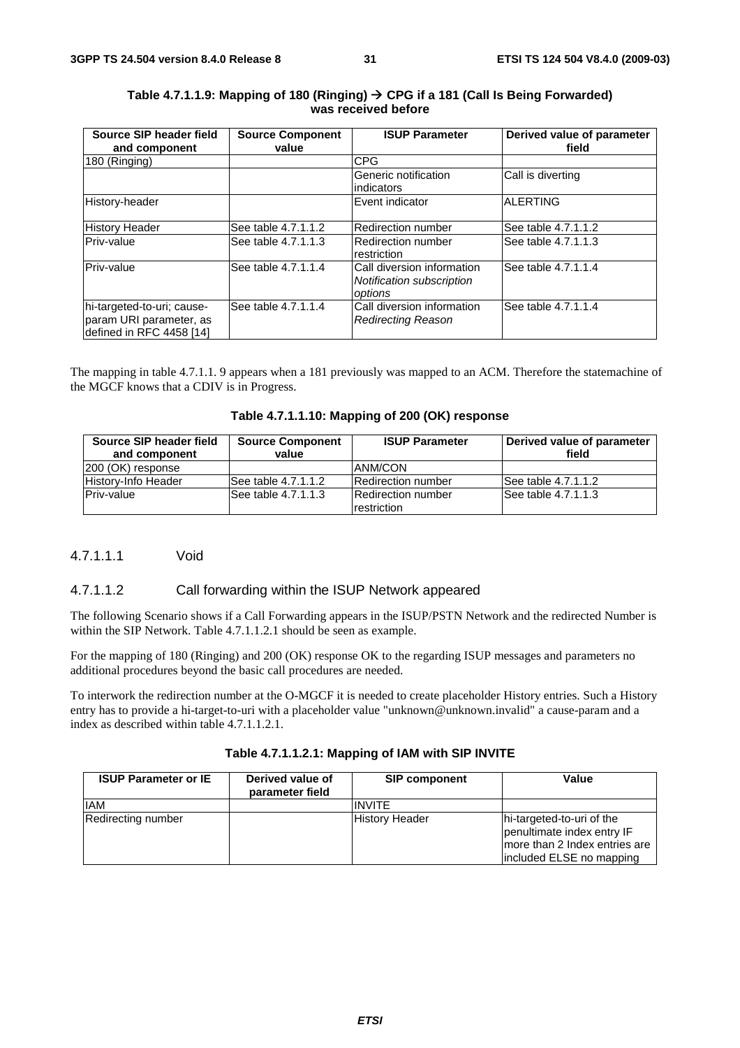**Table 4.7.1.1.9: Mapping of 180 (Ringing) → CPG if a 181 (Call Is Being Forwarded) was received before**

| Source SIP header field and component | Source Component value | ISUP Parameter | Derived value of parameter field |
|---|---|---|---|
| 180 (Ringing) | | CPG | |
| | | Generic notification indicators | Call is diverting |
| History-header | | Event indicator | ALERTING |
| History Header | See table 4.7.1.1.2 | Redirection number | See table 4.7.1.1.2 |
| Priv-value | See table 4.7.1.1.3 | Redirection number restriction | See table 4.7.1.1.3 |
| Priv-value | See table 4.7.1.1.4 | Call diversion information *Notification subscription options* | See table 4.7.1.1.4 |
| hi-targeted-to-uri; cause-param URI parameter, as defined in RFC 4458 [14] | See table 4.7.1.1.4 | Call diversion information *Redirecting Reason* | See table 4.7.1.1.4 |

The mapping in table 4.7.1.1. 9 appears when a 181 previously was mapped to an ACM. Therefore the statemachine of the MGCF knows that a CDIV is in Progress.

**Table 4.7.1.1.10: Mapping of 200 (OK) response**

| Source SIP header field and component | Source Component value | ISUP Parameter | Derived value of parameter field |
|---|---|---|---|
| 200 (OK) response | | ANM/CON | |
| History-Info Header | See table 4.7.1.1.2 | Redirection number | See table 4.7.1.1.2 |
| Priv-value | See table 4.7.1.1.3 | Redirection number restriction | See table 4.7.1.1.3 |

#### 4.7.1.1.1 Void

#### 4.7.1.1.2 Call forwarding within the ISUP Network appeared

The following Scenario shows if a Call Forwarding appears in the ISUP/PSTN Network and the redirected Number is within the SIP Network. Table 4.7.1.1.2.1 should be seen as example.

For the mapping of 180 (Ringing) and 200 (OK) response OK to the regarding ISUP messages and parameters no additional procedures beyond the basic call procedures are needed.

To interwork the redirection number at the O-MGCF it is needed to create placeholder History entries. Such a History entry has to provide a hi-target-to-uri with a placeholder value "unknown@unknown.invalid" a cause-param and a index as described within table 4.7.1.1.2.1.

**Table 4.7.1.1.2.1: Mapping of IAM with SIP INVITE**

| ISUP Parameter or IE | Derived value of parameter field | SIP component | Value |
|---|---|---|---|
| IAM | | INVITE | |
| Redirecting number | | History Header | hi-targeted-to-uri of the penultimate index entry IF more than 2 Index entries are included ELSE no mapping |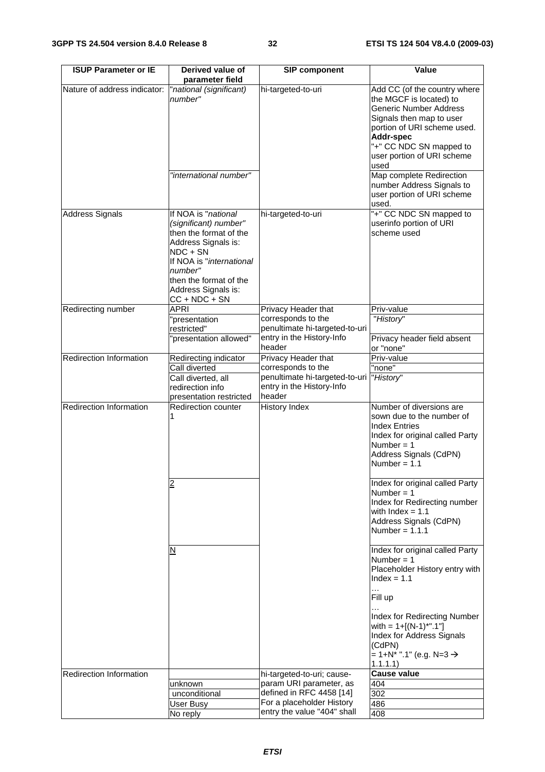| ISUP Parameter or IE | Derived value of parameter field | SIP component | Value |
|---|---|---|---|
| Nature of address indicator: | *"national (significant) number"* | hi-targeted-to-uri | Add CC (of the country where the MGCF is located) to Generic Number Address Signals then map to user portion of URI scheme used. **Addr-spec** "+" CC NDC SN mapped to user portion of URI scheme used |
| | *"international number"* | | Map complete Redirection number Address Signals to user portion of URI scheme used. |
| Address Signals | If NOA is "*national (significant) number"* then the format of the Address Signals is: NDC + SN If NOA is "*international number"* then the format of the Address Signals is: CC + NDC + SN | hi-targeted-to-uri | "+" CC NDC SN mapped to userinfo portion of URI scheme used |
| Redirecting number | APRI | Privacy Header that corresponds to the penultimate hi-targeted-to-uri entry in the History-Info header | Priv-value |
| | "presentation restricted" | | *"History*" |
| | "presentation allowed" | | Privacy header field absent or "none" |
| Redirection Information | Redirecting indicator | Privacy Header that corresponds to the penultimate hi-targeted-to-uri entry in the History-Info header | Priv-value |
| | Call diverted | | "none" |
| | Call diverted, all redirection info presentation restricted | | *"History*" |
| Redirection Information | Redirection counter 1 | History Index | Number of diversions are sown due to the number of Index Entries Index for original called Party Number = 1 Address Signals (CdPN) Number = 1.1 |
| | 2 | | Index for original called Party Number = 1 Index for Redirecting number with Index = 1.1 Address Signals (CdPN) Number = 1.1.1 |
| | N | | Index for original called Party Number = 1 Placeholder History entry with Index = 1.1 … Fill up … Index for Redirecting Number with = 1+[(N-1)*".1"] Index for Address Signals (CdPN) = 1+N* ".1" (e.g. N=3 → 1.1.1.1) |
| Redirection Information | | hi-targeted-to-uri; cause-param URI parameter, as defined in RFC 4458 [14] For a placeholder History entry the value "404" shall | **Cause value** |
| | unknown | | 404 |
| | unconditional | | 302 |
| | User Busy | | 486 |
| | No reply | | 408 |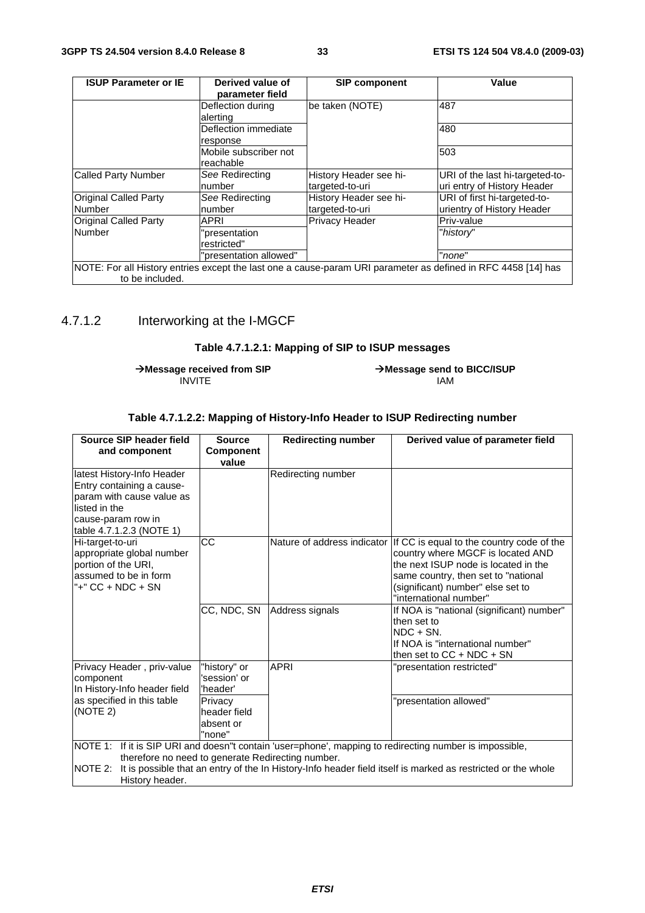| ISUP Parameter or IE | Derived value of parameter field | SIP component | Value |
|---|---|---|---|
| | Deflection during alerting | be taken (NOTE) | 487 |
| | Deflection immediate response | | 480 |
| | Mobile subscriber not reachable | | 503 |
| Called Party Number | *See* Redirecting number | History Header see hi-targeted-to-uri | URI of the last hi-targeted-to-uri entry of History Header |
| Original Called Party Number | *See* Redirecting number | History Header see hi-targeted-to-uri | URI of first hi-targeted-to-urientry of History Header |
| Original Called Party Number | APRI | Privacy Header | Priv-value |
| | "presentation restricted" | | "*history*" |
| | "presentation allowed" | | "*none*" |
| NOTE: For all History entries except the last one a cause-param URI parameter as defined in RFC 4458 [14] has to be included. | | | |

### 4.7.1.2 Interworking at the I-MGCF

**Table 4.7.1.2.1: Mapping of SIP to ISUP messages**

| →Message received from SIP | →Message send to BICC/ISUP |
|---|---|
| INVITE | IAM |

**Table 4.7.1.2.2: Mapping of History-Info Header to ISUP Redirecting number**

| Source SIP header field and component | Source Component value | Redirecting number | Derived value of parameter field |
|---|---|---|---|
| latest History-Info Header Entry containing a cause-param with cause value as listed in the cause-param row in table 4.7.1.2.3 (NOTE 1) | | Redirecting number | |
| Hi-target-to-uri appropriate global number portion of the URI, assumed to be in form "+" CC + NDC + SN | CC | Nature of address indicator | If CC is equal to the country code of the country where MGCF is located AND the next ISUP node is located in the same country, then set to "national (significant) number" else set to "international number" |
| | CC, NDC, SN | Address signals | If NOA is "national (significant) number" then set to NDC + SN. If NOA is "international number" then set to CC + NDC + SN |
| Privacy Header , priv-value component In History-Info header field as specified in this table (NOTE 2) | "history" or 'session' or 'header' | APRI | "presentation restricted" |
| | Privacy header field absent or "none" | | "presentation allowed" |
| NOTE 1: If it is SIP URI and doesn"t contain 'user=phone', mapping to redirecting number is impossible, therefore no need to generate Redirecting number. NOTE 2: It is possible that an entry of the In History-Info header field itself is marked as restricted or the whole History header. | | | |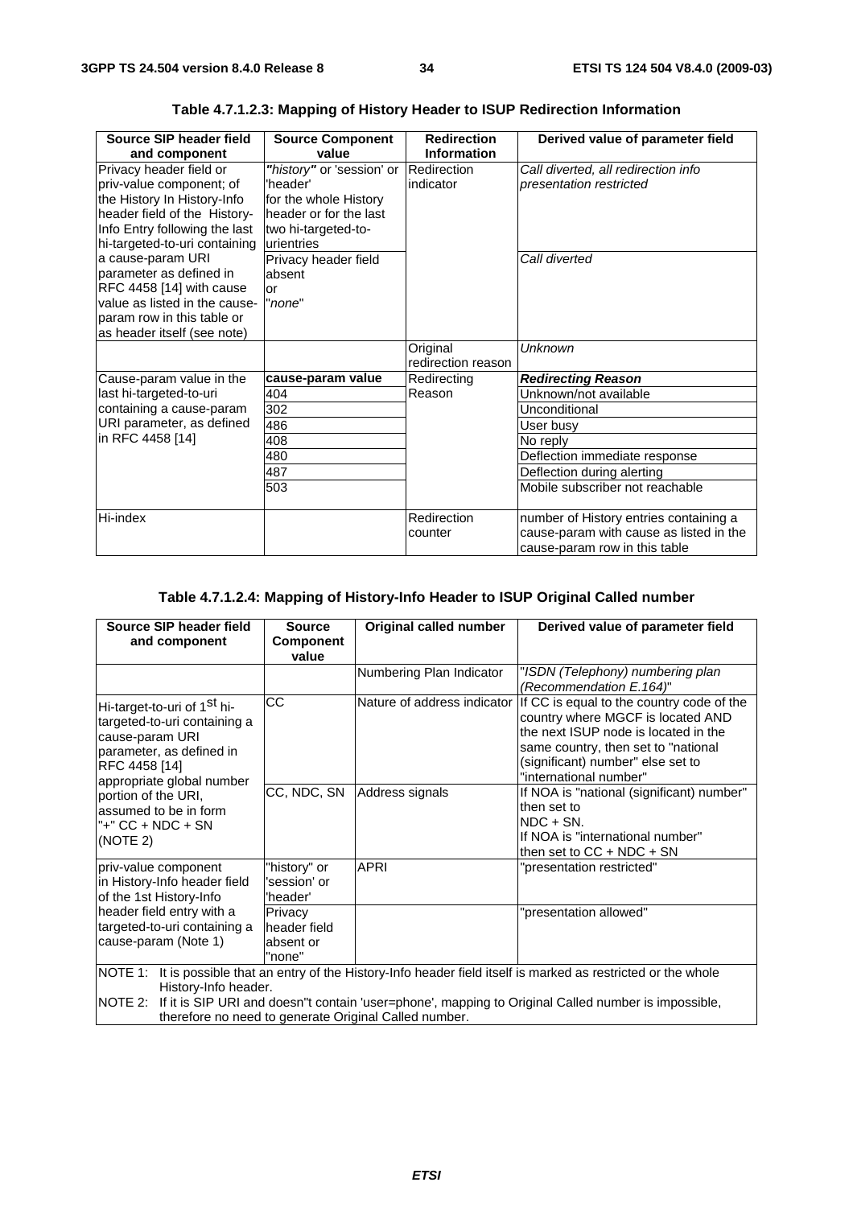**Table 4.7.1.2.3: Mapping of History Header to ISUP Redirection Information**

| Source SIP header field and component | Source Component value | Redirection Information | Derived value of parameter field |
|---|---|---|---|
| Privacy header field or priv-value component; of the History In History-Info header field of the History-Info Entry following the last hi-targeted-to-uri containing a cause-param URI parameter as defined in RFC 4458 [14] with cause value as listed in the cause-param row in this table or as header itself (see note) | *"history"* or 'session' or 'header' for the whole History header or for the last two hi-targeted-to-urientries | Redirection indicator | *Call diverted, all redirection info presentation restricted* |
| | Privacy header field absent or *"none"* | | *Call diverted* |
| | | Original redirection reason | *Unknown* |
| Cause-param value in the last hi-targeted-to-uri containing a cause-param URI parameter, as defined in RFC 4458 [14] | **cause-param value** | Redirecting Reason | ***Redirecting Reason*** |
| | 404 | | Unknown/not available |
| | 302 | | Unconditional |
| | 486 | | User busy |
| | 408 | | No reply |
| | 480 | | Deflection immediate response |
| | 487 | | Deflection during alerting |
| | 503 | | Mobile subscriber not reachable |
| Hi-index | | Redirection counter | number of History entries containing a cause-param with cause as listed in the cause-param row in this table |

**Table 4.7.1.2.4: Mapping of History-Info Header to ISUP Original Called number**

| Source SIP header field and component | Source Component value | Original called number | Derived value of parameter field |
|---|---|---|---|
| | | Numbering Plan Indicator | "*ISDN (Telephony) numbering plan (Recommendation E.164)*" |
| Hi-target-to-uri of 1st hi-targeted-to-uri containing a cause-param URI parameter, as defined in RFC 4458 [14] appropriate global number portion of the URI, assumed to be in form "+" CC + NDC + SN (NOTE 2) | CC | Nature of address indicator | If CC is equal to the country code of the country where MGCF is located AND the next ISUP node is located in the same country, then set to "national (significant) number" else set to "international number" |
| | CC, NDC, SN | Address signals | If NOA is "national (significant) number" then set to NDC + SN. If NOA is "international number" then set to CC + NDC + SN |
| priv-value component in History-Info header field of the 1st History-Info header field entry with a targeted-to-uri containing a cause-param (Note 1) | "history" or 'session' or 'header' | APRI | "presentation restricted" |
| | Privacy header field absent or "none" | | "presentation allowed" |

NOTE 1: It is possible that an entry of the History-Info header field itself is marked as restricted or the whole History-Info header.

NOTE 2: If it is SIP URI and doesn"t contain 'user=phone', mapping to Original Called number is impossible, therefore no need to generate Original Called number.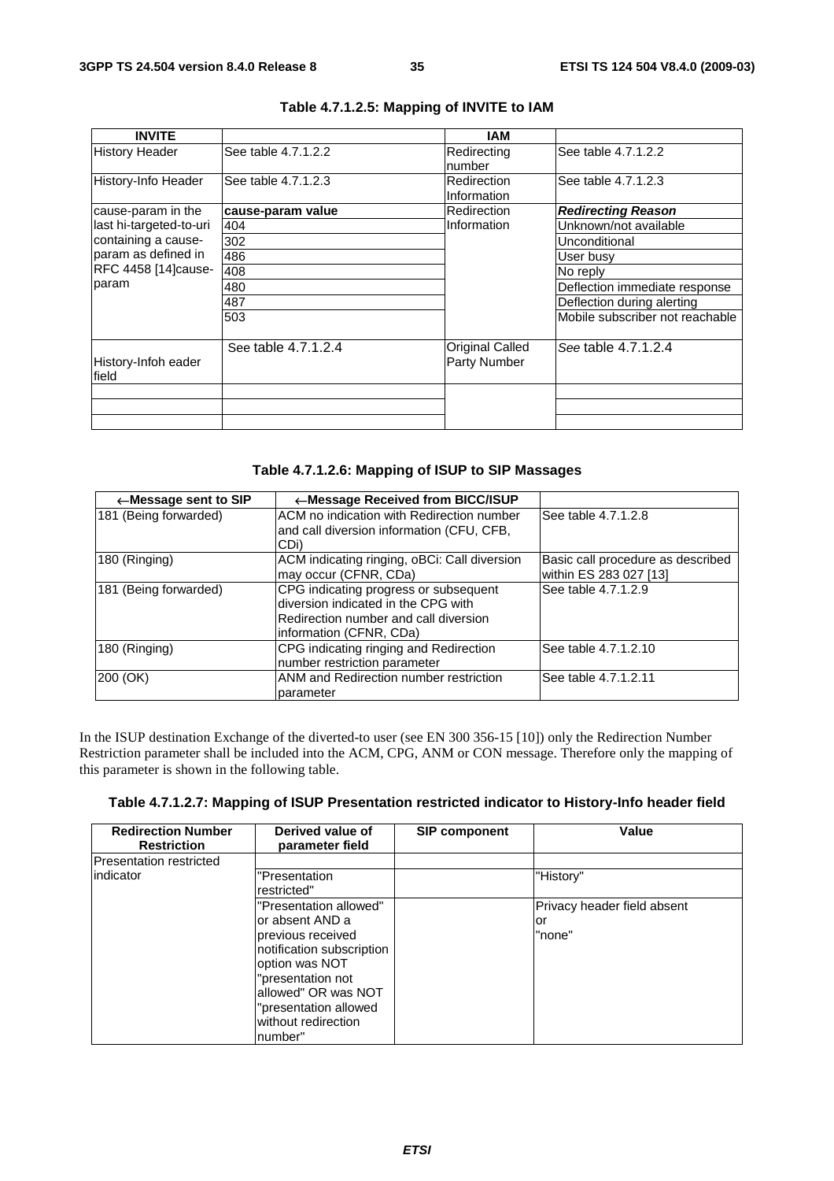**Table 4.7.1.2.5: Mapping of INVITE to IAM**

| INVITE | | IAM | |
|---|---|---|---|
| History Header | See table 4.7.1.2.2 | Redirecting number | See table 4.7.1.2.2 |
| History-Info Header | See table 4.7.1.2.3 | Redirection Information | See table 4.7.1.2.3 |
| cause-param in the last hi-targeted-to-uri containing a cause-param as defined in RFC 4458 [14]cause-param | **cause-param value** | Redirection Information | ***Redirecting Reason*** |
| | 404 | | Unknown/not available |
| | 302 | | Unconditional |
| | 486 | | User busy |
| | 408 | | No reply |
| | 480 | | Deflection immediate response |
| | 487 | | Deflection during alerting |
| | 503 | | Mobile subscriber not reachable |
| History-Infoh eader field | See table 4.7.1.2.4 | Original Called Party Number | *See* table 4.7.1.2.4 |
| | | | |
| | | | |
| | | | |

**Table 4.7.1.2.6: Mapping of ISUP to SIP Massages**

| ←Message sent to SIP | ←Message Received from BICC/ISUP | |
|---|---|---|
| 181 (Being forwarded) | ACM no indication with Redirection number and call diversion information (CFU, CFB, CDi) | See table 4.7.1.2.8 |
| 180 (Ringing) | ACM indicating ringing, oBCi: Call diversion may occur (CFNR, CDa) | Basic call procedure as described within ES 283 027 [13] |
| 181 (Being forwarded) | CPG indicating progress or subsequent diversion indicated in the CPG with Redirection number and call diversion information (CFNR, CDa) | See table 4.7.1.2.9 |
| 180 (Ringing) | CPG indicating ringing and Redirection number restriction parameter | See table 4.7.1.2.10 |
| 200 (OK) | ANM and Redirection number restriction parameter | See table 4.7.1.2.11 |

In the ISUP destination Exchange of the diverted-to user (see EN 300 356-15 [10]) only the Redirection Number Restriction parameter shall be included into the ACM, CPG, ANM or CON message. Therefore only the mapping of this parameter is shown in the following table.

**Table 4.7.1.2.7: Mapping of ISUP Presentation restricted indicator to History-Info header field**

| Redirection Number Restriction | Derived value of parameter field | SIP component | Value |
|---|---|---|---|
| Presentation restricted indicator | | | |
| | "Presentation restricted" | | "History" |
| | "Presentation allowed" or absent AND a previous received notification subscription option was NOT "presentation not allowed" OR was NOT "presentation allowed without redirection number" | | Privacy header field absent or "none" |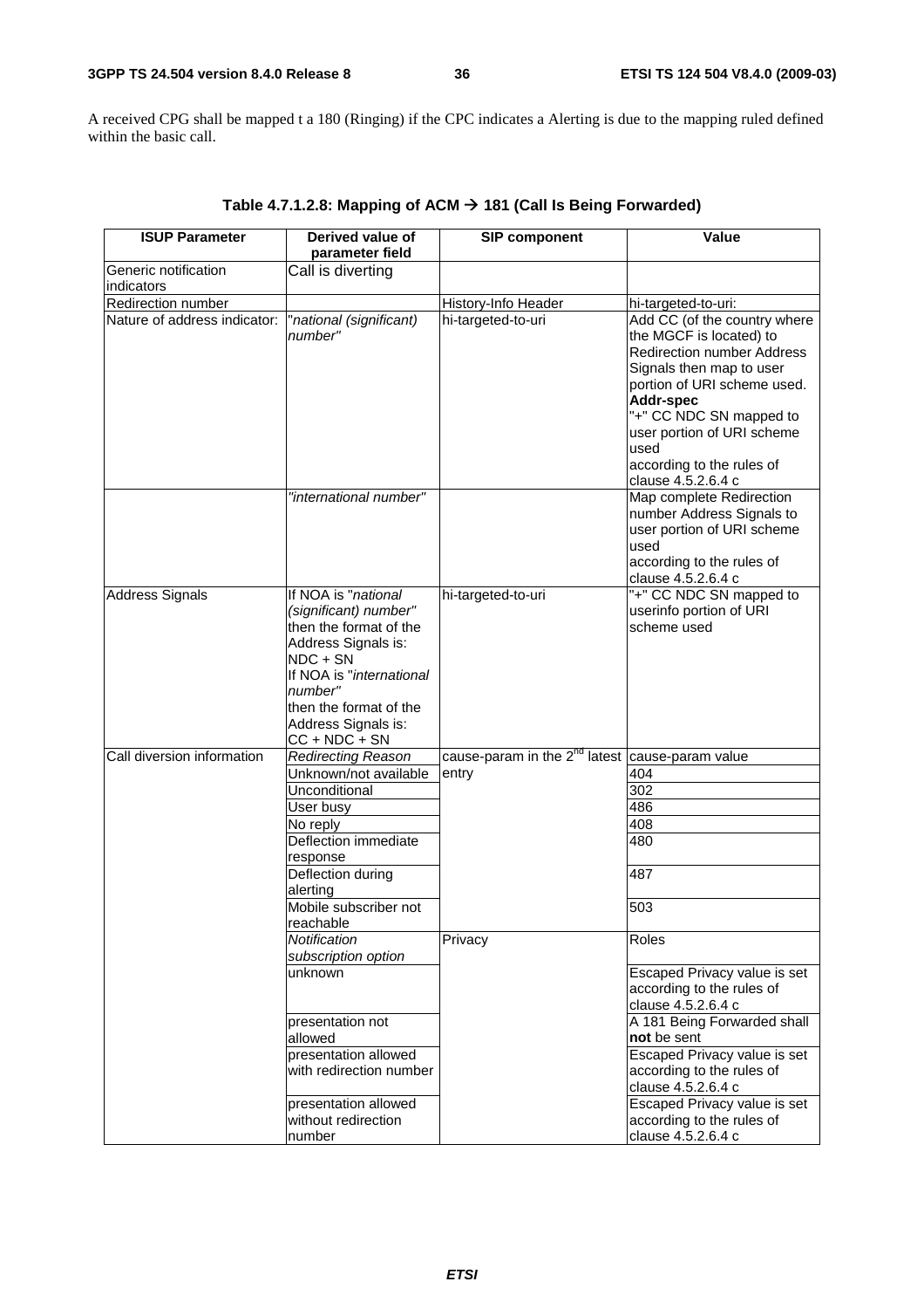A received CPG shall be mapped t a 180 (Ringing) if the CPC indicates a Alerting is due to the mapping ruled defined within the basic call.

**Table 4.7.1.2.8: Mapping of ACM → 181 (Call Is Being Forwarded)**

| ISUP Parameter | Derived value of parameter field | SIP component | Value |
|---|---|---|---|
| Generic notification indicators | Call is diverting | | |
| Redirection number | | History-Info Header | hi-targeted-to-uri: |
| Nature of address indicator: | *"national (significant) number"* | hi-targeted-to-uri | Add CC (of the country where the MGCF is located) to Redirection number Address Signals then map to user portion of URI scheme used. **Addr-spec** "+" CC NDC SN mapped to user portion of URI scheme used according to the rules of clause 4.5.2.6.4 c |
| | *"international number"* | | Map complete Redirection number Address Signals to user portion of URI scheme used according to the rules of clause 4.5.2.6.4 c |
| Address Signals | If NOA is "*national (significant) number"* then the format of the Address Signals is: NDC + SN If NOA is "*international number"* then the format of the Address Signals is: CC + NDC + SN | hi-targeted-to-uri | "+" CC NDC SN mapped to userinfo portion of URI scheme used |
| Call diversion information | *Redirecting Reason* | cause-param in the 2nd latest entry | cause-param value |
| | Unknown/not available | | 404 |
| | Unconditional | | 302 |
| | User busy | | 486 |
| | No reply | | 408 |
| | Deflection immediate response | | 480 |
| | Deflection during alerting | | 487 |
| | Mobile subscriber not reachable | | 503 |
| | *Notification subscription option* | Privacy | Roles |
| | unknown | | Escaped Privacy value is set according to the rules of clause 4.5.2.6.4 c |
| | presentation not allowed | | A 181 Being Forwarded shall **not** be sent |
| | presentation allowed with redirection number | | Escaped Privacy value is set according to the rules of clause 4.5.2.6.4 c |
| | presentation allowed without redirection number | | Escaped Privacy value is set according to the rules of clause 4.5.2.6.4 c |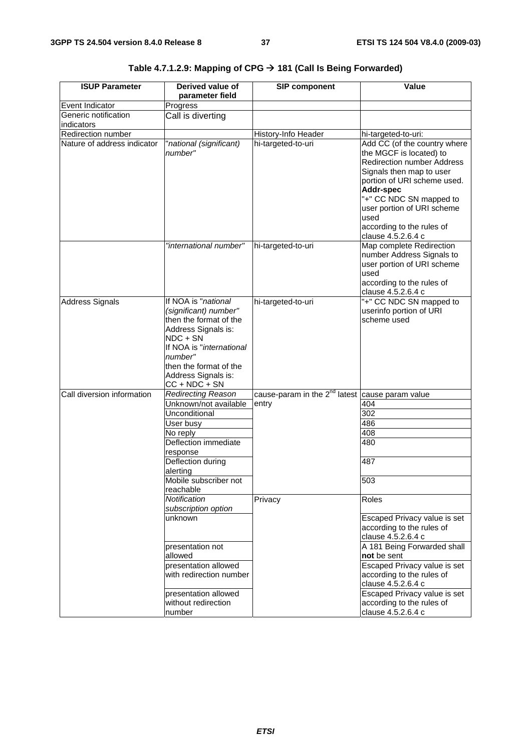**Table 4.7.1.2.9: Mapping of CPG → 181 (Call Is Being Forwarded)**

| ISUP Parameter | Derived value of parameter field | SIP component | Value |
|---|---|---|---|
| Event Indicator | Progress | | |
| Generic notification indicators | Call is diverting | | |
| Redirection number | | History-Info Header | hi-targeted-to-uri: |
| Nature of address indicator | *"national (significant) number"* | hi-targeted-to-uri | Add CC (of the country where the MGCF is located) to Redirection number Address Signals then map to user portion of URI scheme used. **Addr-spec** "+" CC NDC SN mapped to user portion of URI scheme used according to the rules of clause 4.5.2.6.4 c |
| | *"international number"* | hi-targeted-to-uri | Map complete Redirection number Address Signals to user portion of URI scheme used according to the rules of clause 4.5.2.6.4 c |
| Address Signals | If NOA is "*national (significant) number"* then the format of the Address Signals is: NDC + SN If NOA is "*international number"* then the format of the Address Signals is: CC + NDC + SN | hi-targeted-to-uri | "+" CC NDC SN mapped to userinfo portion of URI scheme used |
| Call diversion information | *Redirecting Reason* | cause-param in the 2nd latest entry | cause param value |
| | Unknown/not available | | 404 |
| | Unconditional | | 302 |
| | User busy | | 486 |
| | No reply | | 408 |
| | Deflection immediate response | | 480 |
| | Deflection during alerting | | 487 |
| | Mobile subscriber not reachable | | 503 |
| | *Notification subscription option* | Privacy | Roles |
| | unknown | | Escaped Privacy value is set according to the rules of clause 4.5.2.6.4 c |
| | presentation not allowed | | A 181 Being Forwarded shall **not** be sent |
| | presentation allowed with redirection number | | Escaped Privacy value is set according to the rules of clause 4.5.2.6.4 c |
| | presentation allowed without redirection number | | Escaped Privacy value is set according to the rules of clause 4.5.2.6.4 c |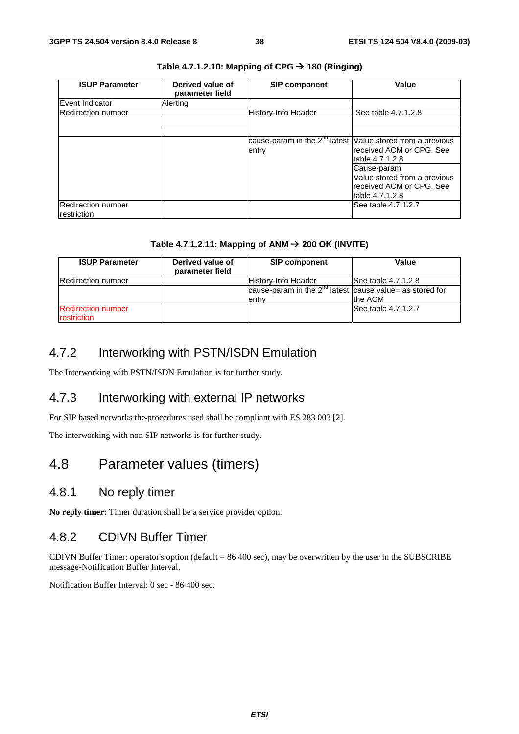**Table 4.7.1.2.10: Mapping of CPG → 180 (Ringing)**

| ISUP Parameter | Derived value of parameter field | SIP component | Value |
|---|---|---|---|
| Event Indicator | Alerting | | |
| Redirection number | | History-Info Header | See table 4.7.1.2.8 |
| | | | |
| | | | |
| | | cause-param in the 2nd latest entry | Value stored from a previous received ACM or CPG. See table 4.7.1.2.8<br>Cause-param<br>Value stored from a previous received ACM or CPG. See table 4.7.1.2.8 |
| Redirection number restriction | | | See table 4.7.1.2.7 |

**Table 4.7.1.2.11: Mapping of ANM → 200 OK (INVITE)**

| ISUP Parameter | Derived value of parameter field | SIP component | Value |
|---|---|---|---|
| Redirection number | | History-Info Header | See table 4.7.1.2.8 |
| | | cause-param in the 2nd latest entry | cause value= as stored for the ACM |
| Redirection number restriction | | | See table 4.7.1.2.7 |

### 4.7.2 Interworking with PSTN/ISDN Emulation

The Interworking with PSTN/ISDN Emulation is for further study.

### 4.7.3 Interworking with external IP networks

For SIP based networks the procedures used shall be compliant with ES 283 003 [2].

The interworking with non SIP networks is for further study.

## 4.8 Parameter values (timers)

### 4.8.1 No reply timer

**No reply timer:** Timer duration shall be a service provider option.

### 4.8.2 CDIVN Buffer Timer

CDIVN Buffer Timer: operator's option (default = 86 400 sec), may be overwritten by the user in the SUBSCRIBE message-Notification Buffer Interval.

Notification Buffer Interval: 0 sec - 86 400 sec.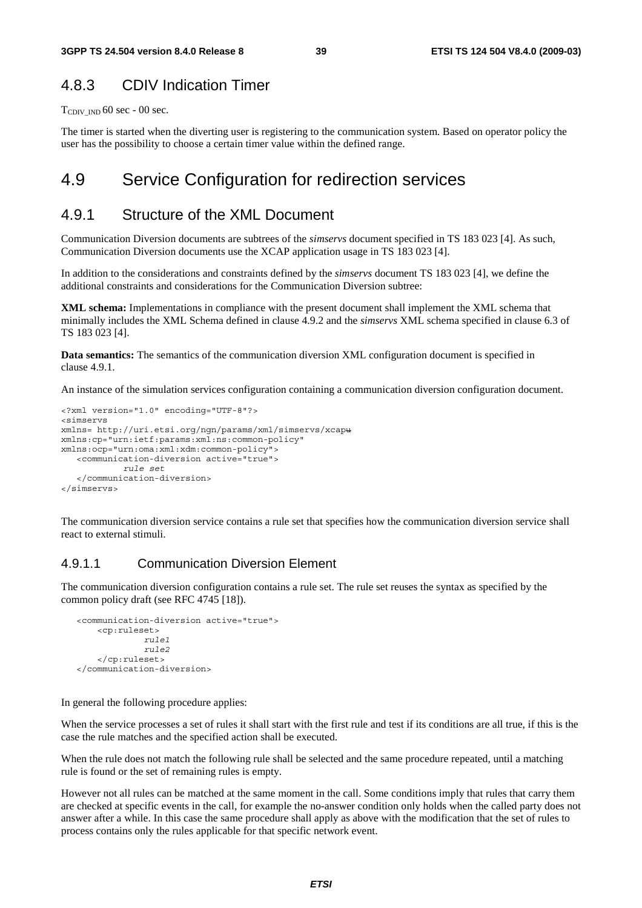## 4.8.3 CDIV Indication Timer

$T_{CDIV\_IND}$ 60 sec - 00 sec.

The timer is started when the diverting user is registering to the communication system. Based on operator policy the user has the possibility to choose a certain timer value within the defined range.

# 4.9 Service Configuration for redirection services

## 4.9.1 Structure of the XML Document

Communication Diversion documents are subtrees of the *simservs* document specified in TS 183 023 [4]. As such, Communication Diversion documents use the XCAP application usage in TS 183 023 [4].

In addition to the considerations and constraints defined by the *simservs* document TS 183 023 [4], we define the additional constraints and considerations for the Communication Diversion subtree:

**XML schema:** Implementations in compliance with the present document shall implement the XML schema that minimally includes the XML Schema defined in clause 4.9.2 and the *simservs* XML schema specified in clause 6.3 of TS 183 023 [4].

**Data semantics:** The semantics of the communication diversion XML configuration document is specified in clause 4.9.1.

An instance of the simulation services configuration containing a communication diversion configuration document.

```
<?xml version="1.0" encoding="UTF-8"?>
<simservs
xmlns= http://uri.etsi.org/ngn/params/xml/simservs/xcapu
xmlns:cp="urn:ietf:params:xml:ns:common-policy"
xmlns:ocp="urn:oma:xml:xdm:common-policy">
   <communication-diversion active="true">
           rule set
   </communication-diversion>
</simservs>
```

The communication diversion service contains a rule set that specifies how the communication diversion service shall react to external stimuli.

### 4.9.1.1 Communication Diversion Element

The communication diversion configuration contains a rule set. The rule set reuses the syntax as specified by the common policy draft (see RFC 4745 [18]).

```
   <communication-diversion active="true">
       <cp:ruleset>
              rule1
              rule2
       </cp:ruleset>
   </communication-diversion>
```

In general the following procedure applies:

When the service processes a set of rules it shall start with the first rule and test if its conditions are all true, if this is the case the rule matches and the specified action shall be executed.

When the rule does not match the following rule shall be selected and the same procedure repeated, until a matching rule is found or the set of remaining rules is empty.

However not all rules can be matched at the same moment in the call. Some conditions imply that rules that carry them are checked at specific events in the call, for example the no-answer condition only holds when the called party does not answer after a while. In this case the same procedure shall apply as above with the modification that the set of rules to process contains only the rules applicable for that specific network event.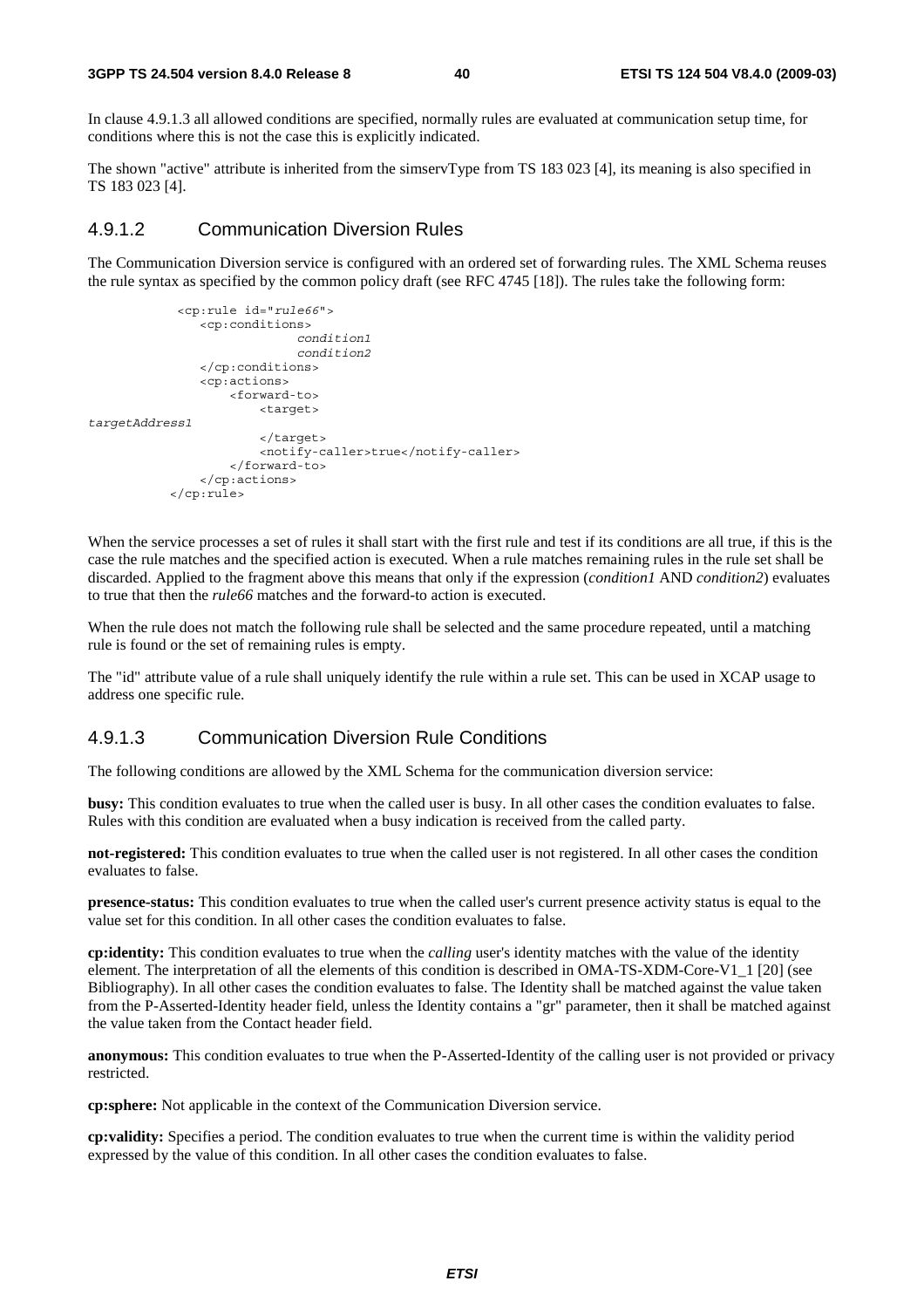In clause 4.9.1.3 all allowed conditions are specified, normally rules are evaluated at communication setup time, for conditions where this is not the case this is explicitly indicated.

The shown "active" attribute is inherited from the simservType from TS 183 023 [4], its meaning is also specified in TS 183 023 [4].

### 4.9.1.2 Communication Diversion Rules

The Communication Diversion service is configured with an ordered set of forwarding rules. The XML Schema reuses the rule syntax as specified by the common policy draft (see RFC 4745 [18]). The rules take the following form:

```
<cp:rule id="rule66">
    <cp:conditions>
                condition1
                condition2
    </cp:conditions>
    <cp:actions>
        <forward-to>
            <target>
targetAddress1
            </target>
            <notify-caller>true</notify-caller>
        </forward-to>
    </cp:actions>
</cp:rule>
```

When the service processes a set of rules it shall start with the first rule and test if its conditions are all true, if this is the case the rule matches and the specified action is executed. When a rule matches remaining rules in the rule set shall be discarded. Applied to the fragment above this means that only if the expression (*condition1* AND *condition2*) evaluates to true that then the *rule66* matches and the forward-to action is executed.

When the rule does not match the following rule shall be selected and the same procedure repeated, until a matching rule is found or the set of remaining rules is empty.

The "id" attribute value of a rule shall uniquely identify the rule within a rule set. This can be used in XCAP usage to address one specific rule.

### 4.9.1.3 Communication Diversion Rule Conditions

The following conditions are allowed by the XML Schema for the communication diversion service:

**busy:** This condition evaluates to true when the called user is busy. In all other cases the condition evaluates to false. Rules with this condition are evaluated when a busy indication is received from the called party.

**not-registered:** This condition evaluates to true when the called user is not registered. In all other cases the condition evaluates to false.

**presence-status:** This condition evaluates to true when the called user's current presence activity status is equal to the value set for this condition. In all other cases the condition evaluates to false.

**cp:identity:** This condition evaluates to true when the *calling* user's identity matches with the value of the identity element. The interpretation of all the elements of this condition is described in OMA-TS-XDM-Core-V1_1 [20] (see Bibliography). In all other cases the condition evaluates to false. The Identity shall be matched against the value taken from the P-Asserted-Identity header field, unless the Identity contains a "gr" parameter, then it shall be matched against the value taken from the Contact header field.

**anonymous:** This condition evaluates to true when the P-Asserted-Identity of the calling user is not provided or privacy restricted.

**cp:sphere:** Not applicable in the context of the Communication Diversion service.

**cp:validity:** Specifies a period. The condition evaluates to true when the current time is within the validity period expressed by the value of this condition. In all other cases the condition evaluates to false.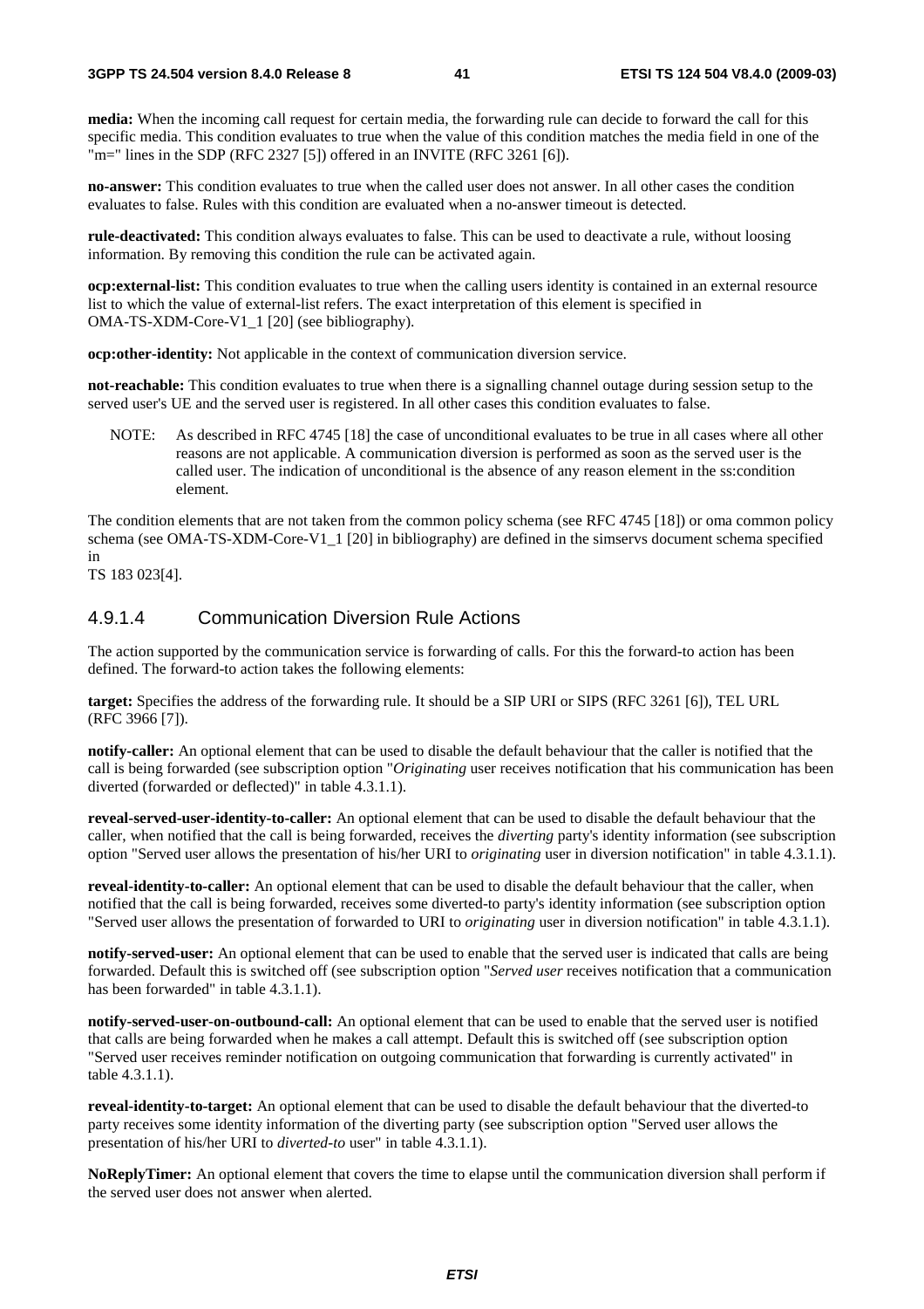**media:** When the incoming call request for certain media, the forwarding rule can decide to forward the call for this specific media. This condition evaluates to true when the value of this condition matches the media field in one of the "m=" lines in the SDP (RFC 2327 [5]) offered in an INVITE (RFC 3261 [6]).

**no-answer:** This condition evaluates to true when the called user does not answer. In all other cases the condition evaluates to false. Rules with this condition are evaluated when a no-answer timeout is detected.

**rule-deactivated:** This condition always evaluates to false. This can be used to deactivate a rule, without loosing information. By removing this condition the rule can be activated again.

**ocp:external-list:** This condition evaluates to true when the calling users identity is contained in an external resource list to which the value of external-list refers. The exact interpretation of this element is specified in OMA-TS-XDM-Core-V1_1 [20] (see bibliography).

**ocp:other-identity:** Not applicable in the context of communication diversion service.

**not-reachable:** This condition evaluates to true when there is a signalling channel outage during session setup to the served user's UE and the served user is registered. In all other cases this condition evaluates to false.

NOTE: As described in RFC 4745 [18] the case of unconditional evaluates to be true in all cases where all other reasons are not applicable. A communication diversion is performed as soon as the served user is the called user. The indication of unconditional is the absence of any reason element in the ss:condition element.

The condition elements that are not taken from the common policy schema (see RFC 4745 [18]) or oma common policy schema (see OMA-TS-XDM-Core-V1_1 [20] in bibliography) are defined in the simservs document schema specified in
TS 183 023[4].

### 4.9.1.4 Communication Diversion Rule Actions

The action supported by the communication service is forwarding of calls. For this the forward-to action has been defined. The forward-to action takes the following elements:

**target:** Specifies the address of the forwarding rule. It should be a SIP URI or SIPS (RFC 3261 [6]), TEL URL (RFC 3966 [7]).

**notify-caller:** An optional element that can be used to disable the default behaviour that the caller is notified that the call is being forwarded (see subscription option "*Originating* user receives notification that his communication has been diverted (forwarded or deflected)" in table 4.3.1.1).

**reveal-served-user-identity-to-caller:** An optional element that can be used to disable the default behaviour that the caller, when notified that the call is being forwarded, receives the *diverting* party's identity information (see subscription option "Served user allows the presentation of his/her URI to *originating* user in diversion notification" in table 4.3.1.1).

**reveal-identity-to-caller:** An optional element that can be used to disable the default behaviour that the caller, when notified that the call is being forwarded, receives some diverted-to party's identity information (see subscription option "Served user allows the presentation of forwarded to URI to *originating* user in diversion notification" in table 4.3.1.1).

**notify-served-user:** An optional element that can be used to enable that the served user is indicated that calls are being forwarded. Default this is switched off (see subscription option "*Served user* receives notification that a communication has been forwarded" in table 4.3.1.1).

**notify-served-user-on-outbound-call:** An optional element that can be used to enable that the served user is notified that calls are being forwarded when he makes a call attempt. Default this is switched off (see subscription option "Served user receives reminder notification on outgoing communication that forwarding is currently activated" in table 4.3.1.1).

**reveal-identity-to-target:** An optional element that can be used to disable the default behaviour that the diverted-to party receives some identity information of the diverting party (see subscription option "Served user allows the presentation of his/her URI to *diverted-to* user" in table 4.3.1.1).

**NoReplyTimer:** An optional element that covers the time to elapse until the communication diversion shall perform if the served user does not answer when alerted.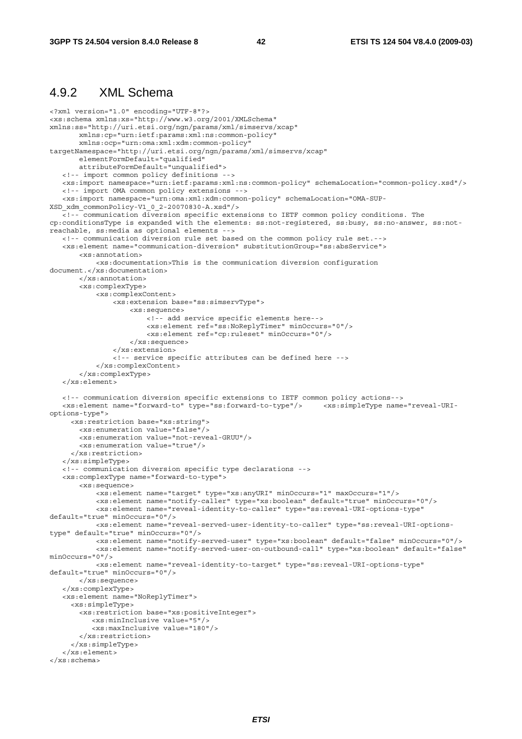### 4.9.2 XML Schema

```
<?xml version="1.0" encoding="UTF-8"?>
<xs:schema xmlns:xs="http://www.w3.org/2001/XMLSchema"
xmlns:ss="http://uri.etsi.org/ngn/params/xml/simservs/xcap"
       xmlns:cp="urn:ietf:params:xml:ns:common-policy"
       xmlns:ocp="urn:oma:xml:xdm:common-policy"
targetNamespace="http://uri.etsi.org/ngn/params/xml/simservs/xcap"
       elementFormDefault="qualified"
       attributeFormDefault="unqualified">
   <!-- import common policy definitions -->
   <xs:import namespace="urn:ietf:params:xml:ns:common-policy" schemaLocation="common-policy.xsd"/>
   <!-- import OMA common policy extensions -->
   <xs:import namespace="urn:oma:xml:xdm:common-policy" schemaLocation="OMA-SUP-
XSD_xdm_commonPolicy-V1_0_2-20070830-A.xsd"/>
   <!-- communication diversion specific extensions to IETF common policy conditions. The
cp:conditionsType is expanded with the elements: ss:not-registered, ss:busy, ss:no-answer, ss:not-
reachable, ss:media as optional elements -->
   <!-- communication diversion rule set based on the common policy rule set.-->
   <xs:element name="communication-diversion" substitutionGroup="ss:absService">
       <xs:annotation>
           <xs:documentation>This is the communication diversion configuration
document.</xs:documentation>
       </xs:annotation>
       <xs:complexType>
           <xs:complexContent>
               <xs:extension base="ss:simservType">
                   <xs:sequence>
                       <!-- add service specific elements here-->
                       <xs:element ref="ss:NoReplyTimer" minOccurs="0"/>
                       <xs:element ref="cp:ruleset" minOccurs="0"/>
                   </xs:sequence>
               </xs:extension>
               <!-- service specific attributes can be defined here -->
           </xs:complexContent>
       </xs:complexType>
   </xs:element>

   <!-- communication diversion specific extensions to IETF common policy actions-->
   <xs:element name="forward-to" type="ss:forward-to-type"/>     <xs:simpleType name="reveal-URI-
options-type">
     <xs:restriction base="xs:string">
       <xs:enumeration value="false"/>
       <xs:enumeration value="not-reveal-GRUU"/>
       <xs:enumeration value="true"/>
     </xs:restriction>
   </xs:simpleType>
   <!-- communication diversion specific type declarations -->
   <xs:complexType name="forward-to-type">
       <xs:sequence>
           <xs:element name="target" type="xs:anyURI" minOccurs="1" maxOccurs="1"/>
           <xs:element name="notify-caller" type="xs:boolean" default="true" minOccurs="0"/>
           <xs:element name="reveal-identity-to-caller" type="ss:reveal-URI-options-type"
default="true" minOccurs="0"/>
           <xs:element name="reveal-served-user-identity-to-caller" type="ss:reveal-URI-options-
type" default="true" minOccurs="0"/>
           <xs:element name="notify-served-user" type="xs:boolean" default="false" minOccurs="0"/>
           <xs:element name="notify-served-user-on-outbound-call" type="xs:boolean" default="false"
minOccurs="0"/>
           <xs:element name="reveal-identity-to-target" type="ss:reveal-URI-options-type"
default="true" minOccurs="0"/>
       </xs:sequence>
   </xs:complexType>
   <xs:element name="NoReplyTimer">
     <xs:simpleType>
       <xs:restriction base="xs:positiveInteger">
          <xs:minInclusive value="5"/>
          <xs:maxInclusive value="180"/>
       </xs:restriction>
     </xs:simpleType>
   </xs:element>
</xs:schema>
```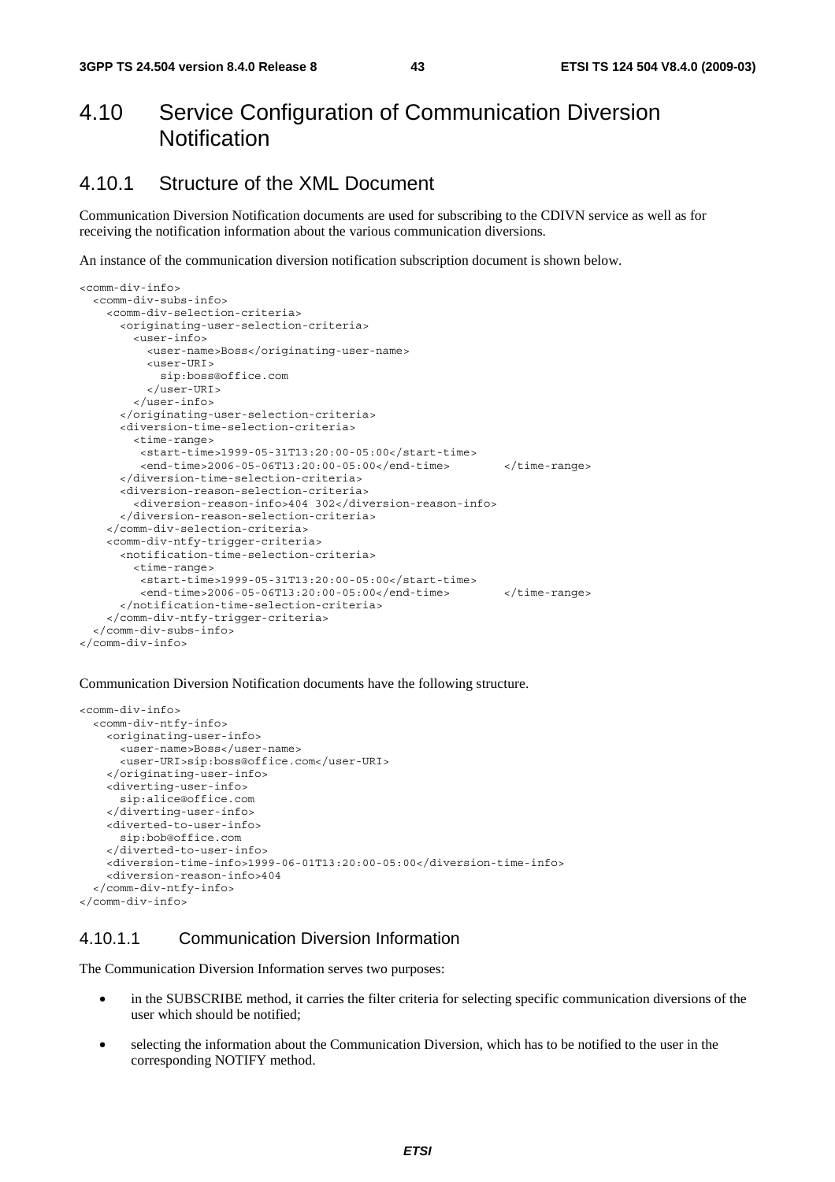# 4.10 Service Configuration of Communication Diversion Notification

## 4.10.1 Structure of the XML Document

Communication Diversion Notification documents are used for subscribing to the CDIVN service as well as for receiving the notification information about the various communication diversions.

An instance of the communication diversion notification subscription document is shown below.

```
<comm-div-info>
  <comm-div-subs-info>
    <comm-div-selection-criteria>
      <originating-user-selection-criteria>
        <user-info>
          <user-name>Boss</originating-user-name>
          <user-URI>
            sip:boss@office.com
          </user-URI>
        </user-info>
      </originating-user-selection-criteria>
      <diversion-time-selection-criteria>
        <time-range>
         <start-time>1999-05-31T13:20:00-05:00</start-time>
         <end-time>2006-05-06T13:20:00-05:00</end-time>        </time-range>
      </diversion-time-selection-criteria>
      <diversion-reason-selection-criteria>
        <diversion-reason-info>404 302</diversion-reason-info>
      </diversion-reason-selection-criteria>
    </comm-div-selection-criteria>
    <comm-div-ntfy-trigger-criteria>
      <notification-time-selection-criteria>
        <time-range>
         <start-time>1999-05-31T13:20:00-05:00</start-time>
         <end-time>2006-05-06T13:20:00-05:00</end-time>        </time-range>
      </notification-time-selection-criteria>
    </comm-div-ntfy-trigger-criteria>
  </comm-div-subs-info>
</comm-div-info>
```

Communication Diversion Notification documents have the following structure.

```
<comm-div-info>
  <comm-div-ntfy-info>
    <originating-user-info>
      <user-name>Boss</user-name>
      <user-URI>sip:boss@office.com</user-URI>
    </originating-user-info>
    <diverting-user-info>
      sip:alice@office.com
    </diverting-user-info>
    <diverted-to-user-info>
      sip:bob@office.com
    </diverted-to-user-info>
    <diversion-time-info>1999-06-01T13:20:00-05:00</diversion-time-info>
    <diversion-reason-info>404
  </comm-div-ntfy-info>
</comm-div-info>
```

#### 4.10.1.1 Communication Diversion Information

The Communication Diversion Information serves two purposes:

- in the SUBSCRIBE method, it carries the filter criteria for selecting specific communication diversions of the user which should be notified;
- selecting the information about the Communication Diversion, which has to be notified to the user in the corresponding NOTIFY method.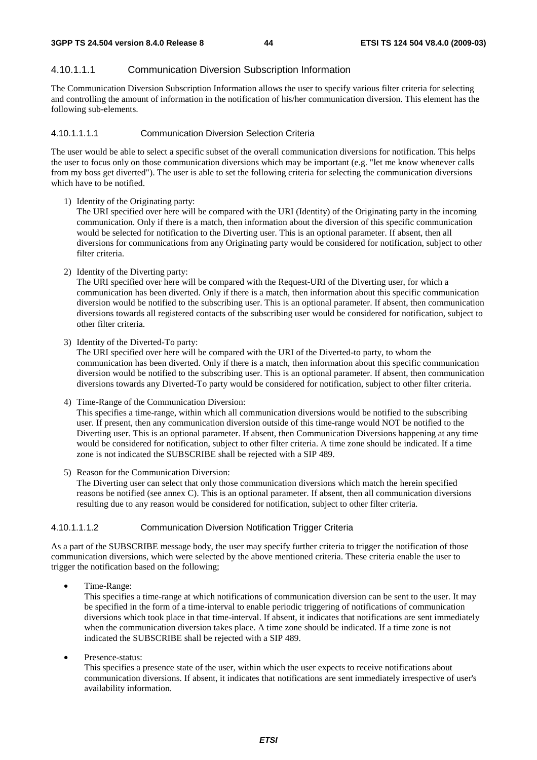#### 4.10.1.1.1 Communication Diversion Subscription Information

The Communication Diversion Subscription Information allows the user to specify various filter criteria for selecting and controlling the amount of information in the notification of his/her communication diversion. This element has the following sub-elements.

##### 4.10.1.1.1.1 Communication Diversion Selection Criteria

The user would be able to select a specific subset of the overall communication diversions for notification. This helps the user to focus only on those communication diversions which may be important (e.g. "let me know whenever calls from my boss get diverted"). The user is able to set the following criteria for selecting the communication diversions which have to be notified.

1) Identity of the Originating party:
   The URI specified over here will be compared with the URI (Identity) of the Originating party in the incoming communication. Only if there is a match, then information about the diversion of this specific communication would be selected for notification to the Diverting user. This is an optional parameter. If absent, then all diversions for communications from any Originating party would be considered for notification, subject to other filter criteria.

2) Identity of the Diverting party:
   The URI specified over here will be compared with the Request-URI of the Diverting user, for which a communication has been diverted. Only if there is a match, then information about this specific communication diversion would be notified to the subscribing user. This is an optional parameter. If absent, then communication diversions towards all registered contacts of the subscribing user would be considered for notification, subject to other filter criteria.

3) Identity of the Diverted-To party:
   The URI specified over here will be compared with the URI of the Diverted-to party, to whom the communication has been diverted. Only if there is a match, then information about this specific communication diversion would be notified to the subscribing user. This is an optional parameter. If absent, then communication diversions towards any Diverted-To party would be considered for notification, subject to other filter criteria.

4) Time-Range of the Communication Diversion:
   This specifies a time-range, within which all communication diversions would be notified to the subscribing user. If present, then any communication diversion outside of this time-range would NOT be notified to the Diverting user. This is an optional parameter. If absent, then Communication Diversions happening at any time would be considered for notification, subject to other filter criteria. A time zone should be indicated. If a time zone is not indicated the SUBSCRIBE shall be rejected with a SIP 489.

5) Reason for the Communication Diversion:
   The Diverting user can select that only those communication diversions which match the herein specified reasons be notified (see annex C). This is an optional parameter. If absent, then all communication diversions resulting due to any reason would be considered for notification, subject to other filter criteria.

##### 4.10.1.1.1.2 Communication Diversion Notification Trigger Criteria

As a part of the SUBSCRIBE message body, the user may specify further criteria to trigger the notification of those communication diversions, which were selected by the above mentioned criteria. These criteria enable the user to trigger the notification based on the following;

- Time-Range:
  This specifies a time-range at which notifications of communication diversion can be sent to the user. It may be specified in the form of a time-interval to enable periodic triggering of notifications of communication diversions which took place in that time-interval. If absent, it indicates that notifications are sent immediately when the communication diversion takes place. A time zone should be indicated. If a time zone is not indicated the SUBSCRIBE shall be rejected with a SIP 489.

- Presence-status:
  This specifies a presence state of the user, within which the user expects to receive notifications about communication diversions. If absent, it indicates that notifications are sent immediately irrespective of user's availability information.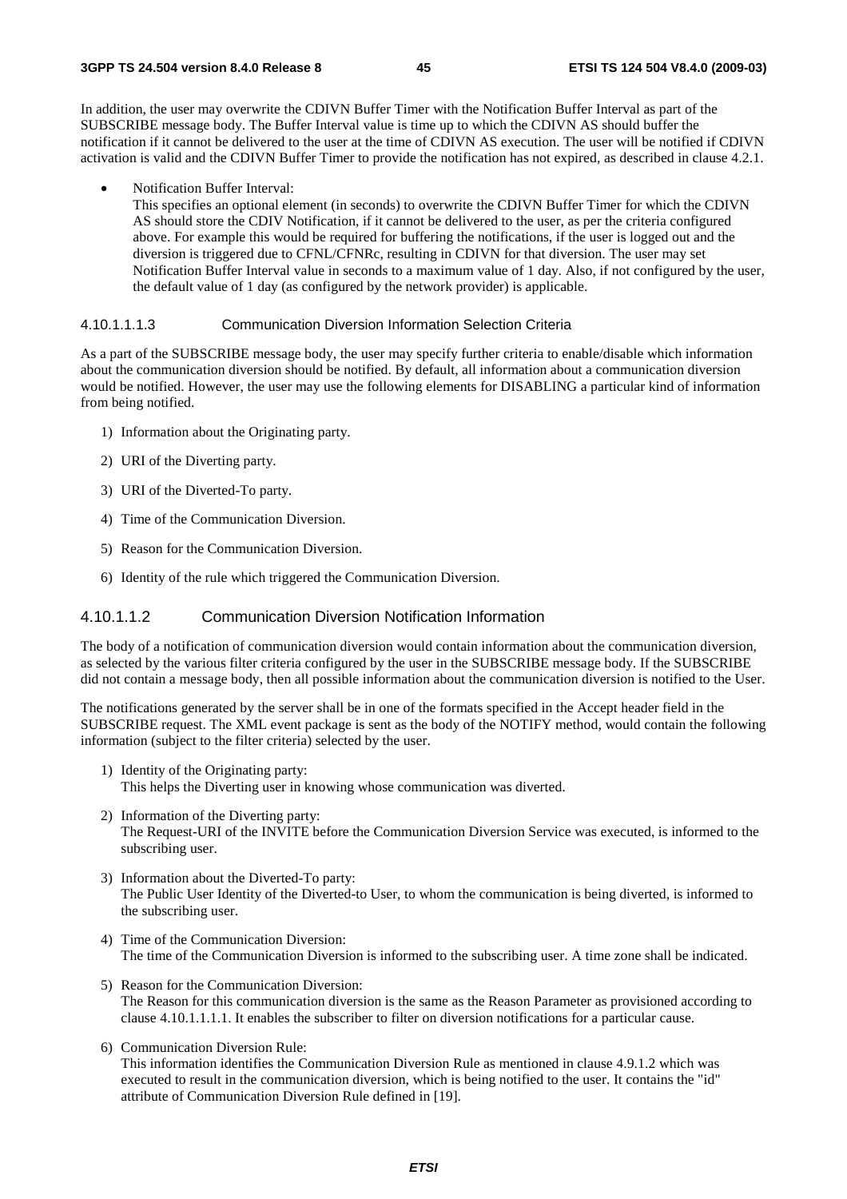In addition, the user may overwrite the CDIVN Buffer Timer with the Notification Buffer Interval as part of the SUBSCRIBE message body. The Buffer Interval value is time up to which the CDIVN AS should buffer the notification if it cannot be delivered to the user at the time of CDIVN AS execution. The user will be notified if CDIVN activation is valid and the CDIVN Buffer Timer to provide the notification has not expired, as described in clause 4.2.1.

- Notification Buffer Interval:
  This specifies an optional element (in seconds) to overwrite the CDIVN Buffer Timer for which the CDIVN AS should store the CDIV Notification, if it cannot be delivered to the user, as per the criteria configured above. For example this would be required for buffering the notifications, if the user is logged out and the diversion is triggered due to CFNL/CFNRc, resulting in CDIVN for that diversion. The user may set Notification Buffer Interval value in seconds to a maximum value of 1 day. Also, if not configured by the user, the default value of 1 day (as configured by the network provider) is applicable.

#### 4.10.1.1.1.3 Communication Diversion Information Selection Criteria

As a part of the SUBSCRIBE message body, the user may specify further criteria to enable/disable which information about the communication diversion should be notified. By default, all information about a communication diversion would be notified. However, the user may use the following elements for DISABLING a particular kind of information from being notified.

1) Information about the Originating party.
2) URI of the Diverting party.
3) URI of the Diverted-To party.
4) Time of the Communication Diversion.
5) Reason for the Communication Diversion.
6) Identity of the rule which triggered the Communication Diversion.

### 4.10.1.1.2 Communication Diversion Notification Information

The body of a notification of communication diversion would contain information about the communication diversion, as selected by the various filter criteria configured by the user in the SUBSCRIBE message body. If the SUBSCRIBE did not contain a message body, then all possible information about the communication diversion is notified to the User.

The notifications generated by the server shall be in one of the formats specified in the Accept header field in the SUBSCRIBE request. The XML event package is sent as the body of the NOTIFY method, would contain the following information (subject to the filter criteria) selected by the user.

1) Identity of the Originating party:
   This helps the Diverting user in knowing whose communication was diverted.
2) Information of the Diverting party:
   The Request-URI of the INVITE before the Communication Diversion Service was executed, is informed to the subscribing user.
3) Information about the Diverted-To party:
   The Public User Identity of the Diverted-to User, to whom the communication is being diverted, is informed to the subscribing user.
4) Time of the Communication Diversion:
   The time of the Communication Diversion is informed to the subscribing user. A time zone shall be indicated.
5) Reason for the Communication Diversion:
   The Reason for this communication diversion is the same as the Reason Parameter as provisioned according to clause 4.10.1.1.1.1. It enables the subscriber to filter on diversion notifications for a particular cause.
6) Communication Diversion Rule:
   This information identifies the Communication Diversion Rule as mentioned in clause 4.9.1.2 which was executed to result in the communication diversion, which is being notified to the user. It contains the "id" attribute of Communication Diversion Rule defined in [19].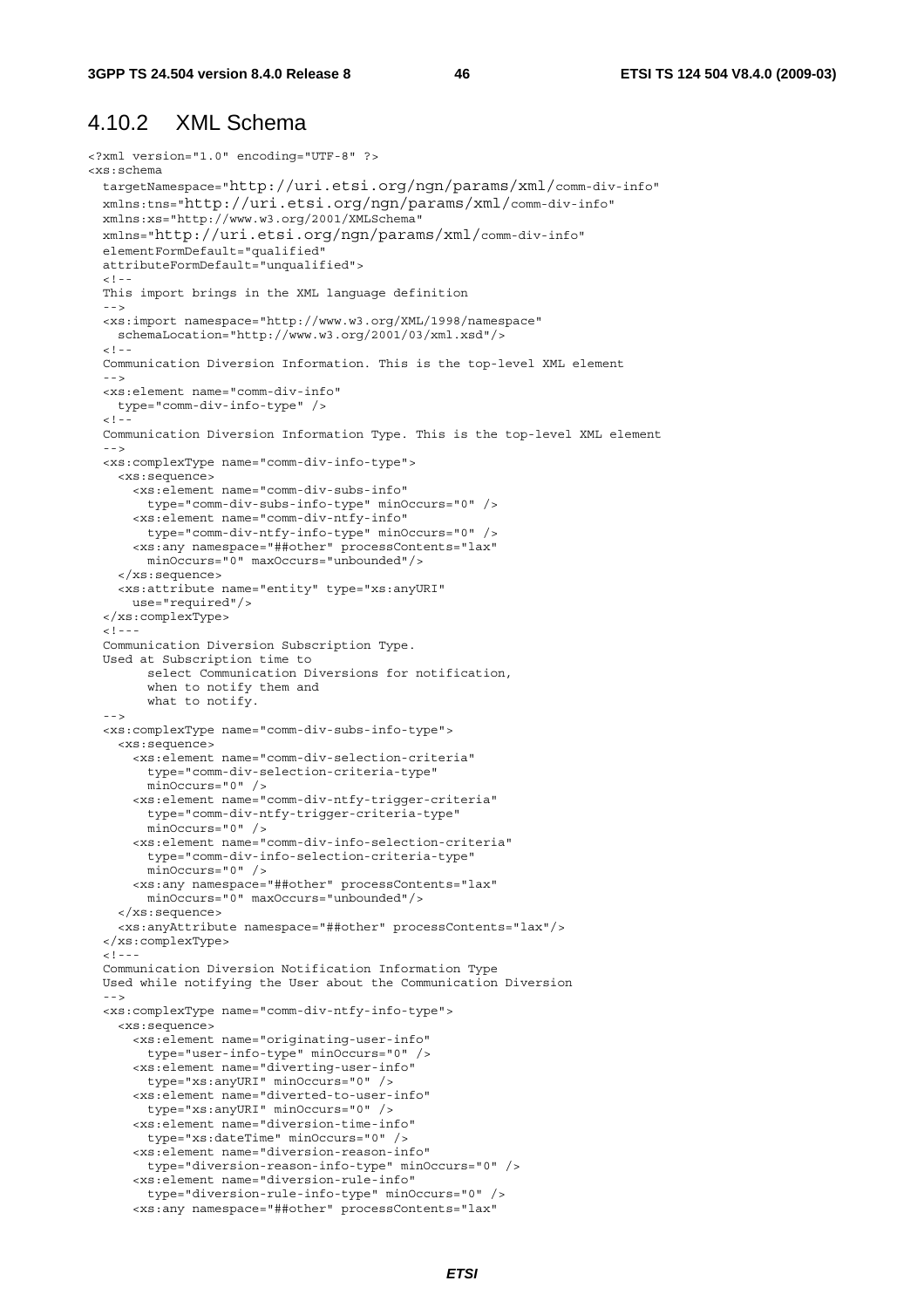## 4.10.2 XML Schema

```
<?xml version="1.0" encoding="UTF-8" ?>
<xs:schema
  targetNamespace="http://uri.etsi.org/ngn/params/xml/comm-div-info"
  xmlns:tns="http://uri.etsi.org/ngn/params/xml/comm-div-info"
  xmlns:xs="http://www.w3.org/2001/XMLSchema"
  xmlns="http://uri.etsi.org/ngn/params/xml/comm-div-info"
  elementFormDefault="qualified"
  attributeFormDefault="unqualified">
  <!--
  This import brings in the XML language definition
  -->
  <xs:import namespace="http://www.w3.org/XML/1998/namespace"
    schemaLocation="http://www.w3.org/2001/03/xml.xsd"/>
  <!--
  Communication Diversion Information. This is the top-level XML element
  -->
  <xs:element name="comm-div-info"
    type="comm-div-info-type" />
  <!--
  Communication Diversion Information Type. This is the top-level XML element
  -->
  <xs:complexType name="comm-div-info-type">
    <xs:sequence>
      <xs:element name="comm-div-subs-info"
        type="comm-div-subs-info-type" minOccurs="0" />
      <xs:element name="comm-div-ntfy-info"
        type="comm-div-ntfy-info-type" minOccurs="0" />
      <xs:any namespace="##other" processContents="lax"
        minOccurs="0" maxOccurs="unbounded"/>
    </xs:sequence>
    <xs:attribute name="entity" type="xs:anyURI"
      use="required"/>
  </xs:complexType>
  <!---
  Communication Diversion Subscription Type.
  Used at Subscription time to
        select Communication Diversions for notification,
        when to notify them and
        what to notify.
  -->
  <xs:complexType name="comm-div-subs-info-type">
    <xs:sequence>
      <xs:element name="comm-div-selection-criteria"
        type="comm-div-selection-criteria-type"
        minOccurs="0" />
      <xs:element name="comm-div-ntfy-trigger-criteria"
        type="comm-div-ntfy-trigger-criteria-type"
        minOccurs="0" />
      <xs:element name="comm-div-info-selection-criteria"
        type="comm-div-info-selection-criteria-type"
        minOccurs="0" />
      <xs:any namespace="##other" processContents="lax"
        minOccurs="0" maxOccurs="unbounded"/>
    </xs:sequence>
    <xs:anyAttribute namespace="##other" processContents="lax"/>
  </xs:complexType>
  <!---
  Communication Diversion Notification Information Type
  Used while notifying the User about the Communication Diversion
  -->
  <xs:complexType name="comm-div-ntfy-info-type">
    <xs:sequence>
      <xs:element name="originating-user-info"
        type="user-info-type" minOccurs="0" />
      <xs:element name="diverting-user-info"
        type="xs:anyURI" minOccurs="0" />
      <xs:element name="diverted-to-user-info"
        type="xs:anyURI" minOccurs="0" />
      <xs:element name="diversion-time-info"
        type="xs:dateTime" minOccurs="0" />
      <xs:element name="diversion-reason-info"
        type="diversion-reason-info-type" minOccurs="0" />
      <xs:element name="diversion-rule-info"
        type="diversion-rule-info-type" minOccurs="0" />
      <xs:any namespace="##other" processContents="lax"
```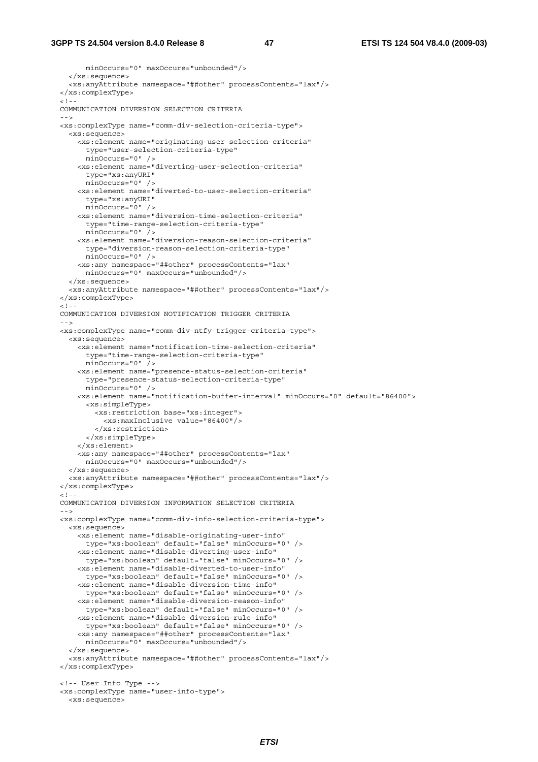```
      minOccurs="0" maxOccurs="unbounded"/>
  </xs:sequence>
  <xs:anyAttribute namespace="##other" processContents="lax"/>
</xs:complexType>
<!--
COMMUNICATION DIVERSION SELECTION CRITERIA
-->
<xs:complexType name="comm-div-selection-criteria-type">
  <xs:sequence>
    <xs:element name="originating-user-selection-criteria"
      type="user-selection-criteria-type"
      minOccurs="0" />
    <xs:element name="diverting-user-selection-criteria"
      type="xs:anyURI"
      minOccurs="0" />
    <xs:element name="diverted-to-user-selection-criteria"
      type="xs:anyURI"
      minOccurs="0" />
    <xs:element name="diversion-time-selection-criteria"
      type="time-range-selection-criteria-type"
      minOccurs="0" />
    <xs:element name="diversion-reason-selection-criteria"
      type="diversion-reason-selection-criteria-type"
      minOccurs="0" />
    <xs:any namespace="##other" processContents="lax"
      minOccurs="0" maxOccurs="unbounded"/>
  </xs:sequence>
  <xs:anyAttribute namespace="##other" processContents="lax"/>
</xs:complexType>
<!--
COMMUNICATION DIVERSION NOTIFICATION TRIGGER CRITERIA
-->
<xs:complexType name="comm-div-ntfy-trigger-criteria-type">
  <xs:sequence>
    <xs:element name="notification-time-selection-criteria"
      type="time-range-selection-criteria-type"
      minOccurs="0" />
    <xs:element name="presence-status-selection-criteria"
      type="presence-status-selection-criteria-type"
      minOccurs="0" />
    <xs:element name="notification-buffer-interval" minOccurs="0" default="86400">
      <xs:simpleType>
        <xs:restriction base="xs:integer">
          <xs:maxInclusive value="86400"/>
        </xs:restriction>
      </xs:simpleType>
    </xs:element>
    <xs:any namespace="##other" processContents="lax"
      minOccurs="0" maxOccurs="unbounded"/>
  </xs:sequence>
  <xs:anyAttribute namespace="##other" processContents="lax"/>
</xs:complexType>
<!--
COMMUNICATION DIVERSION INFORMATION SELECTION CRITERIA
-->
<xs:complexType name="comm-div-info-selection-criteria-type">
  <xs:sequence>
    <xs:element name="disable-originating-user-info"
      type="xs:boolean" default="false" minOccurs="0" />
    <xs:element name="disable-diverting-user-info"
      type="xs:boolean" default="false" minOccurs="0" />
    <xs:element name="disable-diverted-to-user-info"
      type="xs:boolean" default="false" minOccurs="0" />
    <xs:element name="disable-diversion-time-info"
      type="xs:boolean" default="false" minOccurs="0" />
    <xs:element name="disable-diversion-reason-info"
      type="xs:boolean" default="false" minOccurs="0" />
    <xs:element name="disable-diversion-rule-info"
      type="xs:boolean" default="false" minOccurs="0" />
    <xs:any namespace="##other" processContents="lax"
      minOccurs="0" maxOccurs="unbounded"/>
  </xs:sequence>
  <xs:anyAttribute namespace="##other" processContents="lax"/>
</xs:complexType>

<!-- User Info Type -->
<xs:complexType name="user-info-type">
  <xs:sequence>
```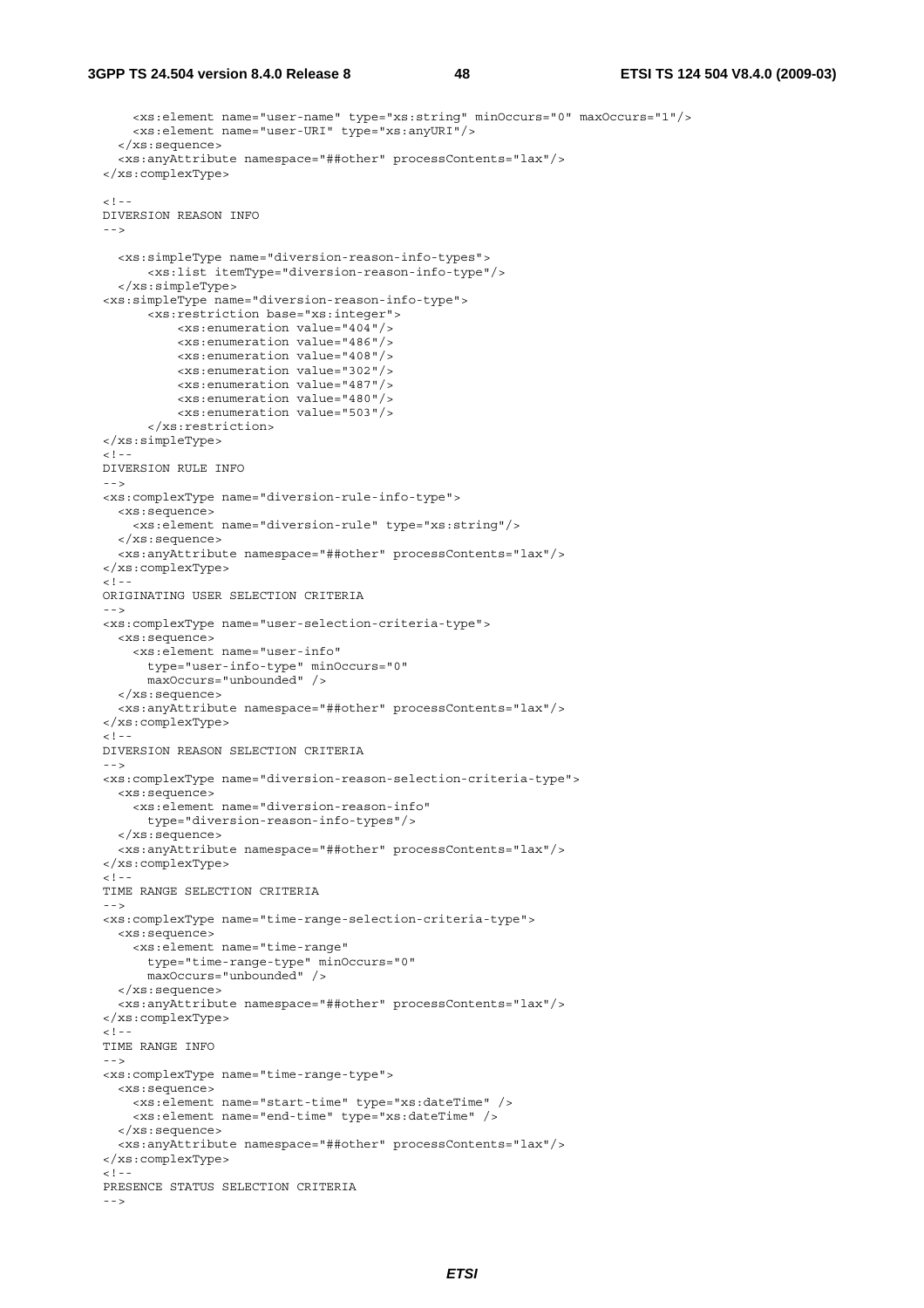```
    <xs:element name="user-name" type="xs:string" minOccurs="0" maxOccurs="1"/>
    <xs:element name="user-URI" type="xs:anyURI"/>
  </xs:sequence>
  <xs:anyAttribute namespace="##other" processContents="lax"/>
</xs:complexType>

<!--
DIVERSION REASON INFO
-->

  <xs:simpleType name="diversion-reason-info-types">
      <xs:list itemType="diversion-reason-info-type"/>
  </xs:simpleType>
<xs:simpleType name="diversion-reason-info-type">
      <xs:restriction base="xs:integer">
          <xs:enumeration value="404"/>
          <xs:enumeration value="486"/>
          <xs:enumeration value="408"/>
          <xs:enumeration value="302"/>
          <xs:enumeration value="487"/>
          <xs:enumeration value="480"/>
          <xs:enumeration value="503"/>
      </xs:restriction>
</xs:simpleType>
<!--
DIVERSION RULE INFO
-->
<xs:complexType name="diversion-rule-info-type">
  <xs:sequence>
    <xs:element name="diversion-rule" type="xs:string"/>
  </xs:sequence>
  <xs:anyAttribute namespace="##other" processContents="lax"/>
</xs:complexType>
<!--
ORIGINATING USER SELECTION CRITERIA
-->
<xs:complexType name="user-selection-criteria-type">
  <xs:sequence>
    <xs:element name="user-info"
      type="user-info-type" minOccurs="0"
      maxOccurs="unbounded" />
  </xs:sequence>
  <xs:anyAttribute namespace="##other" processContents="lax"/>
</xs:complexType>
<!--
DIVERSION REASON SELECTION CRITERIA
-->
<xs:complexType name="diversion-reason-selection-criteria-type">
  <xs:sequence>
    <xs:element name="diversion-reason-info"
      type="diversion-reason-info-types"/>
  </xs:sequence>
  <xs:anyAttribute namespace="##other" processContents="lax"/>
</xs:complexType>
<!--
TIME RANGE SELECTION CRITERIA
-->
<xs:complexType name="time-range-selection-criteria-type">
  <xs:sequence>
    <xs:element name="time-range"
      type="time-range-type" minOccurs="0"
      maxOccurs="unbounded" />
  </xs:sequence>
  <xs:anyAttribute namespace="##other" processContents="lax"/>
</xs:complexType>
<!--
TIME RANGE INFO
-->
<xs:complexType name="time-range-type">
  <xs:sequence>
    <xs:element name="start-time" type="xs:dateTime" />
    <xs:element name="end-time" type="xs:dateTime" />
  </xs:sequence>
  <xs:anyAttribute namespace="##other" processContents="lax"/>
</xs:complexType>
<!--
PRESENCE STATUS SELECTION CRITERIA
-->
```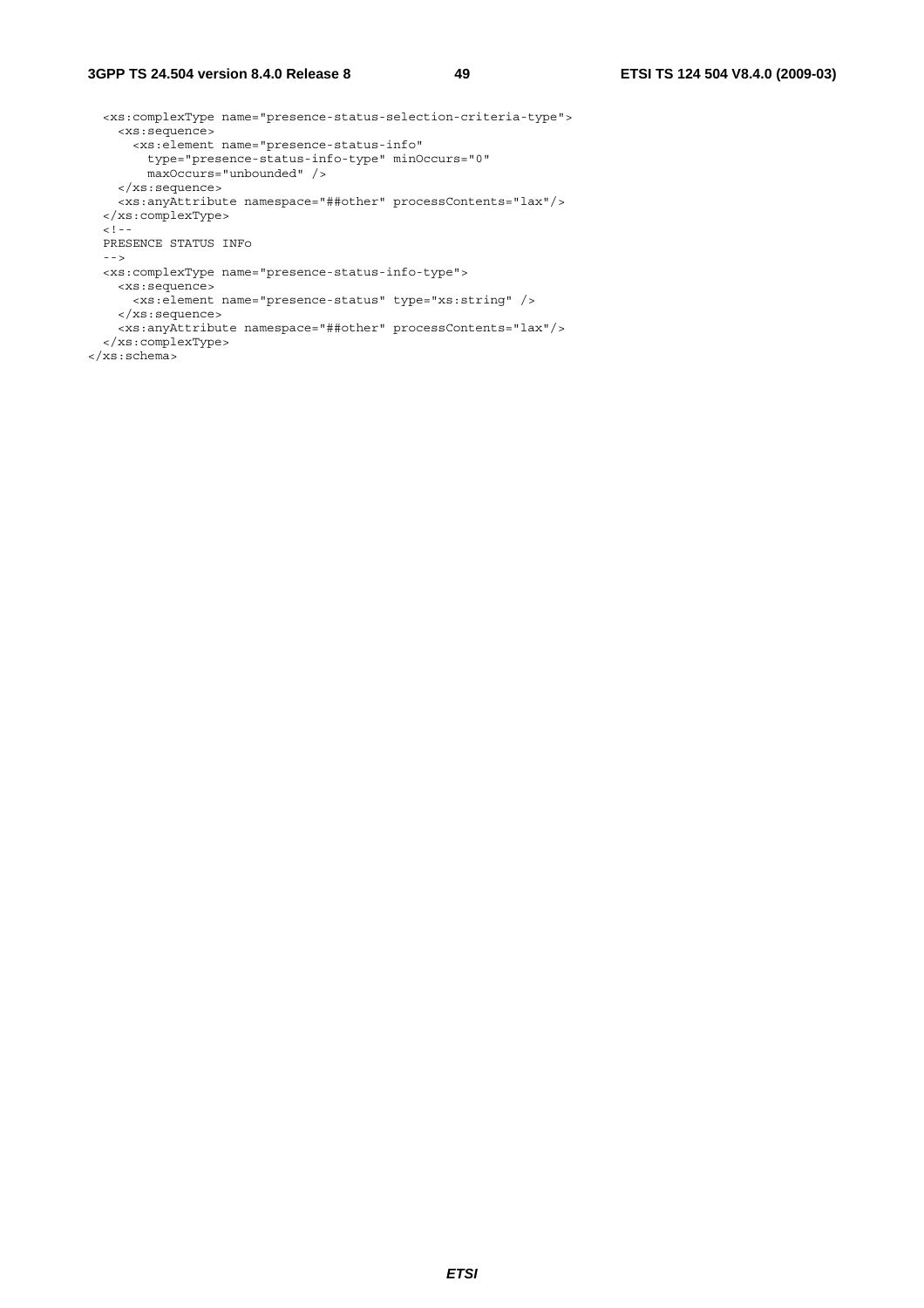```
  <xs:complexType name="presence-status-selection-criteria-type">
    <xs:sequence>
      <xs:element name="presence-status-info"
        type="presence-status-info-type" minOccurs="0"
        maxOccurs="unbounded" />
    </xs:sequence>
    <xs:anyAttribute namespace="##other" processContents="lax"/>
  </xs:complexType>
  <!--
  PRESENCE STATUS INFo
  -->
  <xs:complexType name="presence-status-info-type">
    <xs:sequence>
      <xs:element name="presence-status" type="xs:string" />
    </xs:sequence>
    <xs:anyAttribute namespace="##other" processContents="lax"/>
  </xs:complexType>
</xs:schema>
```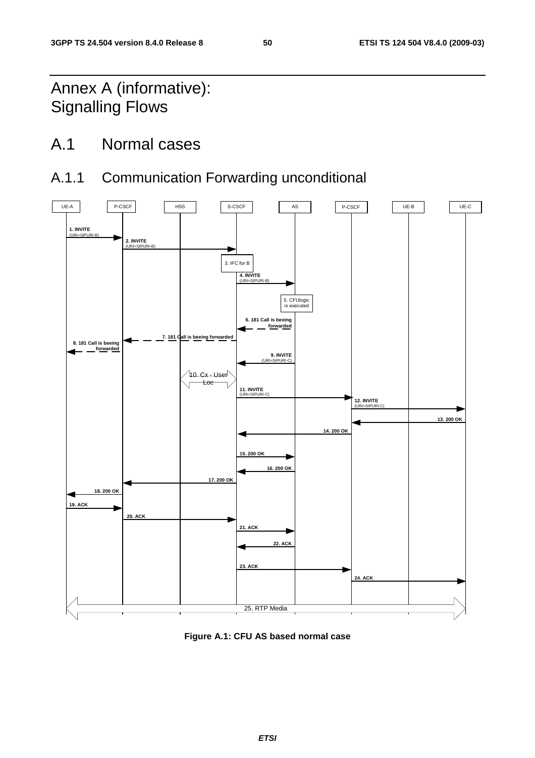# Annex A (informative): Signalling Flows

# A.1 Normal cases

## A.1.1 Communication Forwarding unconditional

UE-A | P-CSCF | HSS | S-CSCF | AS | P-CSCF | UE-B | UE-C

1. INVITE (URI=SIPURI-B)
2. INVITE (URI=SIPURI-B)
3. IFC for B
4. INVITE (URI=SIPURI-B)
5. CFUlogic is executed
6. 181 Call is beeing forwarded
7. 181 Call is beeing forwarded
8. 181 Call is beeing forwarded
9. INVITE (URI=SIPURI-C)
10. Cx - User Loc
11. INVITE (URI=SIPURI-C)
12. INVITE (URI=SIPURI-C)
13. 200 OK
14. 200 OK
15. 200 OK
16. 200 OK
17. 200 OK
18. 200 OK
19. ACK
20. ACK
21. ACK
22. ACK
23. ACK
24. ACK
25. RTP Media

**Figure A.1: CFU AS based normal case**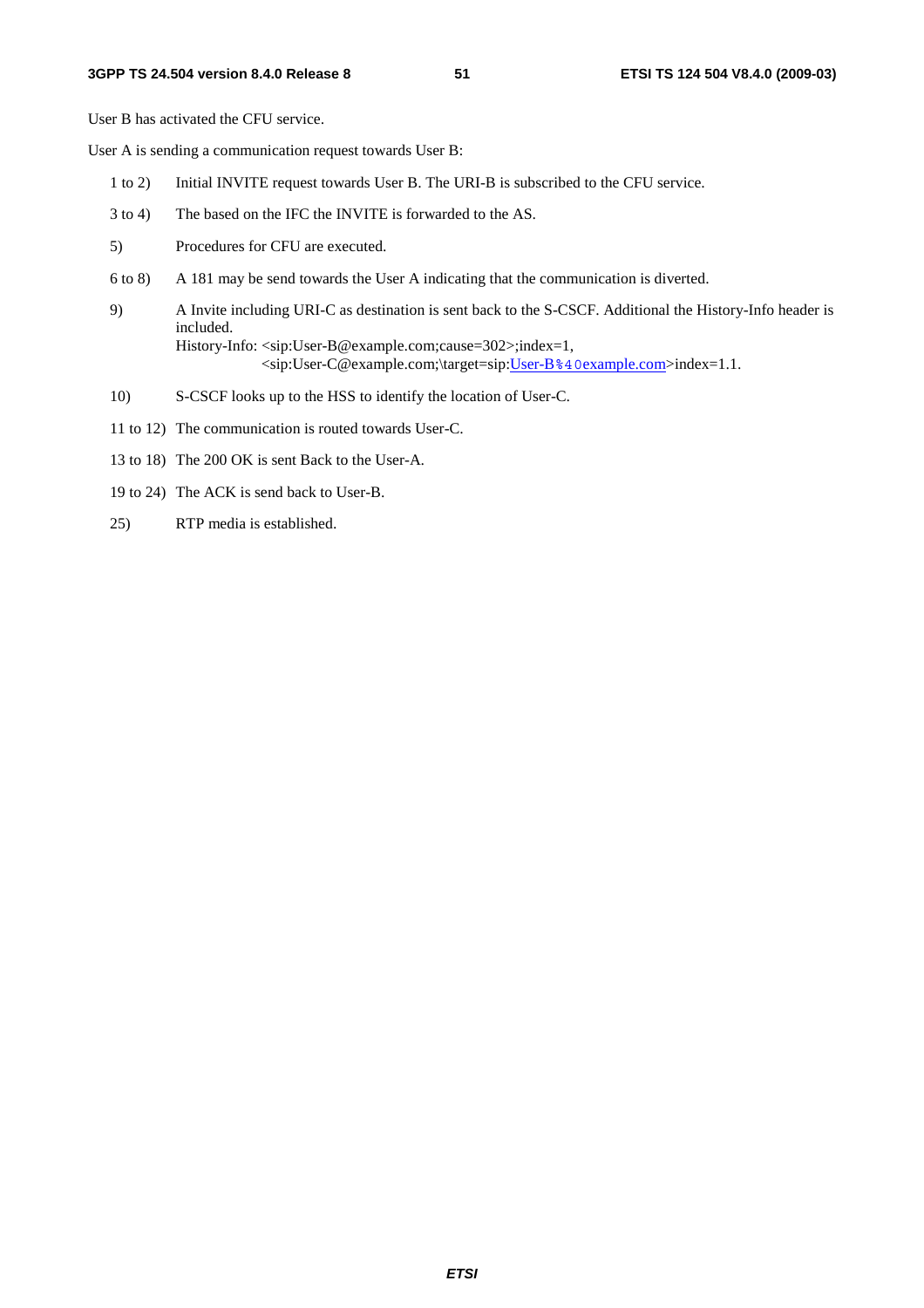User B has activated the CFU service.

User A is sending a communication request towards User B:

1 to 2) Initial INVITE request towards User B. The URI-B is subscribed to the CFU service.

3 to 4) The based on the IFC the INVITE is forwarded to the AS.

5) Procedures for CFU are executed.

6 to 8) A 181 may be send towards the User A indicating that the communication is diverted.

9) A Invite including URI-C as destination is sent back to the S-CSCF. Additional the History-Info header is included.
History-Info: <sip:User-B@example.com;cause=302>;index=1,
<sip:User-C@example.com;\target=sip:User-B%40example.com>index=1.1.

10) S-CSCF looks up to the HSS to identify the location of User-C.

11 to 12) The communication is routed towards User-C.

13 to 18) The 200 OK is sent Back to the User-A.

19 to 24) The ACK is send back to User-B.

25) RTP media is established.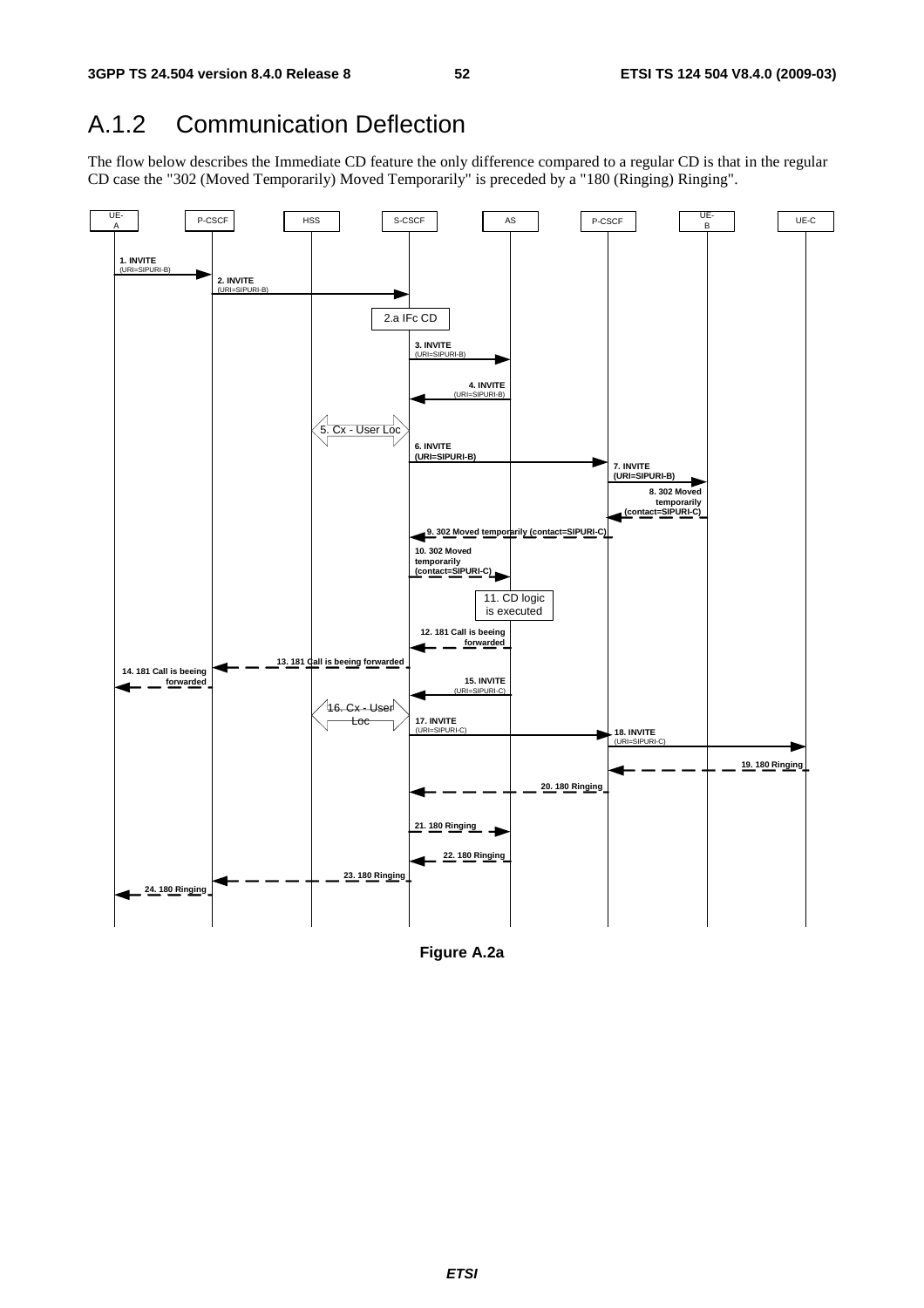## A.1.2 Communication Deflection

The flow below describes the Immediate CD feature the only difference compared to a regular CD is that in the regular CD case the "302 (Moved Temporarily) Moved Temporarily" is preceded by a "180 (Ringing) Ringing".

**Figure A.2a**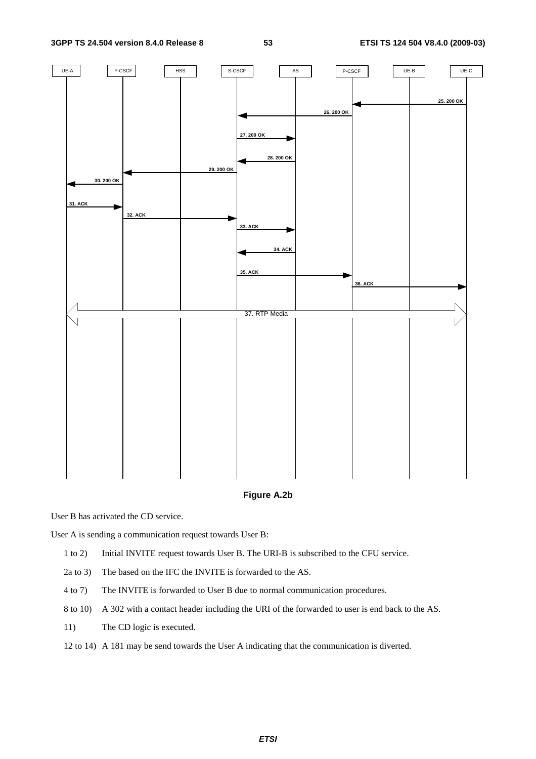Figure A.2b

User B has activated the CD service.

User A is sending a communication request towards User B:

1 to 2) Initial INVITE request towards User B. The URI-B is subscribed to the CFU service.

2a to 3) The based on the IFC the INVITE is forwarded to the AS.

4 to 7) The INVITE is forwarded to User B due to normal communication procedures.

8 to 10) A 302 with a contact header including the URI of the forwarded to user is end back to the AS.

11) The CD logic is executed.

12 to 14) A 181 may be send towards the User A indicating that the communication is diverted.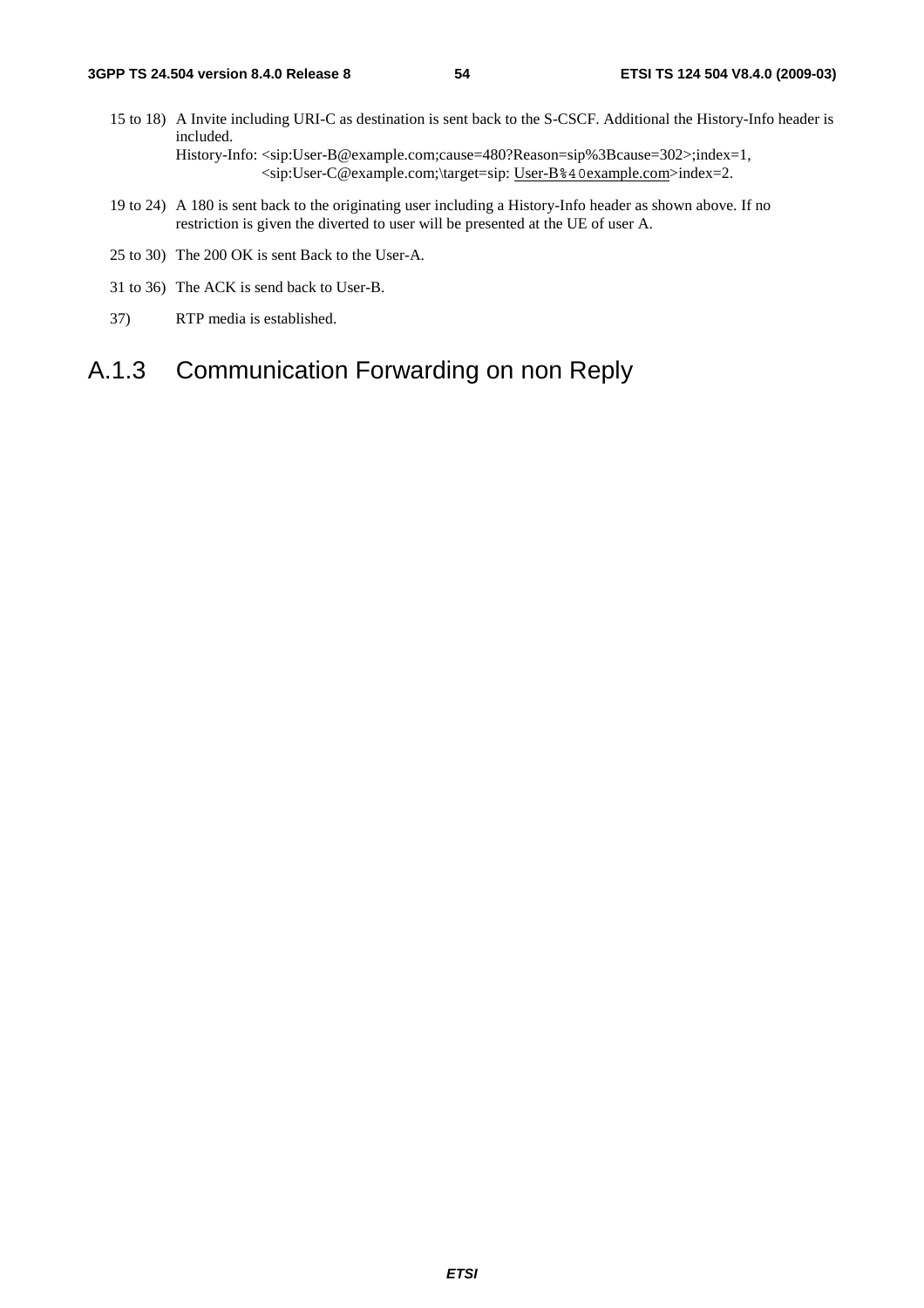15 to 18) A Invite including URI-C as destination is sent back to the S-CSCF. Additional the History-Info header is included.
History-Info: <sip:User-B@example.com;cause=480?Reason=sip%3Bcause=302>;index=1,
<sip:User-C@example.com;\target=sip: User-B%40example.com>index=2.

19 to 24) A 180 is sent back to the originating user including a History-Info header as shown above. If no restriction is given the diverted to user will be presented at the UE of user A.

25 to 30) The 200 OK is sent Back to the User-A.

31 to 36) The ACK is send back to User-B.

37) RTP media is established.

## A.1.3 Communication Forwarding on non Reply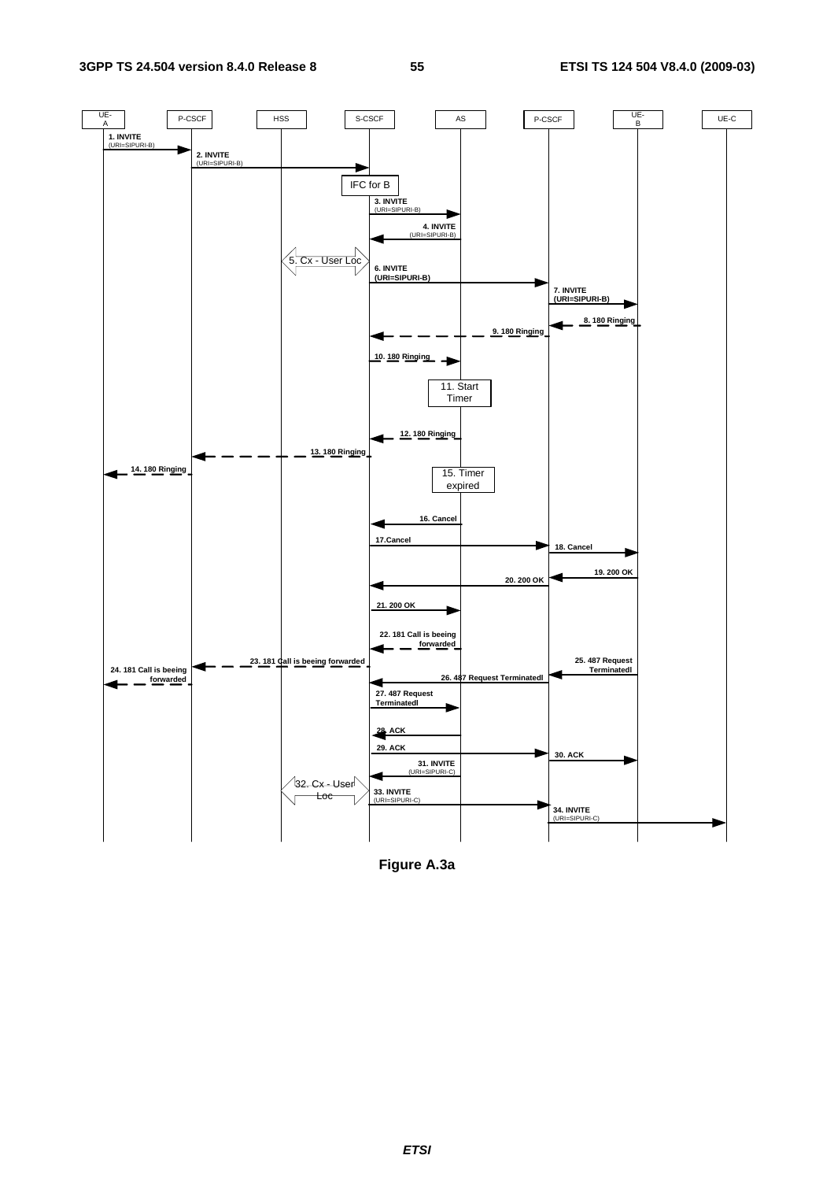**Figure A.3a**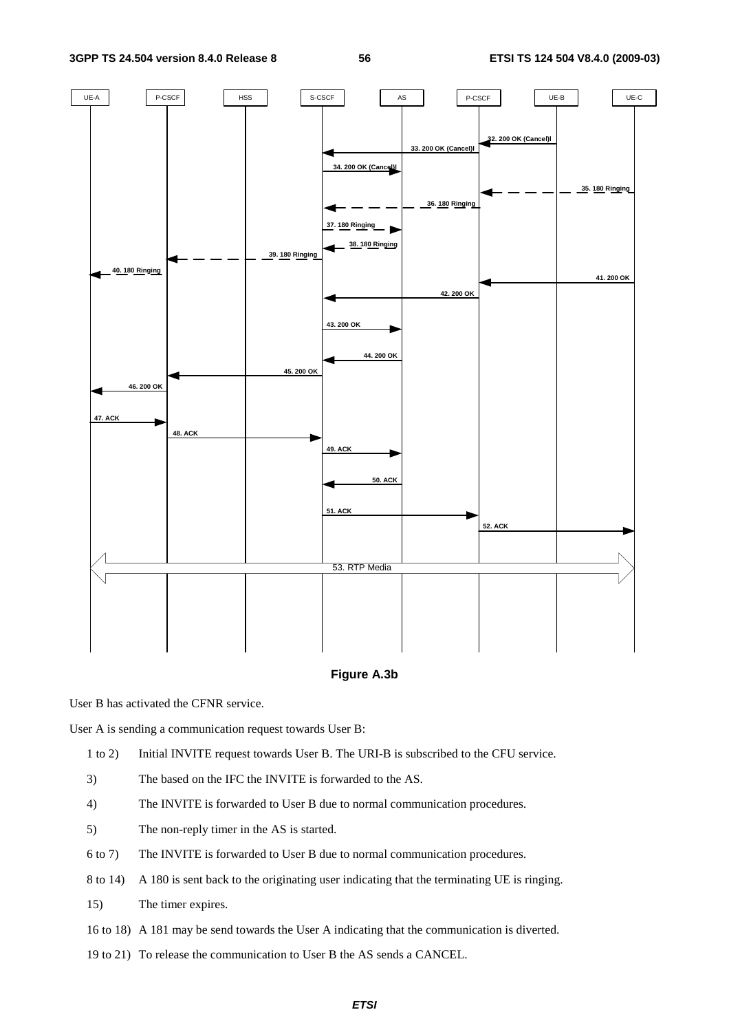**Figure A.3b**

User B has activated the CFNR service.

User A is sending a communication request towards User B:

1 to 2) Initial INVITE request towards User B. The URI-B is subscribed to the CFU service.

3) The based on the IFC the INVITE is forwarded to the AS.

4) The INVITE is forwarded to User B due to normal communication procedures.

5) The non-reply timer in the AS is started.

6 to 7) The INVITE is forwarded to User B due to normal communication procedures.

8 to 14) A 180 is sent back to the originating user indicating that the terminating UE is ringing.

15) The timer expires.

16 to 18) A 181 may be send towards the User A indicating that the communication is diverted.

19 to 21) To release the communication to User B the AS sends a CANCEL.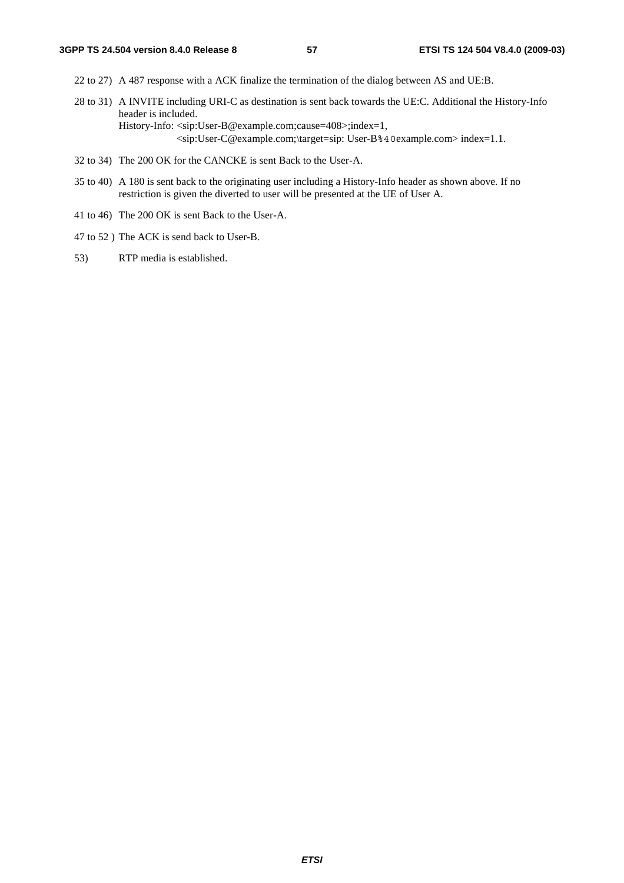22 to 27) A 487 response with a ACK finalize the termination of the dialog between AS and UE:B.

28 to 31) A INVITE including URI-C as destination is sent back towards the UE:C. Additional the History-Info header is included.
History-Info: <sip:User-B@example.com;cause=408>;index=1,
<sip:User-C@example.com;\target=sip: User-B%40example.com> index=1.1.

32 to 34) The 200 OK for the CANCKE is sent Back to the User-A.

35 to 40) A 180 is sent back to the originating user including a History-Info header as shown above. If no restriction is given the diverted to user will be presented at the UE of User A.

41 to 46) The 200 OK is sent Back to the User-A.

47 to 52 ) The ACK is send back to User-B.

53) RTP media is established.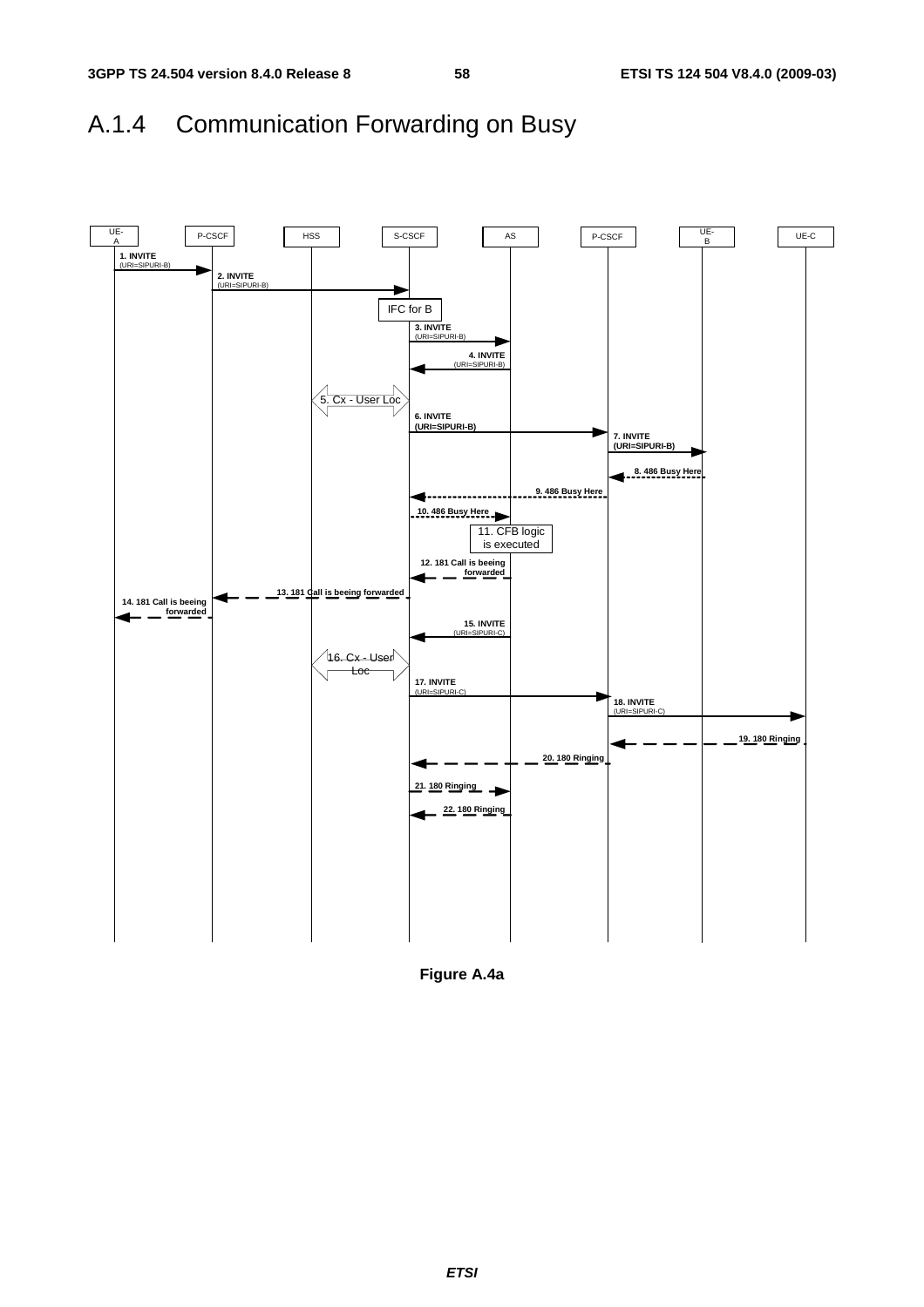## A.1.4 Communication Forwarding on Busy

UE-A | P-CSCF | HSS | S-CSCF | AS | P-CSCF | UE-B | UE-C

1. INVITE (URI=SIPURI-B)
2. INVITE (URI=SIPURI-B)

IFC for B

3. INVITE (URI=SIPURI-B)
4. INVITE (URI=SIPURI-B)
5. Cx - User Loc
6. INVITE (URI=SIPURI-B)
7. INVITE (URI=SIPURI-B)
8. 486 Busy Here
9. 486 Busy Here
10. 486 Busy Here
11. CFB logic is executed
12. 181 Call is beeing forwarded
13. 181 Call is beeing forwarded
14. 181 Call is beeing forwarded
15. INVITE (URI=SIPURI-C)
16. Cx - User Loc
17. INVITE (URI=SIPURI-C)
18. INVITE (URI=SIPURI-C)
19. 180 Ringing
20. 180 Ringing
21. 180 Ringing
22. 180 Ringing

**Figure A.4a**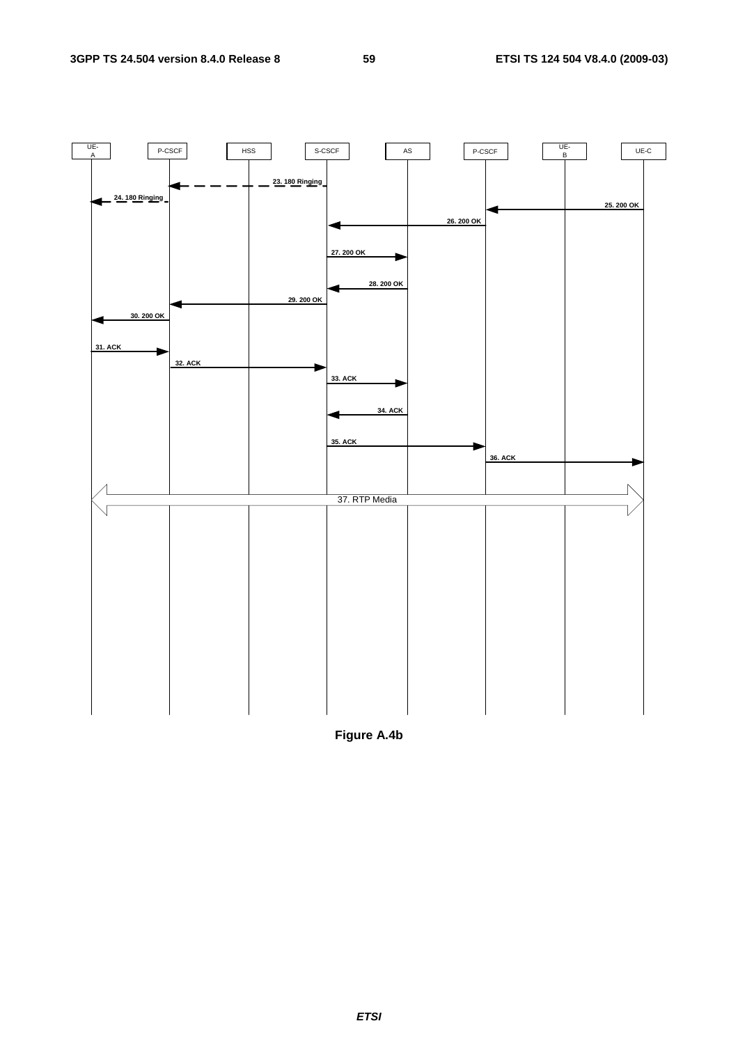UE-A | P-CSCF | HSS | S-CSCF | AS | P-CSCF | UE-B | UE-C

23. 180 Ringing

24. 180 Ringing

25. 200 OK

26. 200 OK

27. 200 OK

28. 200 OK

29. 200 OK

30. 200 OK

31. ACK

32. ACK

33. ACK

34. ACK

35. ACK

36. ACK

37. RTP Media

**Figure A.4b**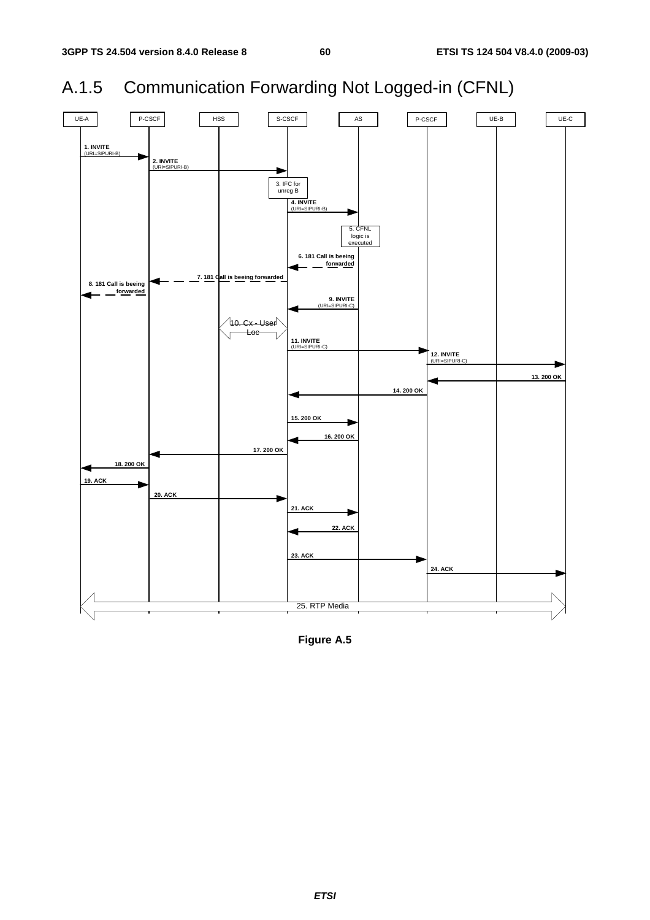## A.1.5 Communication Forwarding Not Logged-in (CFNL)

UE-A | P-CSCF | HSS | S-CSCF | AS | P-CSCF | UE-B | UE-C

1. INVITE (URI=SIPURI-B)
2. INVITE (URI=SIPURI-B)
3. IFC for unreg B
4. INVITE (URI=SIPURI-B)
5. CFNL logic is executed
6. 181 Call is beeing forwarded
7. 181 Call is beeing forwarded
8. 181 Call is beeing forwarded
9. INVITE (URI=SIPURI-C)
10. Cx - User Loc
11. INVITE (URI=SIPURI-C)
12. INVITE (URI=SIPURI-C)
13. 200 OK
14. 200 OK
15. 200 OK
16. 200 OK
17. 200 OK
18. 200 OK
19. ACK
20. ACK
21. ACK
22. ACK
23. ACK
24. ACK
25. RTP Media

**Figure A.5**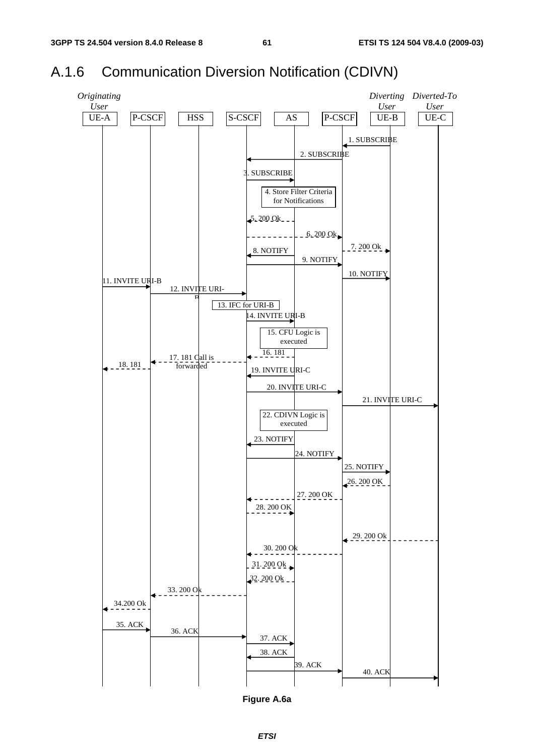# A.1.6 Communication Diversion Notification (CDIVN)

| Step | From | To | Message |
|---|---|---|---|
| 1 | UE-B | P-CSCF | SUBSCRIBE |
| 2 | P-CSCF | S-CSCF | SUBSCRIBE |
| 3 | S-CSCF | AS | SUBSCRIBE |
| 4 | AS | | Store Filter Criteria for Notifications |
| 5 | AS | S-CSCF | 200 Ok |
| 6 | S-CSCF | P-CSCF | 200 Ok |
| 7 | P-CSCF | UE-B | 200 Ok |
| 8 | AS | S-CSCF | NOTIFY |
| 9 | S-CSCF | P-CSCF | NOTIFY |
| 10 | P-CSCF | UE-B | NOTIFY |
| 11 | UE-A | P-CSCF | INVITE URI-B |
| 12 | P-CSCF | S-CSCF | INVITE URI-B |
| 13 | S-CSCF | | IFC for URI-B |
| 14 | S-CSCF | AS | INVITE URI-B |
| 15 | AS | | CFU Logic is executed |
| 16 | AS | S-CSCF | 181 |
| 17 | S-CSCF | P-CSCF | 181 Call is forwarded |
| 18 | P-CSCF | UE-A | 181 |
| 19 | AS | S-CSCF | INVITE URI-C |
| 20 | S-CSCF | P-CSCF | INVITE URI-C |
| 21 | P-CSCF | UE-C | INVITE URI-C |
| 22 | AS | | CDIVN Logic is executed |
| 23 | AS | S-CSCF | NOTIFY |
| 24 | S-CSCF | P-CSCF | NOTIFY |
| 25 | P-CSCF | UE-B | NOTIFY |
| 26 | UE-B | P-CSCF | 200 OK |
| 27 | P-CSCF | S-CSCF | 200 OK |
| 28 | S-CSCF | AS | 200 OK |
| 29 | UE-C | P-CSCF | 200 Ok |
| 30 | P-CSCF | S-CSCF | 200 Ok |
| 31 | S-CSCF | AS | 200 Ok |
| 32 | AS | S-CSCF | 200 Ok |
| 33 | S-CSCF | P-CSCF | 200 Ok |
| 34 | P-CSCF | UE-A | 200 Ok |
| 35 | UE-A | P-CSCF | ACK |
| 36 | P-CSCF | S-CSCF | ACK |
| 37 | S-CSCF | AS | ACK |
| 38 | AS | S-CSCF | ACK |
| 39 | S-CSCF | P-CSCF | ACK |
| 40 | P-CSCF | UE-C | ACK |

Entities: Originating User (UE-A), P-CSCF, HSS, S-CSCF, AS, P-CSCF, Diverting User (UE-B), Diverted-To User (UE-C)

**Figure A.6a**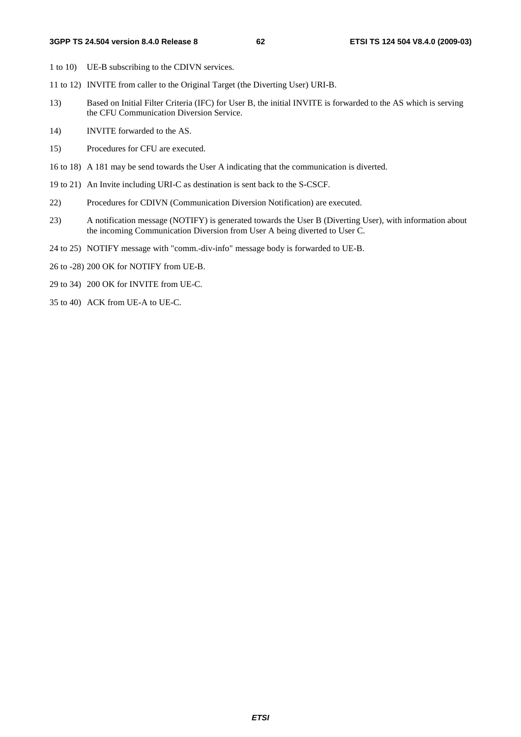1 to 10) UE-B subscribing to the CDIVN services.

11 to 12) INVITE from caller to the Original Target (the Diverting User) URI-B.

13) Based on Initial Filter Criteria (IFC) for User B, the initial INVITE is forwarded to the AS which is serving the CFU Communication Diversion Service.

14) INVITE forwarded to the AS.

15) Procedures for CFU are executed.

16 to 18) A 181 may be send towards the User A indicating that the communication is diverted.

19 to 21) An Invite including URI-C as destination is sent back to the S-CSCF.

22) Procedures for CDIVN (Communication Diversion Notification) are executed.

23) A notification message (NOTIFY) is generated towards the User B (Diverting User), with information about the incoming Communication Diversion from User A being diverted to User C.

24 to 25) NOTIFY message with "comm.-div-info" message body is forwarded to UE-B.

26 to -28) 200 OK for NOTIFY from UE-B.

29 to 34) 200 OK for INVITE from UE-C.

35 to 40) ACK from UE-A to UE-C.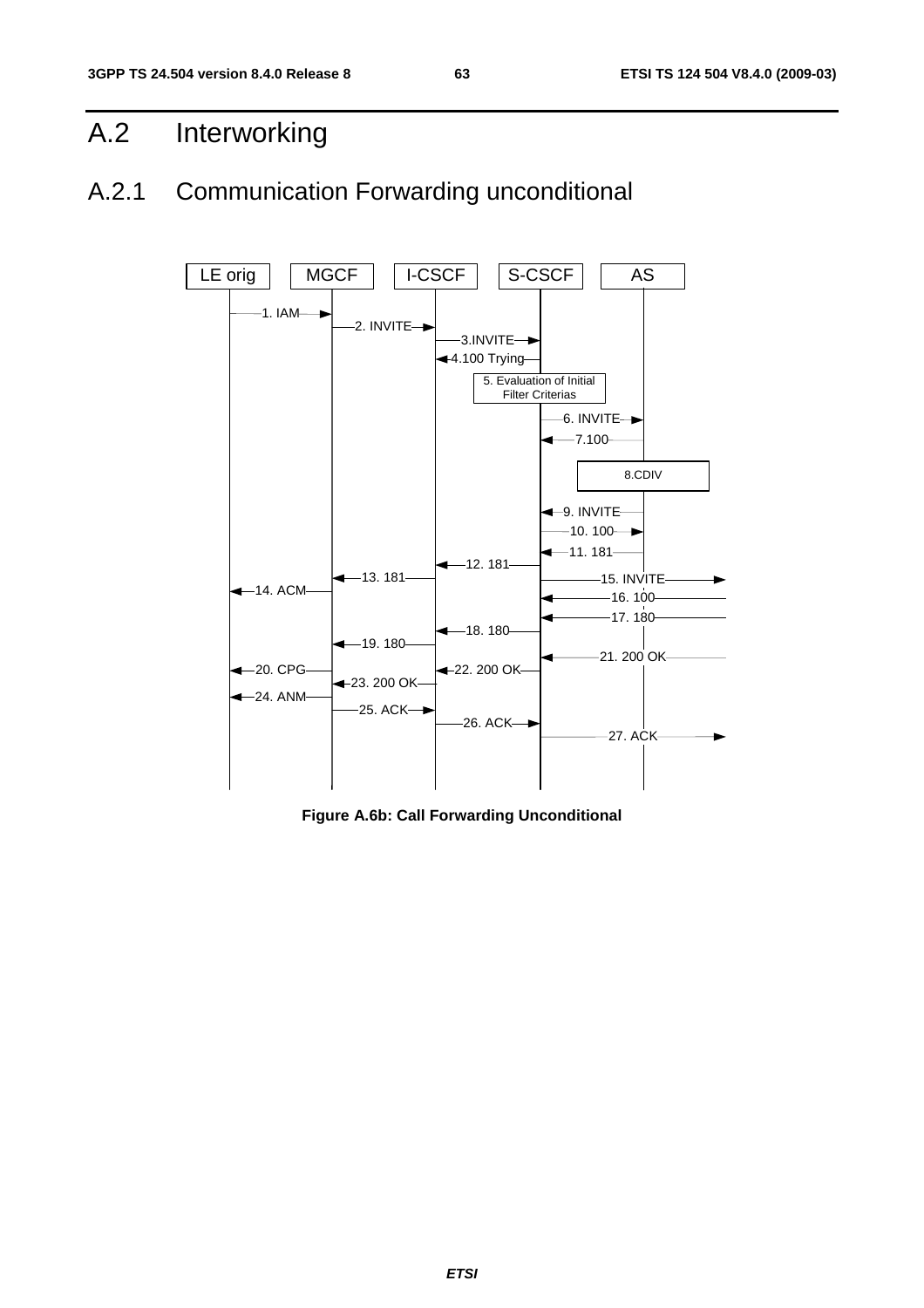# A.2 Interworking

## A.2.1 Communication Forwarding unconditional

LE orig | MGCF | I-CSCF | S-CSCF | AS

1. IAM
2. INVITE
3. INVITE
4. 100 Trying
5. Evaluation of Initial Filter Criterias
6. INVITE
7. 100
8. CDIV
9. INVITE
10. 100
11. 181
12. 181
13. 181
14. ACM
15. INVITE
16. 100
17. 180
18. 180
19. 180
20. CPG
21. 200 OK
22. 200 OK
23. 200 OK
24. ANM
25. ACK
26. ACK
27. ACK

**Figure A.6b: Call Forwarding Unconditional**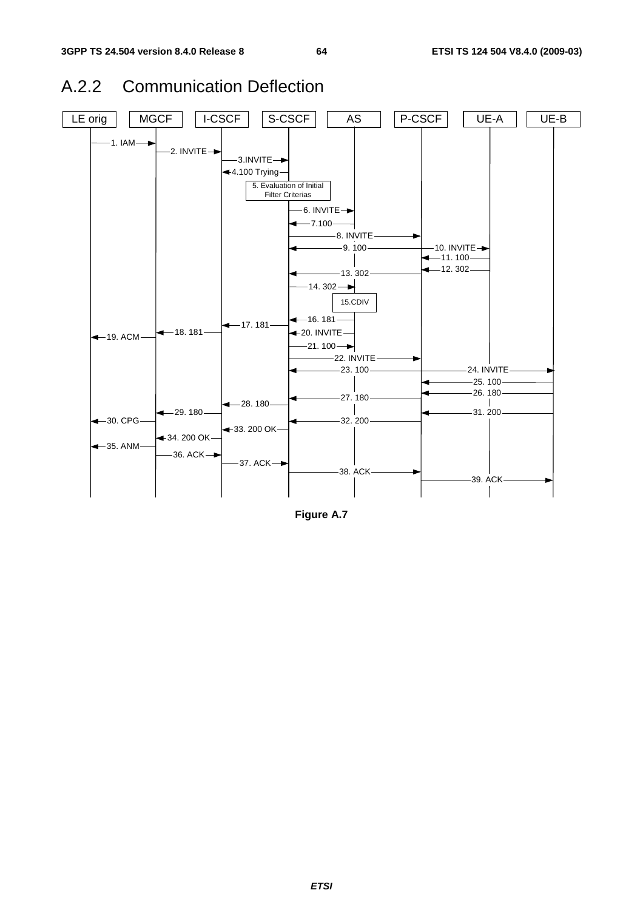## A.2.2 Communication Deflection

Figure A.7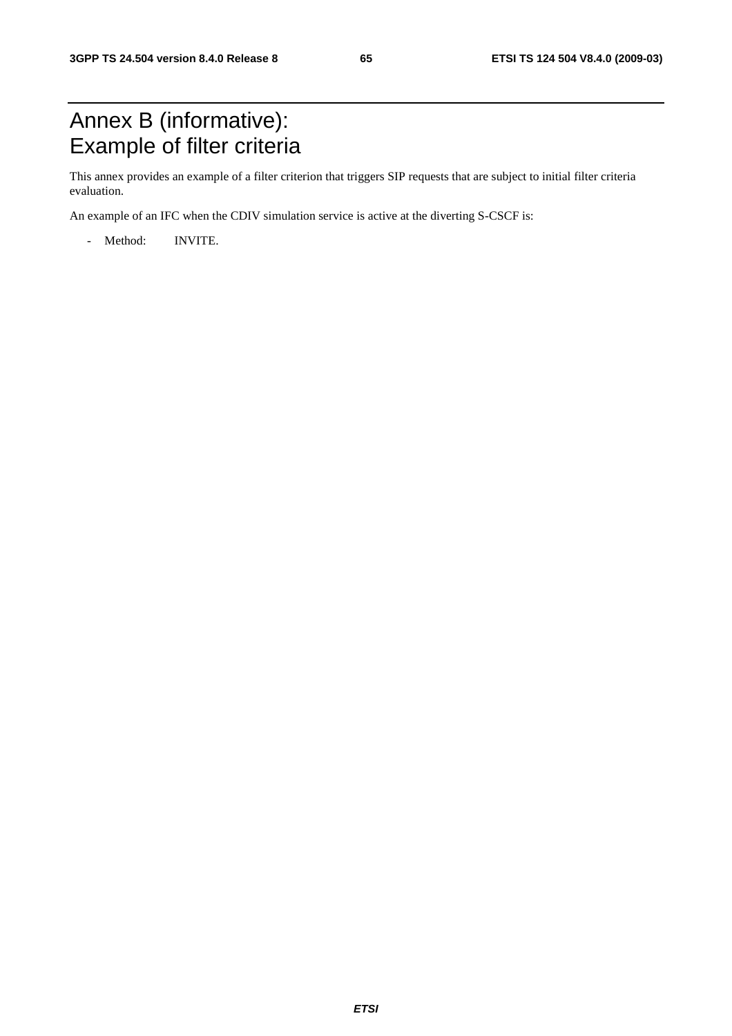# Annex B (informative): Example of filter criteria

This annex provides an example of a filter criterion that triggers SIP requests that are subject to initial filter criteria evaluation.

An example of an IFC when the CDIV simulation service is active at the diverting S-CSCF is:

- Method: INVITE.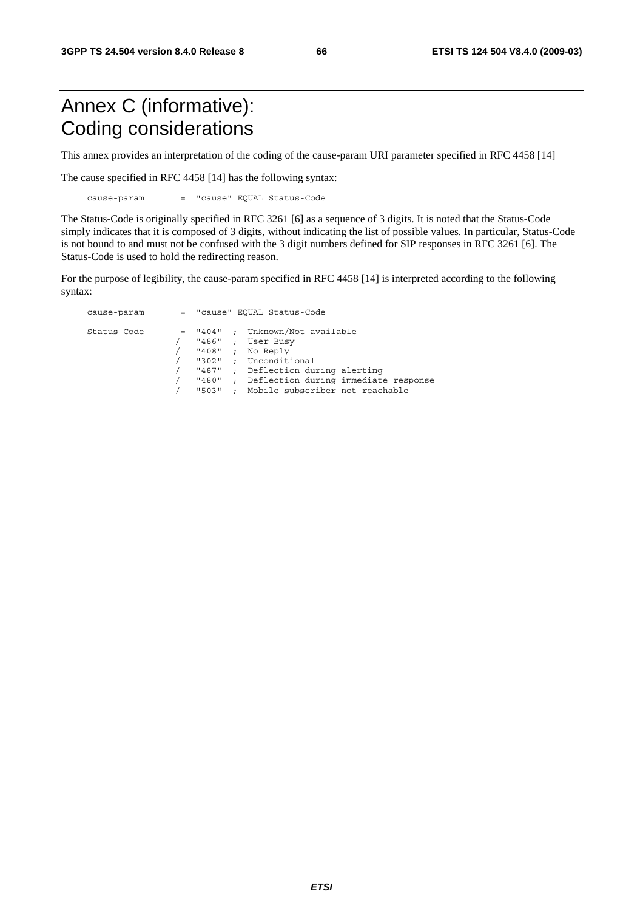# Annex C (informative): Coding considerations

This annex provides an interpretation of the coding of the cause-param URI parameter specified in RFC 4458 [14]

The cause specified in RFC 4458 [14] has the following syntax:

```
cause-param       = "cause" EQUAL Status-Code
```

The Status-Code is originally specified in RFC 3261 [6] as a sequence of 3 digits. It is noted that the Status-Code simply indicates that it is composed of 3 digits, without indicating the list of possible values. In particular, Status-Code is not bound to and must not be confused with the 3 digit numbers defined for SIP responses in RFC 3261 [6]. The Status-Code is used to hold the redirecting reason.

For the purpose of legibility, the cause-param specified in RFC 4458 [14] is interpreted according to the following syntax:

```
cause-param       = "cause" EQUAL Status-Code

Status-Code       = "404"  ;  Unknown/Not available
                 /   "486"  ;  User Busy
                 /   "408"  ;  No Reply
                 /   "302"  ;  Unconditional
                 /   "487"  ;  Deflection during alerting
                 /   "480"  ;  Deflection during immediate response
                 /   "503"  ;  Mobile subscriber not reachable
```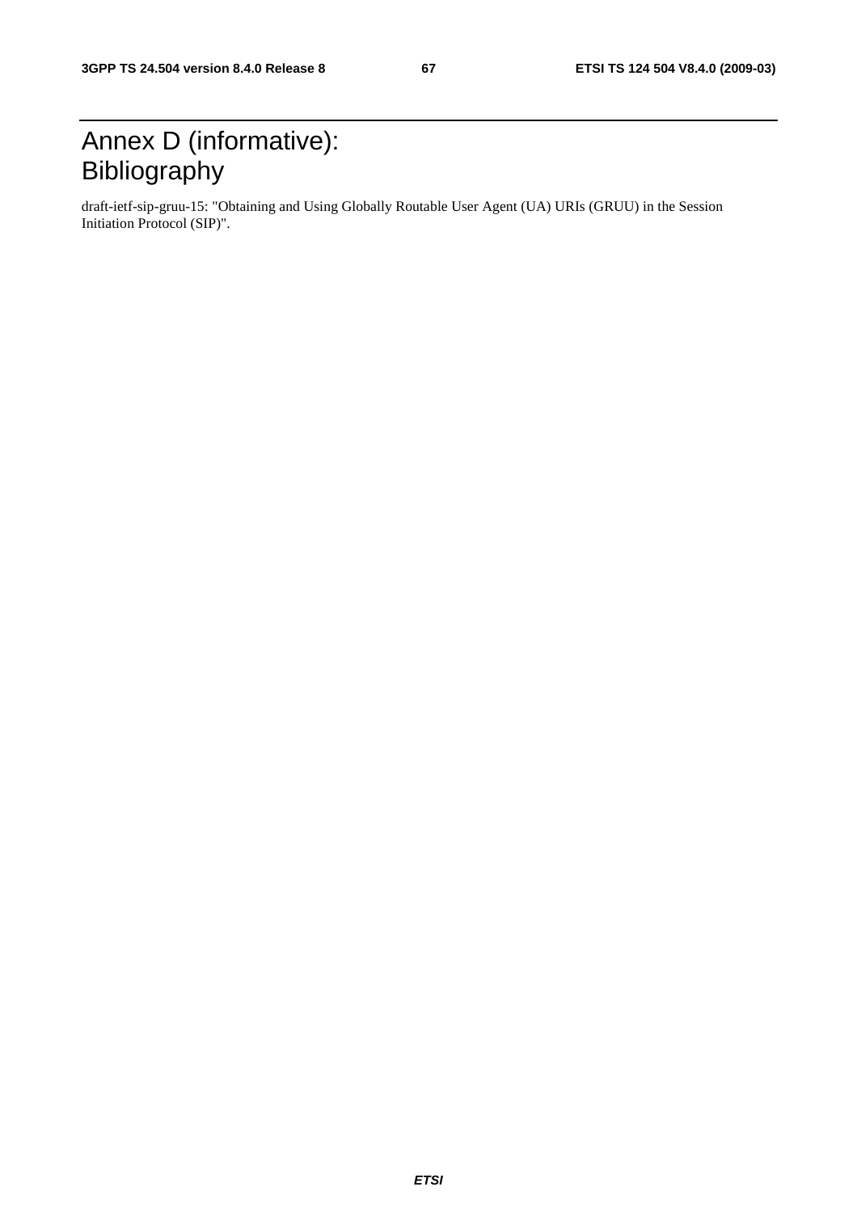# Annex D (informative): Bibliography

draft-ietf-sip-gruu-15: "Obtaining and Using Globally Routable User Agent (UA) URIs (GRUU) in the Session Initiation Protocol (SIP)".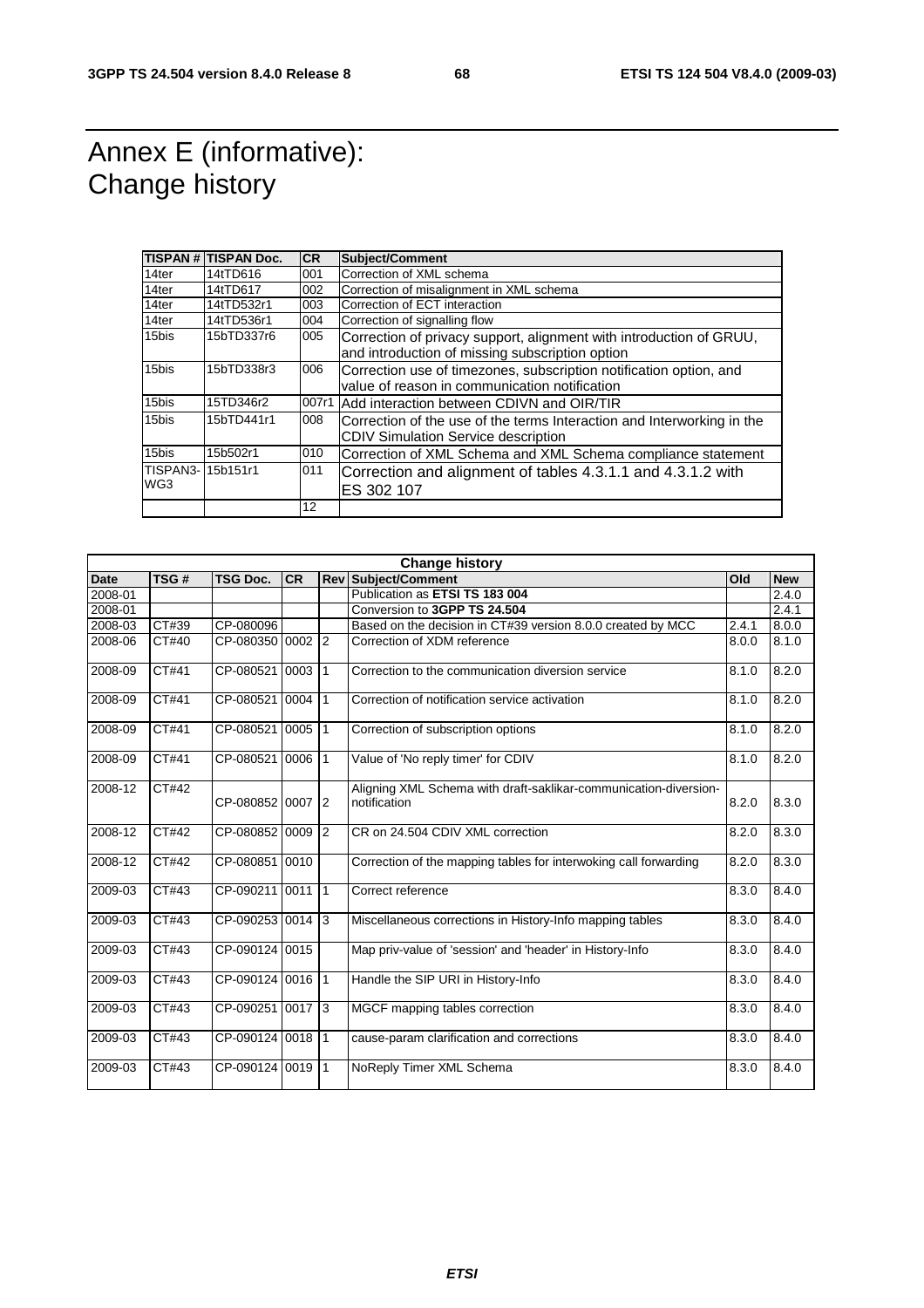# Annex E (informative): Change history

| TISPAN # | TISPAN Doc. | CR | Subject/Comment |
|---|---|---|---|
| 14ter | 14tTD616 | 001 | Correction of XML schema |
| 14ter | 14tTD617 | 002 | Correction of misalignment in XML schema |
| 14ter | 14tTD532r1 | 003 | Correction of ECT interaction |
| 14ter | 14tTD536r1 | 004 | Correction of signalling flow |
| 15bis | 15bTD337r6 | 005 | Correction of privacy support, alignment with introduction of GRUU, and introduction of missing subscription option |
| 15bis | 15bTD338r3 | 006 | Correction use of timezones, subscription notification option, and value of reason in communication notification |
| 15bis | 15TD346r2 | 007r1 | Add interaction between CDIVN and OIR/TIR |
| 15bis | 15bTD441r1 | 008 | Correction of the use of the terms Interaction and Interworking in the CDIV Simulation Service description |
| 15bis | 15b502r1 | 010 | Correction of XML Schema and XML Schema compliance statement |
| TISPAN3-WG3 | 15b151r1 | 011 | Correction and alignment of tables 4.3.1.1 and 4.3.1.2 with ES 302 107 |
| | | 12 | |

| Change history | | | | | | | |
|---|---|---|---|---|---|---|---|
| **Date** | **TSG #** | **TSG Doc.** | **CR** | **Rev** | **Subject/Comment** | **Old** | **New** |
| 2008-01 | | | | | Publication as **ETSI TS 183 004** | | 2.4.0 |
| 2008-01 | | | | | Conversion to **3GPP TS 24.504** | | 2.4.1 |
| 2008-03 | CT#39 | CP-080096 | | | Based on the decision in CT#39 version 8.0.0 created by MCC | 2.4.1 | 8.0.0 |
| 2008-06 | CT#40 | CP-080350 | 0002 | 2 | Correction of XDM reference | 8.0.0 | 8.1.0 |
| 2008-09 | CT#41 | CP-080521 | 0003 | 1 | Correction to the communication diversion service | 8.1.0 | 8.2.0 |
| 2008-09 | CT#41 | CP-080521 | 0004 | 1 | Correction of notification service activation | 8.1.0 | 8.2.0 |
| 2008-09 | CT#41 | CP-080521 | 0005 | 1 | Correction of subscription options | 8.1.0 | 8.2.0 |
| 2008-09 | CT#41 | CP-080521 | 0006 | 1 | Value of 'No reply timer' for CDIV | 8.1.0 | 8.2.0 |
| 2008-12 | CT#42 | CP-080852 | 0007 | 2 | Aligning XML Schema with draft-saklikar-communication-diversion-notification | 8.2.0 | 8.3.0 |
| 2008-12 | CT#42 | CP-080852 | 0009 | 2 | CR on 24.504 CDIV XML correction | 8.2.0 | 8.3.0 |
| 2008-12 | CT#42 | CP-080851 | 0010 | | Correction of the mapping tables for interwoking call forwarding | 8.2.0 | 8.3.0 |
| 2009-03 | CT#43 | CP-090211 | 0011 | 1 | Correct reference | 8.3.0 | 8.4.0 |
| 2009-03 | CT#43 | CP-090253 | 0014 | 3 | Miscellaneous corrections in History-Info mapping tables | 8.3.0 | 8.4.0 |
| 2009-03 | CT#43 | CP-090124 | 0015 | | Map priv-value of 'session' and 'header' in History-Info | 8.3.0 | 8.4.0 |
| 2009-03 | CT#43 | CP-090124 | 0016 | 1 | Handle the SIP URI in History-Info | 8.3.0 | 8.4.0 |
| 2009-03 | CT#43 | CP-090251 | 0017 | 3 | MGCF mapping tables correction | 8.3.0 | 8.4.0 |
| 2009-03 | CT#43 | CP-090124 | 0018 | 1 | cause-param clarification and corrections | 8.3.0 | 8.4.0 |
| 2009-03 | CT#43 | CP-090124 | 0019 | 1 | NoReply Timer XML Schema | 8.3.0 | 8.4.0 |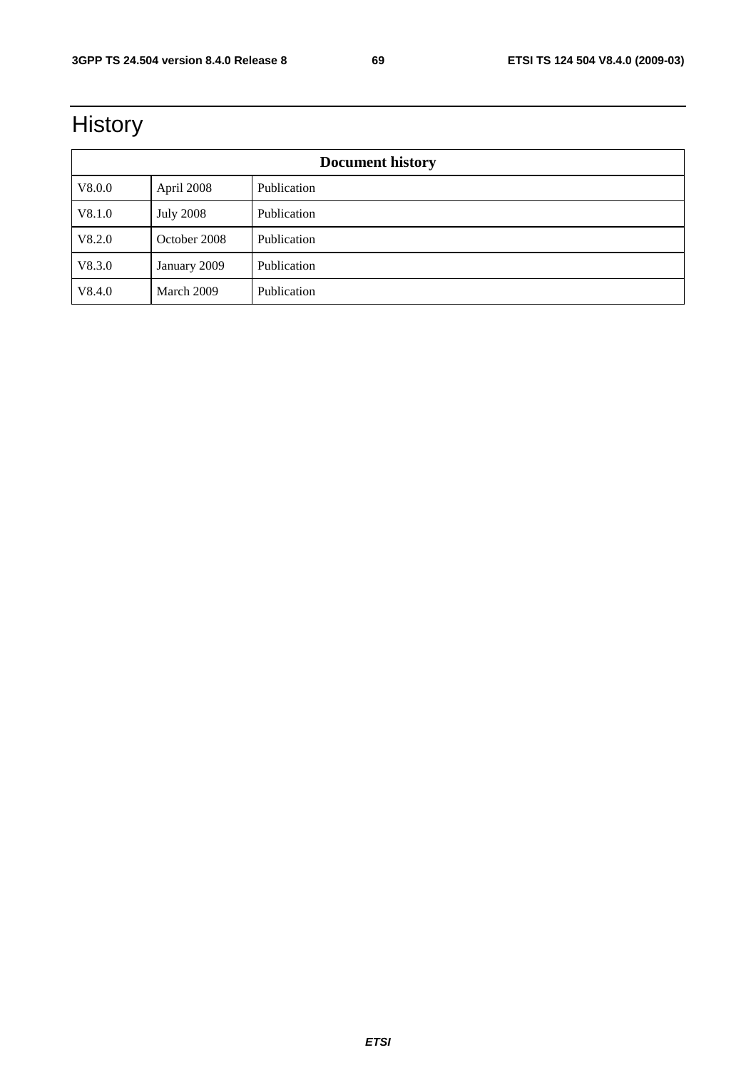# History

| Document history | | |
|---|---|---|
| V8.0.0 | April 2008 | Publication |
| V8.1.0 | July 2008 | Publication |
| V8.2.0 | October 2008 | Publication |
| V8.3.0 | January 2009 | Publication |
| V8.4.0 | March 2009 | Publication |